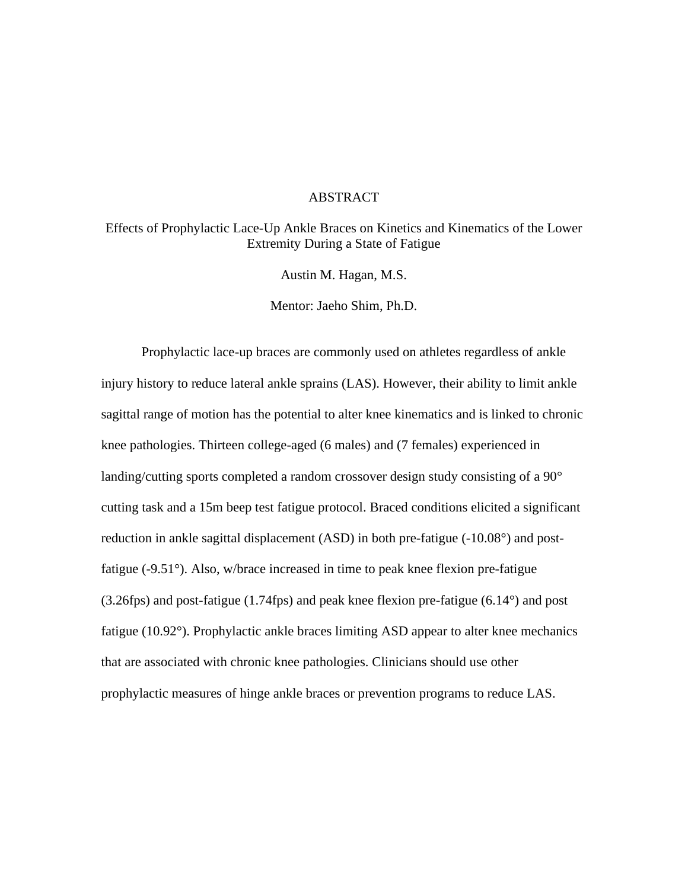# ABSTRACT

## Effects of Prophylactic Lace-Up Ankle Braces on Kinetics and Kinematics of the Lower Extremity During a State of Fatigue

Austin M. Hagan, M.S.

Mentor: Jaeho Shim, Ph.D.

Prophylactic lace-up braces are commonly used on athletes regardless of ankle injury history to reduce lateral ankle sprains (LAS). However, their ability to limit ankle sagittal range of motion has the potential to alter knee kinematics and is linked to chronic knee pathologies. Thirteen college-aged (6 males) and (7 females) experienced in landing/cutting sports completed a random crossover design study consisting of a 90° cutting task and a 15m beep test fatigue protocol. Braced conditions elicited a significant reduction in ankle sagittal displacement (ASD) in both pre-fatigue (-10.08°) and post-fatigue (-9.51°). Also, w/brace increased in time to peak knee flexion pre-fatigue (3.26fps) and post-fatigue (1.74fps) and peak knee flexion pre-fatigue (6.14°) and post fatigue (10.92°). Prophylactic ankle braces limiting ASD appear to alter knee mechanics that are associated with chronic knee pathologies. Clinicians should use other prophylactic measures of hinge ankle braces or prevention programs to reduce LAS.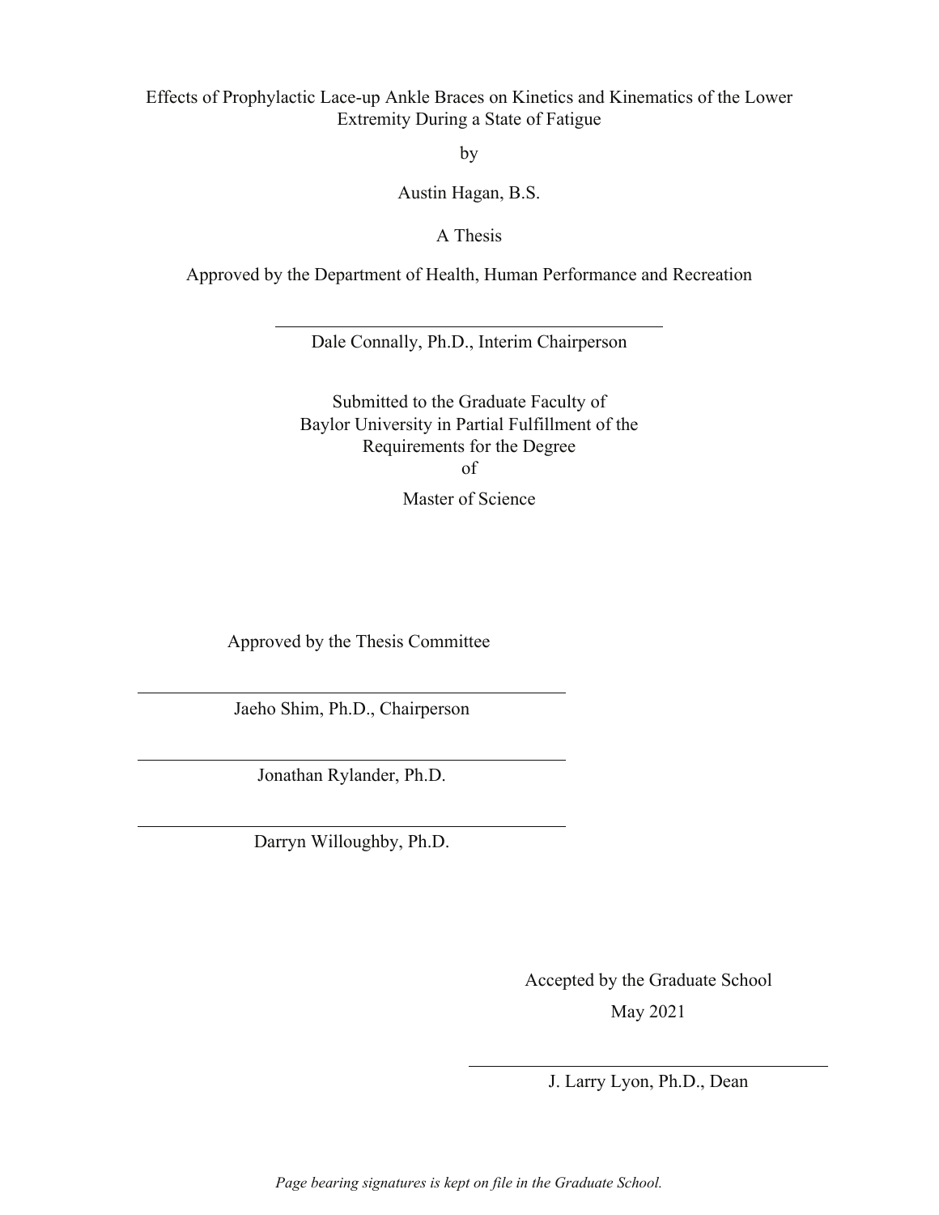Effects of Prophylactic Lace-up Ankle Braces on Kinetics and Kinematics of the Lower Extremity During a State of Fatigue

by

Austin Hagan, B.S.

A Thesis

Approved by the Department of Health, Human Performance and Recreation

Dale Connally, Ph.D., Interim Chairperson

Submitted to the Graduate Faculty of
Baylor University in Partial Fulfillment of the
Requirements for the Degree
of

Master of Science

Approved by the Thesis Committee

Jaeho Shim, Ph.D., Chairperson

Jonathan Rylander, Ph.D.

Darryn Willoughby, Ph.D.

Accepted by the Graduate School

May 2021

J. Larry Lyon, Ph.D., Dean

*Page bearing signatures is kept on file in the Graduate School.*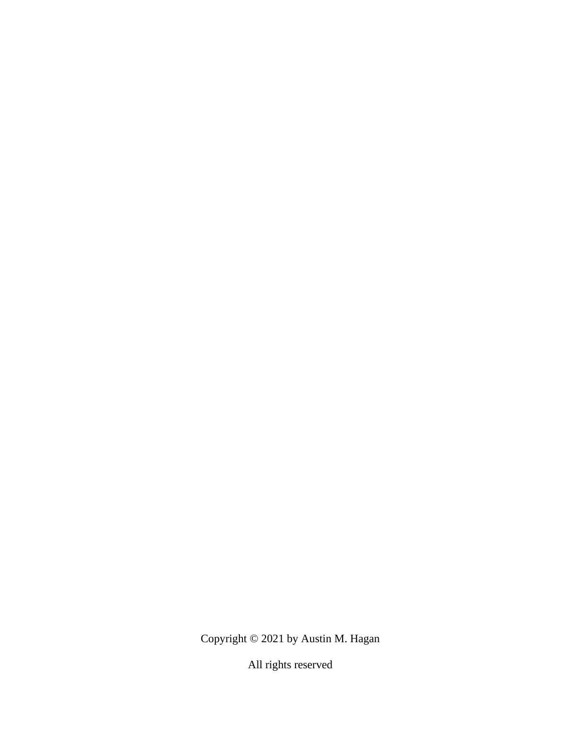Copyright © 2021 by Austin M. Hagan

All rights reserved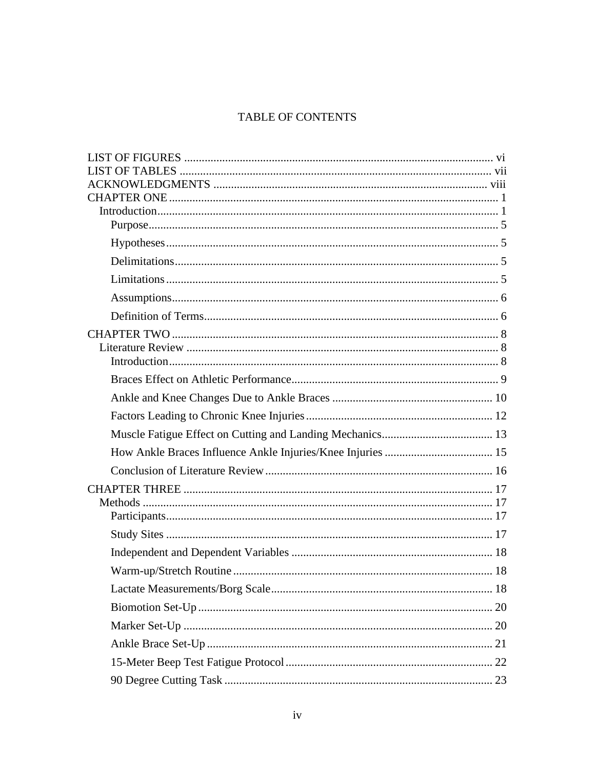# TABLE OF CONTENTS

LIST OF FIGURES ........................................................................................................ vi
LIST OF TABLES ......................................................................................................... vii
ACKNOWLEDGMENTS .............................................................................................. viii
CHAPTER ONE ................................................................................................................ 1
  Introduction ................................................................................................................... 1
    Purpose ...................................................................................................................... 5
    Hypotheses ................................................................................................................ 5
    Delimitations ............................................................................................................. 5
    Limitations ................................................................................................................ 5
    Assumptions .............................................................................................................. 6
    Definition of Terms ................................................................................................... 6
CHAPTER TWO ............................................................................................................... 8
  Literature Review .......................................................................................................... 8
    Introduction ................................................................................................................ 8
    Braces Effect on Athletic Performance ...................................................................... 9
    Ankle and Knee Changes Due to Ankle Braces ....................................................... 10
    Factors Leading to Chronic Knee Injuries ................................................................ 12
    Muscle Fatigue Effect on Cutting and Landing Mechanics ...................................... 13
    How Ankle Braces Influence Ankle Injuries/Knee Injuries ..................................... 15
    Conclusion of Literature Review .............................................................................. 16
CHAPTER THREE ......................................................................................................... 17
  Methods ....................................................................................................................... 17
    Participants ............................................................................................................... 17
    Study Sites ................................................................................................................ 17
    Independent and Dependent Variables ..................................................................... 18
    Warm-up/Stretch Routine ......................................................................................... 18
    Lactate Measurements/Borg Scale ............................................................................ 18
    Biomotion Set-Up ..................................................................................................... 20
    Marker Set-Up .......................................................................................................... 20
    Ankle Brace Set-Up .................................................................................................. 21
    15-Meter Beep Test Fatigue Protocol ....................................................................... 22
    90 Degree Cutting Task ............................................................................................ 23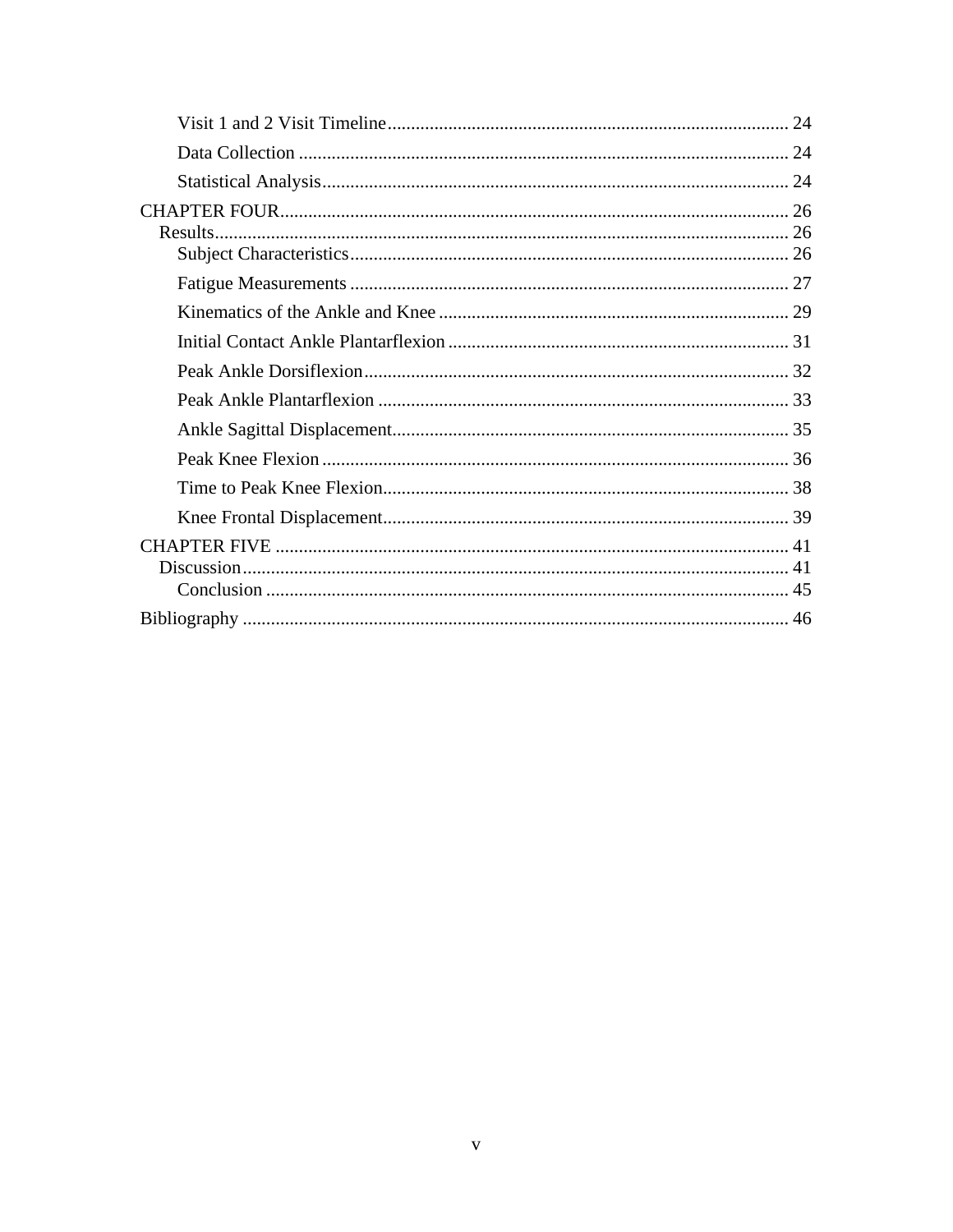Visit 1 and 2 Visit Timeline ..................... 24

Data Collection ..................... 24

Statistical Analysis ..................... 24

CHAPTER FOUR ..................... 26

Results ..................... 26

Subject Characteristics ..................... 26

Fatigue Measurements ..................... 27

Kinematics of the Ankle and Knee ..................... 29

Initial Contact Ankle Plantarflexion ..................... 31

Peak Ankle Dorsiflexion ..................... 32

Peak Ankle Plantarflexion ..................... 33

Ankle Sagittal Displacement ..................... 35

Peak Knee Flexion ..................... 36

Time to Peak Knee Flexion ..................... 38

Knee Frontal Displacement ..................... 39

CHAPTER FIVE ..................... 41

Discussion ..................... 41

Conclusion ..................... 45

Bibliography ..................... 46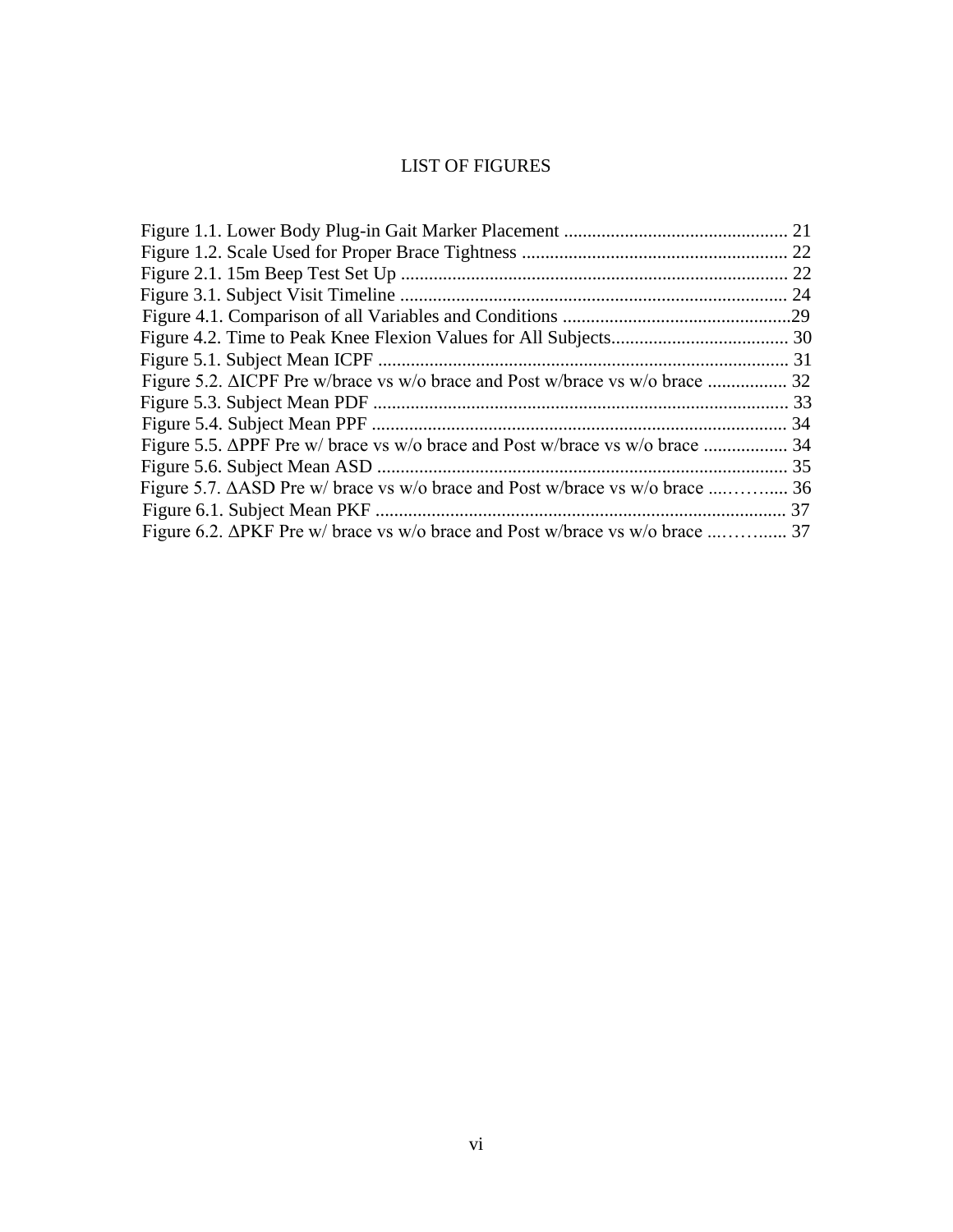# LIST OF FIGURES

Figure 1.1. Lower Body Plug-in Gait Marker Placement ................................................ 21
Figure 1.2. Scale Used for Proper Brace Tightness ......................................................... 22
Figure 2.1. 15m Beep Test Set Up ................................................................................... 22
Figure 3.1. Subject Visit Timeline ................................................................................... 24
Figure 4.1. Comparison of all Variables and Conditions .................................................29
Figure 4.2. Time to Peak Knee Flexion Values for All Subjects...................................... 30
Figure 5.1. Subject Mean ICPF ........................................................................................ 31
Figure 5.2. ΔICPF Pre w/brace vs w/o brace and Post w/brace vs w/o brace ................. 32
Figure 5.3. Subject Mean PDF ......................................................................................... 33
Figure 5.4. Subject Mean PPF ......................................................................................... 34
Figure 5.5. ΔPPF Pre w/ brace vs w/o brace and Post w/brace vs w/o brace .................. 34
Figure 5.6. Subject Mean ASD ........................................................................................ 35
Figure 5.7. ΔASD Pre w/ brace vs w/o brace and Post w/brace vs w/o brace ....……..... 36
Figure 6.1. Subject Mean PKF ........................................................................................ 37
Figure 6.2. ΔPKF Pre w/ brace vs w/o brace and Post w/brace vs w/o brace ...……...... 37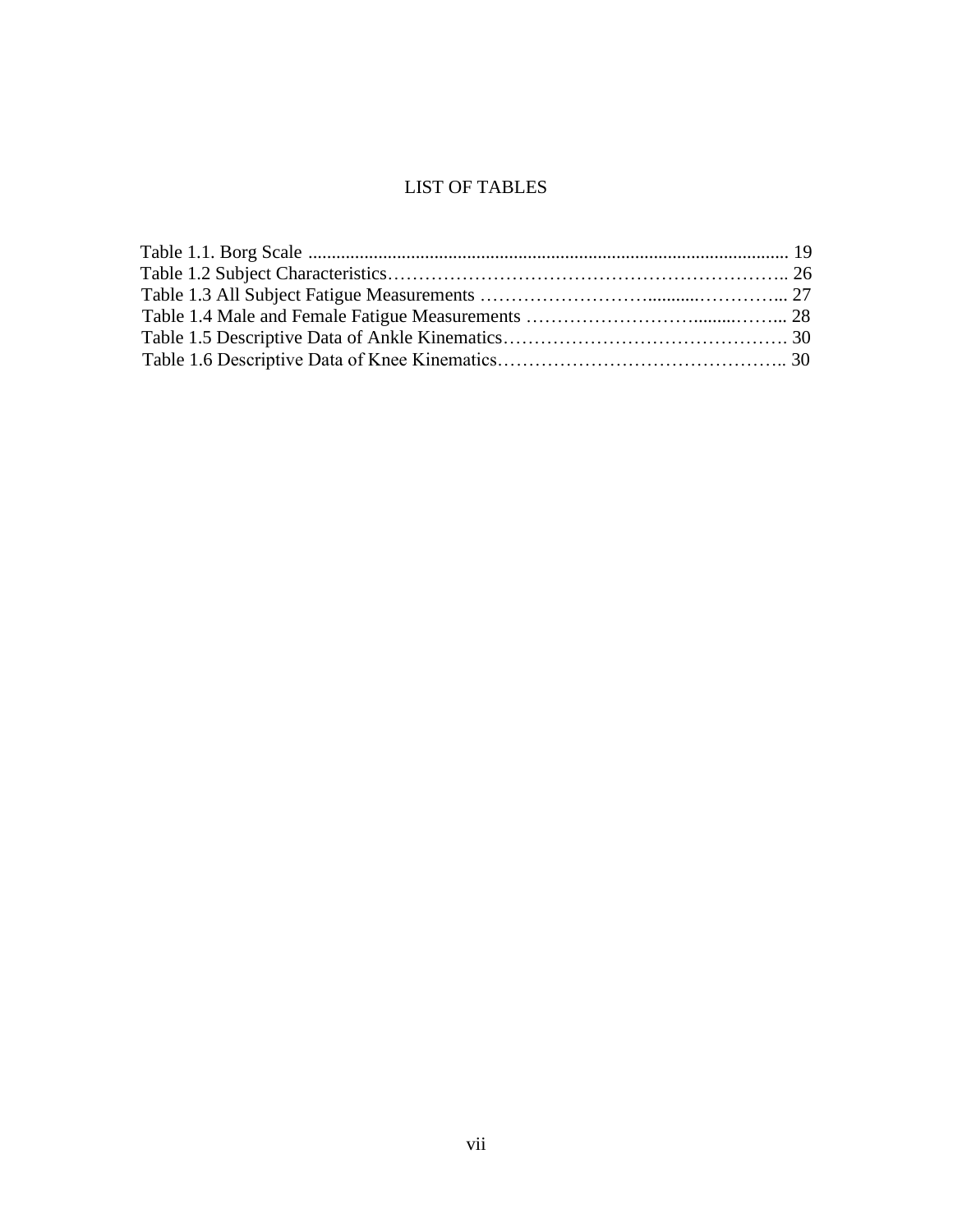# LIST OF TABLES

Table 1.1. Borg Scale ..................................................................................................... 19
Table 1.2 Subject Characteristics………………………………………………………….. 26
Table 1.3 All Subject Fatigue Measurements ……………………….........…………... 27
Table 1.4 Male and Female Fatigue Measurements ……………………….........……... 28
Table 1.5 Descriptive Data of Ankle Kinematics………………………………………. 30
Table 1.6 Descriptive Data of Knee Kinematics……………………………………….. 30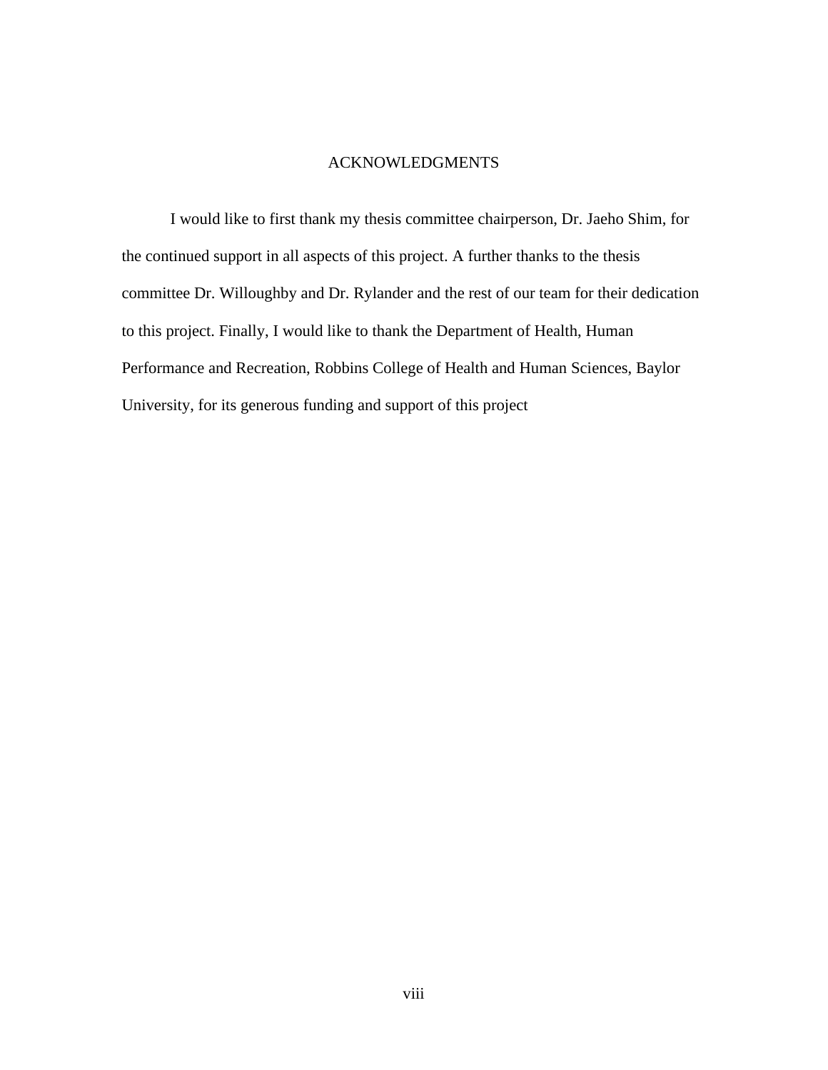# ACKNOWLEDGMENTS

I would like to first thank my thesis committee chairperson, Dr. Jaeho Shim, for the continued support in all aspects of this project. A further thanks to the thesis committee Dr. Willoughby and Dr. Rylander and the rest of our team for their dedication to this project. Finally, I would like to thank the Department of Health, Human Performance and Recreation, Robbins College of Health and Human Sciences, Baylor University, for its generous funding and support of this project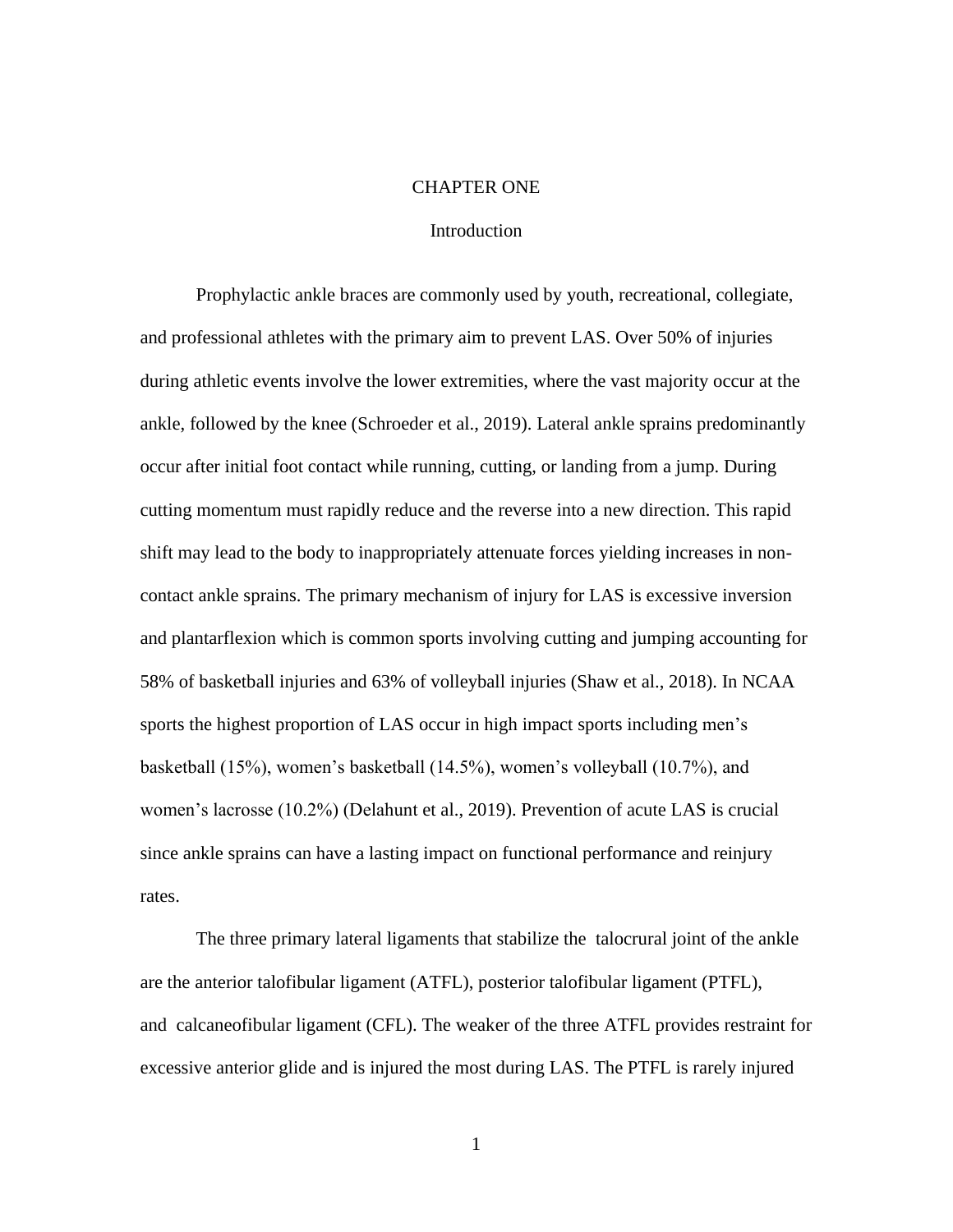# CHAPTER ONE

## Introduction

Prophylactic ankle braces are commonly used by youth, recreational, collegiate, and professional athletes with the primary aim to prevent LAS. Over 50% of injuries during athletic events involve the lower extremities, where the vast majority occur at the ankle, followed by the knee (Schroeder et al., 2019). Lateral ankle sprains predominantly occur after initial foot contact while running, cutting, or landing from a jump. During cutting momentum must rapidly reduce and the reverse into a new direction. This rapid shift may lead to the body to inappropriately attenuate forces yielding increases in non-contact ankle sprains. The primary mechanism of injury for LAS is excessive inversion and plantarflexion which is common sports involving cutting and jumping accounting for 58% of basketball injuries and 63% of volleyball injuries (Shaw et al., 2018). In NCAA sports the highest proportion of LAS occur in high impact sports including men's basketball (15%), women's basketball (14.5%), women's volleyball (10.7%), and women's lacrosse (10.2%) (Delahunt et al., 2019). Prevention of acute LAS is crucial since ankle sprains can have a lasting impact on functional performance and reinjury rates.

The three primary lateral ligaments that stabilize the talocrural joint of the ankle are the anterior talofibular ligament (ATFL), posterior talofibular ligament (PTFL), and calcaneofibular ligament (CFL). The weaker of the three ATFL provides restraint for excessive anterior glide and is injured the most during LAS. The PTFL is rarely injured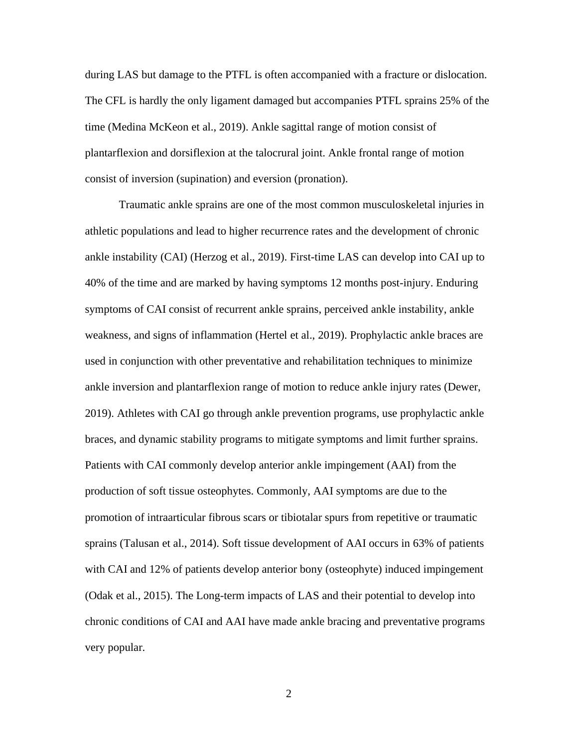during LAS but damage to the PTFL is often accompanied with a fracture or dislocation. The CFL is hardly the only ligament damaged but accompanies PTFL sprains 25% of the time (Medina McKeon et al., 2019). Ankle sagittal range of motion consist of plantarflexion and dorsiflexion at the talocrural joint. Ankle frontal range of motion consist of inversion (supination) and eversion (pronation).

Traumatic ankle sprains are one of the most common musculoskeletal injuries in athletic populations and lead to higher recurrence rates and the development of chronic ankle instability (CAI) (Herzog et al., 2019). First-time LAS can develop into CAI up to 40% of the time and are marked by having symptoms 12 months post-injury. Enduring symptoms of CAI consist of recurrent ankle sprains, perceived ankle instability, ankle weakness, and signs of inflammation (Hertel et al., 2019). Prophylactic ankle braces are used in conjunction with other preventative and rehabilitation techniques to minimize ankle inversion and plantarflexion range of motion to reduce ankle injury rates (Dewer, 2019). Athletes with CAI go through ankle prevention programs, use prophylactic ankle braces, and dynamic stability programs to mitigate symptoms and limit further sprains. Patients with CAI commonly develop anterior ankle impingement (AAI) from the production of soft tissue osteophytes. Commonly, AAI symptoms are due to the promotion of intraarticular fibrous scars or tibiotalar spurs from repetitive or traumatic sprains (Talusan et al., 2014). Soft tissue development of AAI occurs in 63% of patients with CAI and 12% of patients develop anterior bony (osteophyte) induced impingement (Odak et al., 2015). The Long-term impacts of LAS and their potential to develop into chronic conditions of CAI and AAI have made ankle bracing and preventative programs very popular.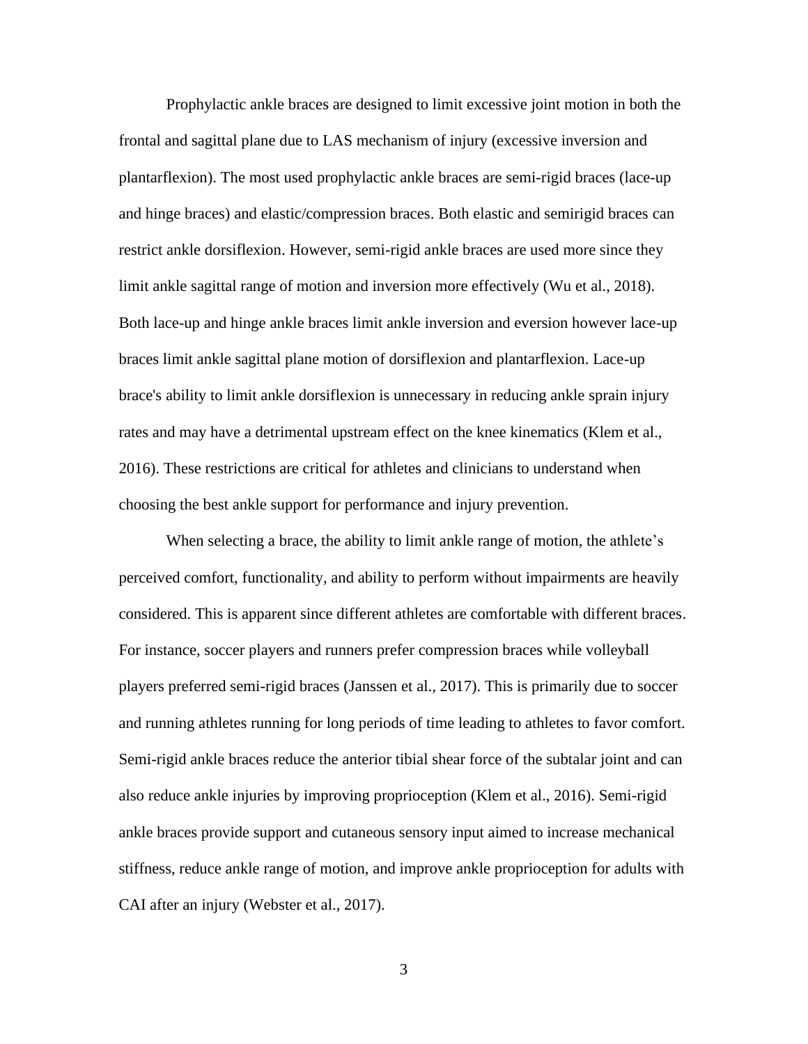Prophylactic ankle braces are designed to limit excessive joint motion in both the frontal and sagittal plane due to LAS mechanism of injury (excessive inversion and plantarflexion). The most used prophylactic ankle braces are semi-rigid braces (lace-up and hinge braces) and elastic/compression braces. Both elastic and semirigid braces can restrict ankle dorsiflexion. However, semi-rigid ankle braces are used more since they limit ankle sagittal range of motion and inversion more effectively (Wu et al., 2018). Both lace-up and hinge ankle braces limit ankle inversion and eversion however lace-up braces limit ankle sagittal plane motion of dorsiflexion and plantarflexion. Lace-up brace's ability to limit ankle dorsiflexion is unnecessary in reducing ankle sprain injury rates and may have a detrimental upstream effect on the knee kinematics (Klem et al., 2016). These restrictions are critical for athletes and clinicians to understand when choosing the best ankle support for performance and injury prevention.

When selecting a brace, the ability to limit ankle range of motion, the athlete's perceived comfort, functionality, and ability to perform without impairments are heavily considered. This is apparent since different athletes are comfortable with different braces. For instance, soccer players and runners prefer compression braces while volleyball players preferred semi-rigid braces (Janssen et al., 2017). This is primarily due to soccer and running athletes running for long periods of time leading to athletes to favor comfort. Semi-rigid ankle braces reduce the anterior tibial shear force of the subtalar joint and can also reduce ankle injuries by improving proprioception (Klem et al., 2016). Semi-rigid ankle braces provide support and cutaneous sensory input aimed to increase mechanical stiffness, reduce ankle range of motion, and improve ankle proprioception for adults with CAI after an injury (Webster et al., 2017).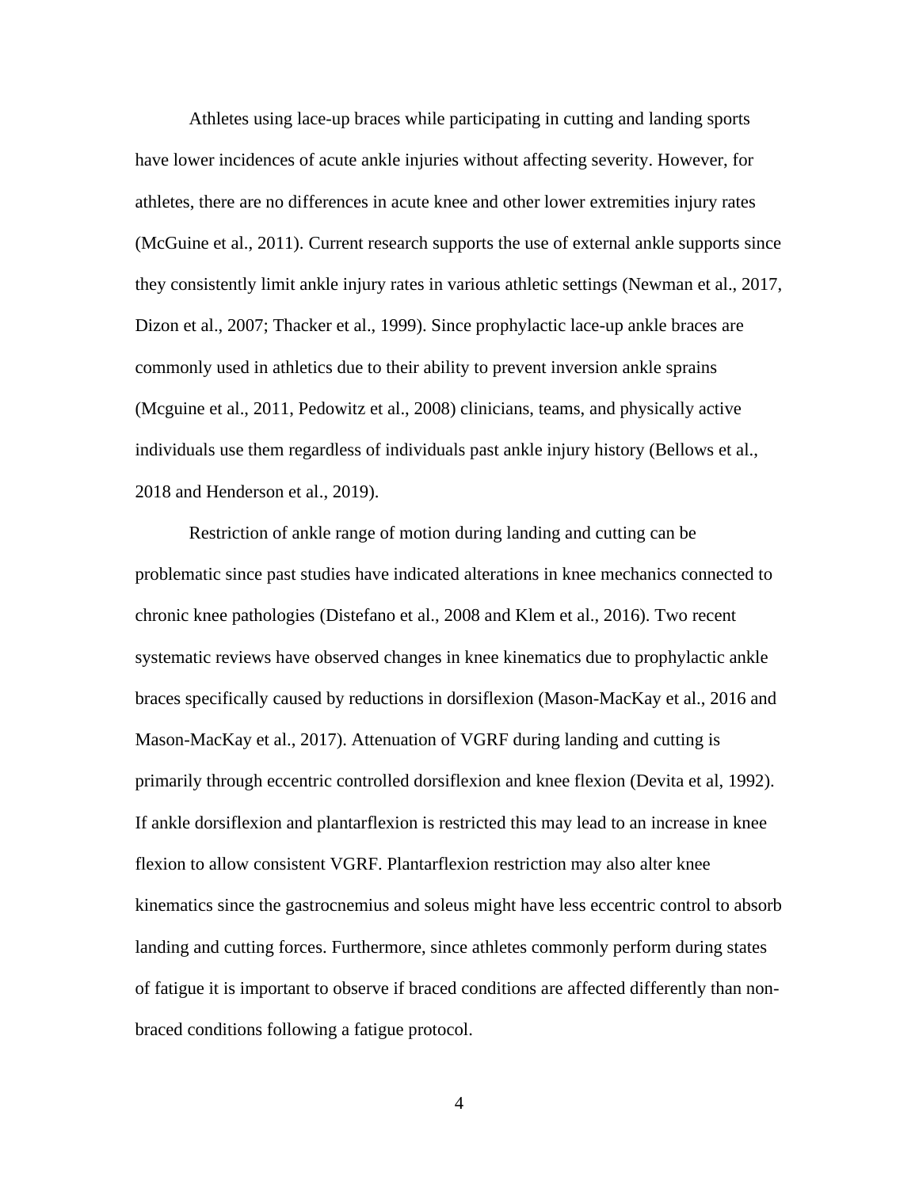Athletes using lace-up braces while participating in cutting and landing sports have lower incidences of acute ankle injuries without affecting severity. However, for athletes, there are no differences in acute knee and other lower extremities injury rates (McGuine et al., 2011). Current research supports the use of external ankle supports since they consistently limit ankle injury rates in various athletic settings (Newman et al., 2017, Dizon et al., 2007; Thacker et al., 1999). Since prophylactic lace-up ankle braces are commonly used in athletics due to their ability to prevent inversion ankle sprains (Mcguine et al., 2011, Pedowitz et al., 2008) clinicians, teams, and physically active individuals use them regardless of individuals past ankle injury history (Bellows et al., 2018 and Henderson et al., 2019).

Restriction of ankle range of motion during landing and cutting can be problematic since past studies have indicated alterations in knee mechanics connected to chronic knee pathologies (Distefano et al., 2008 and Klem et al., 2016). Two recent systematic reviews have observed changes in knee kinematics due to prophylactic ankle braces specifically caused by reductions in dorsiflexion (Mason-MacKay et al., 2016 and Mason-MacKay et al., 2017). Attenuation of VGRF during landing and cutting is primarily through eccentric controlled dorsiflexion and knee flexion (Devita et al, 1992). If ankle dorsiflexion and plantarflexion is restricted this may lead to an increase in knee flexion to allow consistent VGRF. Plantarflexion restriction may also alter knee kinematics since the gastrocnemius and soleus might have less eccentric control to absorb landing and cutting forces. Furthermore, since athletes commonly perform during states of fatigue it is important to observe if braced conditions are affected differently than non-braced conditions following a fatigue protocol.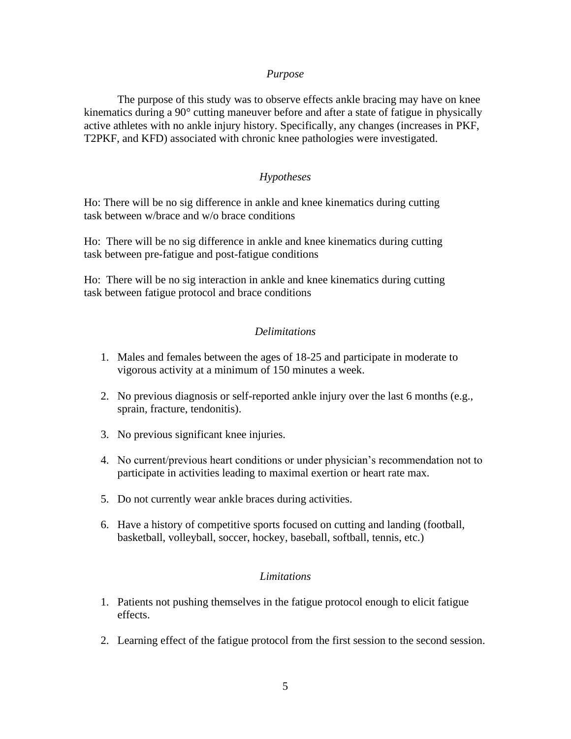### *Purpose*

The purpose of this study was to observe effects ankle bracing may have on knee kinematics during a 90° cutting maneuver before and after a state of fatigue in physically active athletes with no ankle injury history. Specifically, any changes (increases in PKF, T2PKF, and KFD) associated with chronic knee pathologies were investigated.

### *Hypotheses*

Ho: There will be no sig difference in ankle and knee kinematics during cutting task between w/brace and w/o brace conditions

Ho: There will be no sig difference in ankle and knee kinematics during cutting task between pre-fatigue and post-fatigue conditions

Ho: There will be no sig interaction in ankle and knee kinematics during cutting task between fatigue protocol and brace conditions

### *Delimitations*

1. Males and females between the ages of 18-25 and participate in moderate to vigorous activity at a minimum of 150 minutes a week.

2. No previous diagnosis or self-reported ankle injury over the last 6 months (e.g., sprain, fracture, tendonitis).

3. No previous significant knee injuries.

4. No current/previous heart conditions or under physician's recommendation not to participate in activities leading to maximal exertion or heart rate max.

5. Do not currently wear ankle braces during activities.

6. Have a history of competitive sports focused on cutting and landing (football, basketball, volleyball, soccer, hockey, baseball, softball, tennis, etc.)

### *Limitations*

1. Patients not pushing themselves in the fatigue protocol enough to elicit fatigue effects.

2. Learning effect of the fatigue protocol from the first session to the second session.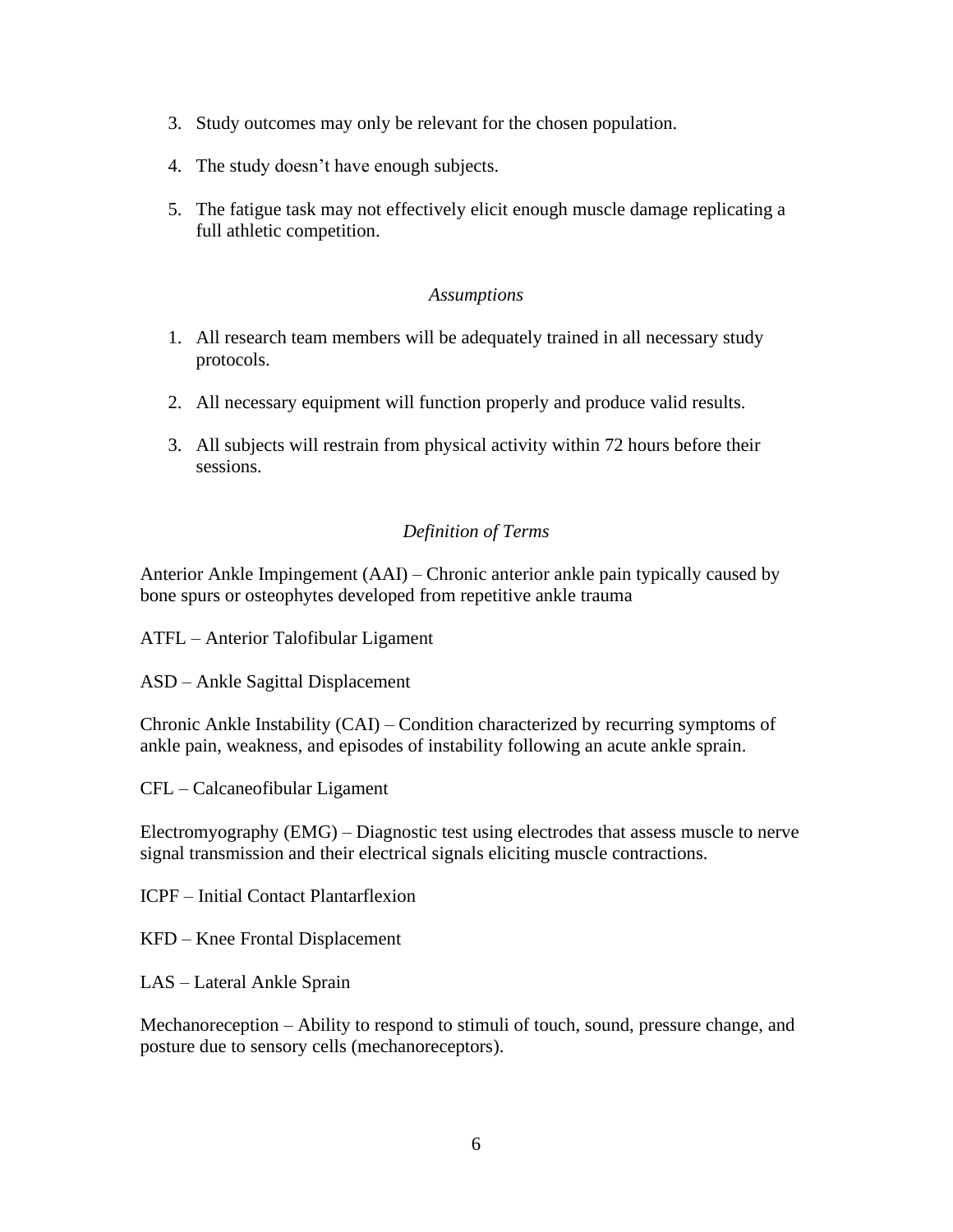3. Study outcomes may only be relevant for the chosen population.

4. The study doesn't have enough subjects.

5. The fatigue task may not effectively elicit enough muscle damage replicating a full athletic competition.

*Assumptions*

1. All research team members will be adequately trained in all necessary study protocols.

2. All necessary equipment will function properly and produce valid results.

3. All subjects will restrain from physical activity within 72 hours before their sessions.

*Definition of Terms*

Anterior Ankle Impingement (AAI) – Chronic anterior ankle pain typically caused by bone spurs or osteophytes developed from repetitive ankle trauma

ATFL – Anterior Talofibular Ligament

ASD – Ankle Sagittal Displacement

Chronic Ankle Instability (CAI) – Condition characterized by recurring symptoms of ankle pain, weakness, and episodes of instability following an acute ankle sprain.

CFL – Calcaneofibular Ligament

Electromyography (EMG) – Diagnostic test using electrodes that assess muscle to nerve signal transmission and their electrical signals eliciting muscle contractions.

ICPF – Initial Contact Plantarflexion

KFD – Knee Frontal Displacement

LAS – Lateral Ankle Sprain

Mechanoreception – Ability to respond to stimuli of touch, sound, pressure change, and posture due to sensory cells (mechanoreceptors).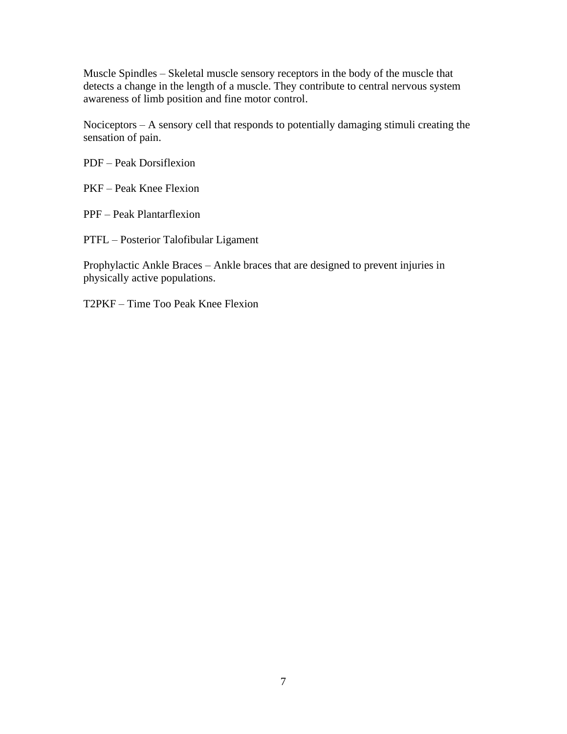Muscle Spindles – Skeletal muscle sensory receptors in the body of the muscle that detects a change in the length of a muscle. They contribute to central nervous system awareness of limb position and fine motor control.

Nociceptors – A sensory cell that responds to potentially damaging stimuli creating the sensation of pain.

PDF – Peak Dorsiflexion

PKF – Peak Knee Flexion

PPF – Peak Plantarflexion

PTFL – Posterior Talofibular Ligament

Prophylactic Ankle Braces – Ankle braces that are designed to prevent injuries in physically active populations.

T2PKF – Time Too Peak Knee Flexion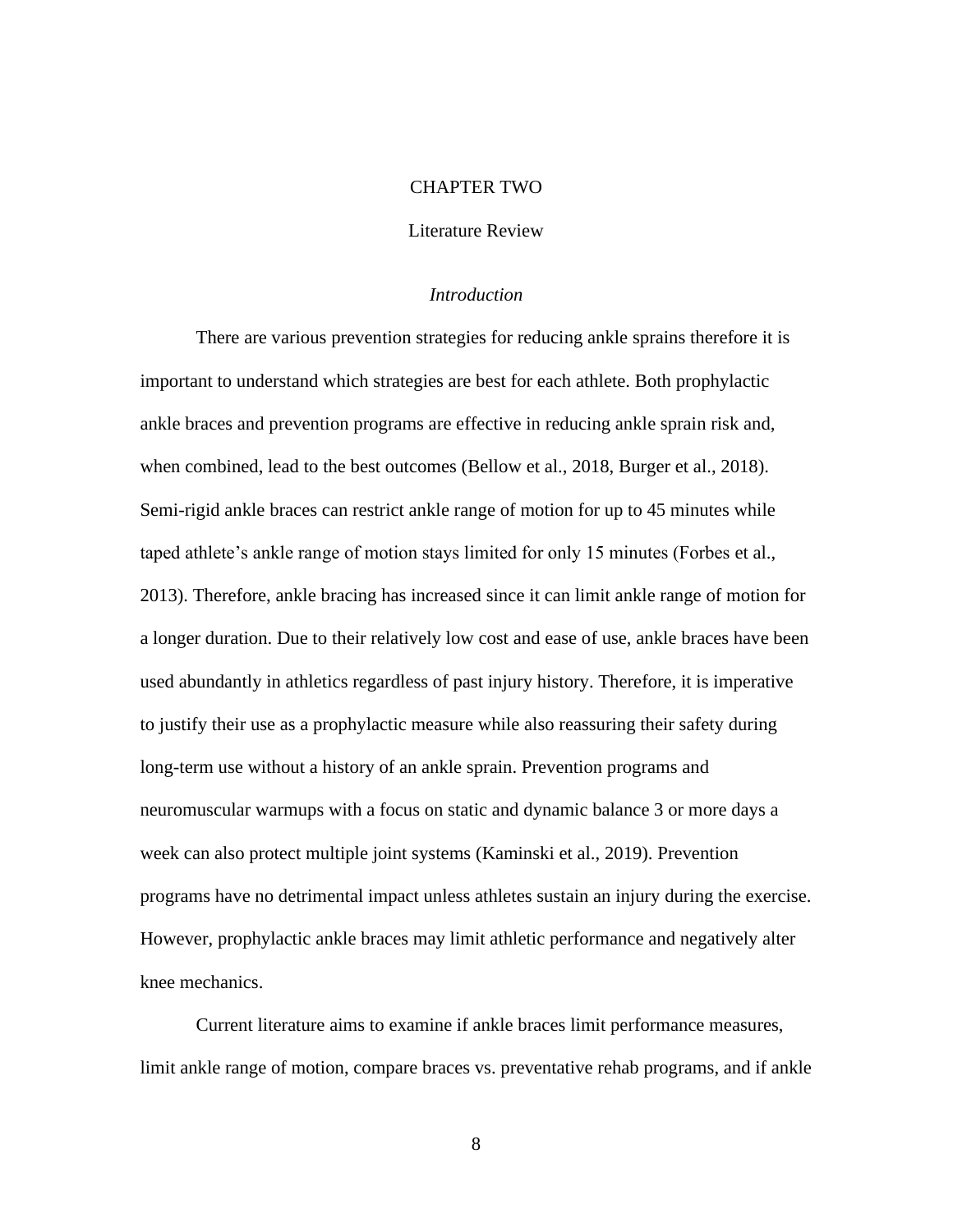# CHAPTER TWO

## Literature Review

### *Introduction*

There are various prevention strategies for reducing ankle sprains therefore it is important to understand which strategies are best for each athlete. Both prophylactic ankle braces and prevention programs are effective in reducing ankle sprain risk and, when combined, lead to the best outcomes (Bellow et al., 2018, Burger et al., 2018). Semi-rigid ankle braces can restrict ankle range of motion for up to 45 minutes while taped athlete's ankle range of motion stays limited for only 15 minutes (Forbes et al., 2013). Therefore, ankle bracing has increased since it can limit ankle range of motion for a longer duration. Due to their relatively low cost and ease of use, ankle braces have been used abundantly in athletics regardless of past injury history. Therefore, it is imperative to justify their use as a prophylactic measure while also reassuring their safety during long-term use without a history of an ankle sprain. Prevention programs and neuromuscular warmups with a focus on static and dynamic balance 3 or more days a week can also protect multiple joint systems (Kaminski et al., 2019). Prevention programs have no detrimental impact unless athletes sustain an injury during the exercise. However, prophylactic ankle braces may limit athletic performance and negatively alter knee mechanics.

Current literature aims to examine if ankle braces limit performance measures, limit ankle range of motion, compare braces vs. preventative rehab programs, and if ankle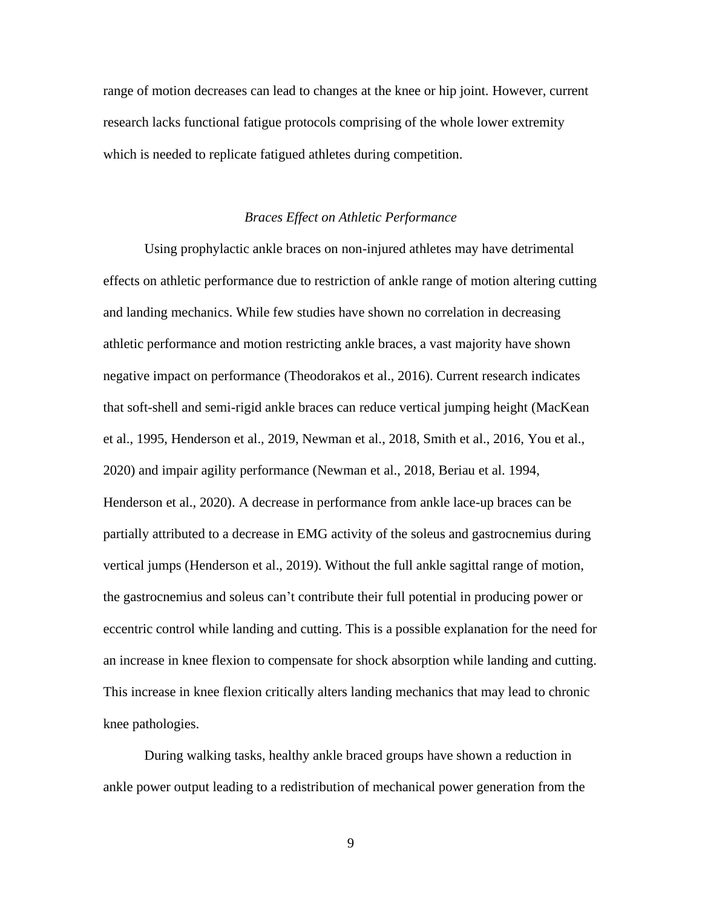range of motion decreases can lead to changes at the knee or hip joint. However, current research lacks functional fatigue protocols comprising of the whole lower extremity which is needed to replicate fatigued athletes during competition.

### *Braces Effect on Athletic Performance*

Using prophylactic ankle braces on non-injured athletes may have detrimental effects on athletic performance due to restriction of ankle range of motion altering cutting and landing mechanics. While few studies have shown no correlation in decreasing athletic performance and motion restricting ankle braces, a vast majority have shown negative impact on performance (Theodorakos et al., 2016). Current research indicates that soft-shell and semi-rigid ankle braces can reduce vertical jumping height (MacKean et al., 1995, Henderson et al., 2019, Newman et al., 2018, Smith et al., 2016, You et al., 2020) and impair agility performance (Newman et al., 2018, Beriau et al. 1994, Henderson et al., 2020). A decrease in performance from ankle lace-up braces can be partially attributed to a decrease in EMG activity of the soleus and gastrocnemius during vertical jumps (Henderson et al., 2019). Without the full ankle sagittal range of motion, the gastrocnemius and soleus can't contribute their full potential in producing power or eccentric control while landing and cutting. This is a possible explanation for the need for an increase in knee flexion to compensate for shock absorption while landing and cutting. This increase in knee flexion critically alters landing mechanics that may lead to chronic knee pathologies.

During walking tasks, healthy ankle braced groups have shown a reduction in ankle power output leading to a redistribution of mechanical power generation from the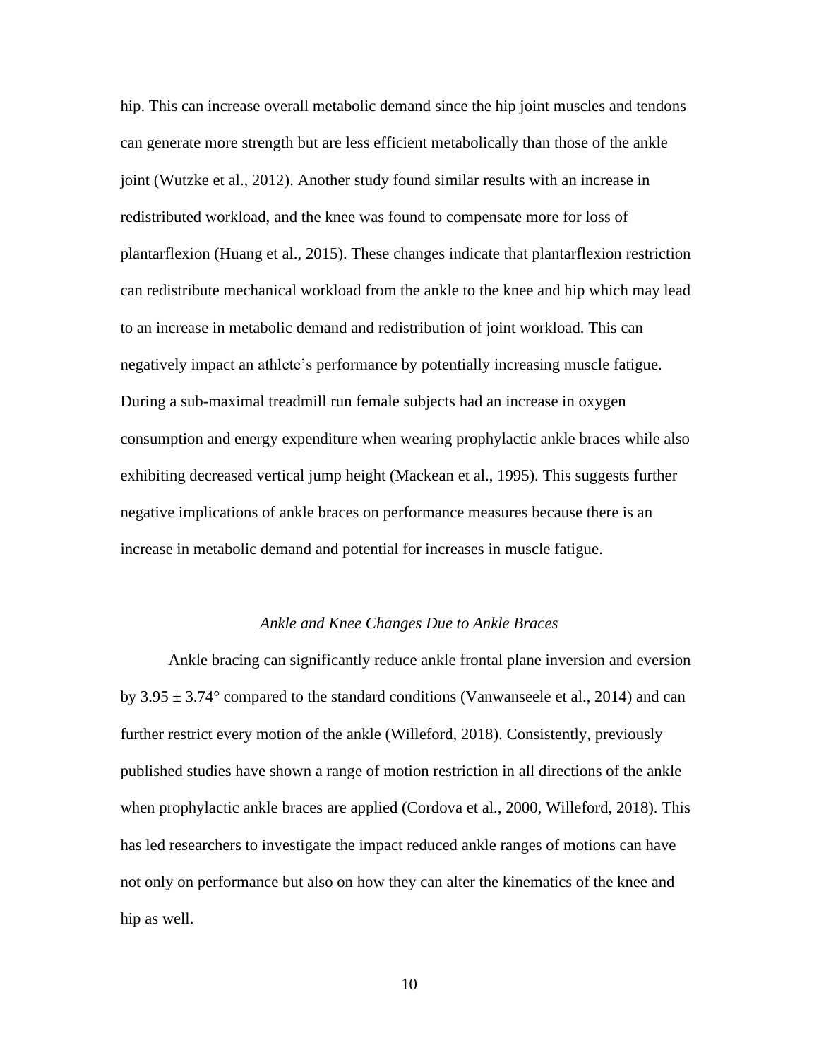hip. This can increase overall metabolic demand since the hip joint muscles and tendons can generate more strength but are less efficient metabolically than those of the ankle joint (Wutzke et al., 2012). Another study found similar results with an increase in redistributed workload, and the knee was found to compensate more for loss of plantarflexion (Huang et al., 2015). These changes indicate that plantarflexion restriction can redistribute mechanical workload from the ankle to the knee and hip which may lead to an increase in metabolic demand and redistribution of joint workload. This can negatively impact an athlete's performance by potentially increasing muscle fatigue. During a sub-maximal treadmill run female subjects had an increase in oxygen consumption and energy expenditure when wearing prophylactic ankle braces while also exhibiting decreased vertical jump height (Mackean et al., 1995). This suggests further negative implications of ankle braces on performance measures because there is an increase in metabolic demand and potential for increases in muscle fatigue.

### *Ankle and Knee Changes Due to Ankle Braces*

Ankle bracing can significantly reduce ankle frontal plane inversion and eversion by $3.95 \pm 3.74°$ compared to the standard conditions (Vanwanseele et al., 2014) and can further restrict every motion of the ankle (Willeford, 2018). Consistently, previously published studies have shown a range of motion restriction in all directions of the ankle when prophylactic ankle braces are applied (Cordova et al., 2000, Willeford, 2018). This has led researchers to investigate the impact reduced ankle ranges of motions can have not only on performance but also on how they can alter the kinematics of the knee and hip as well.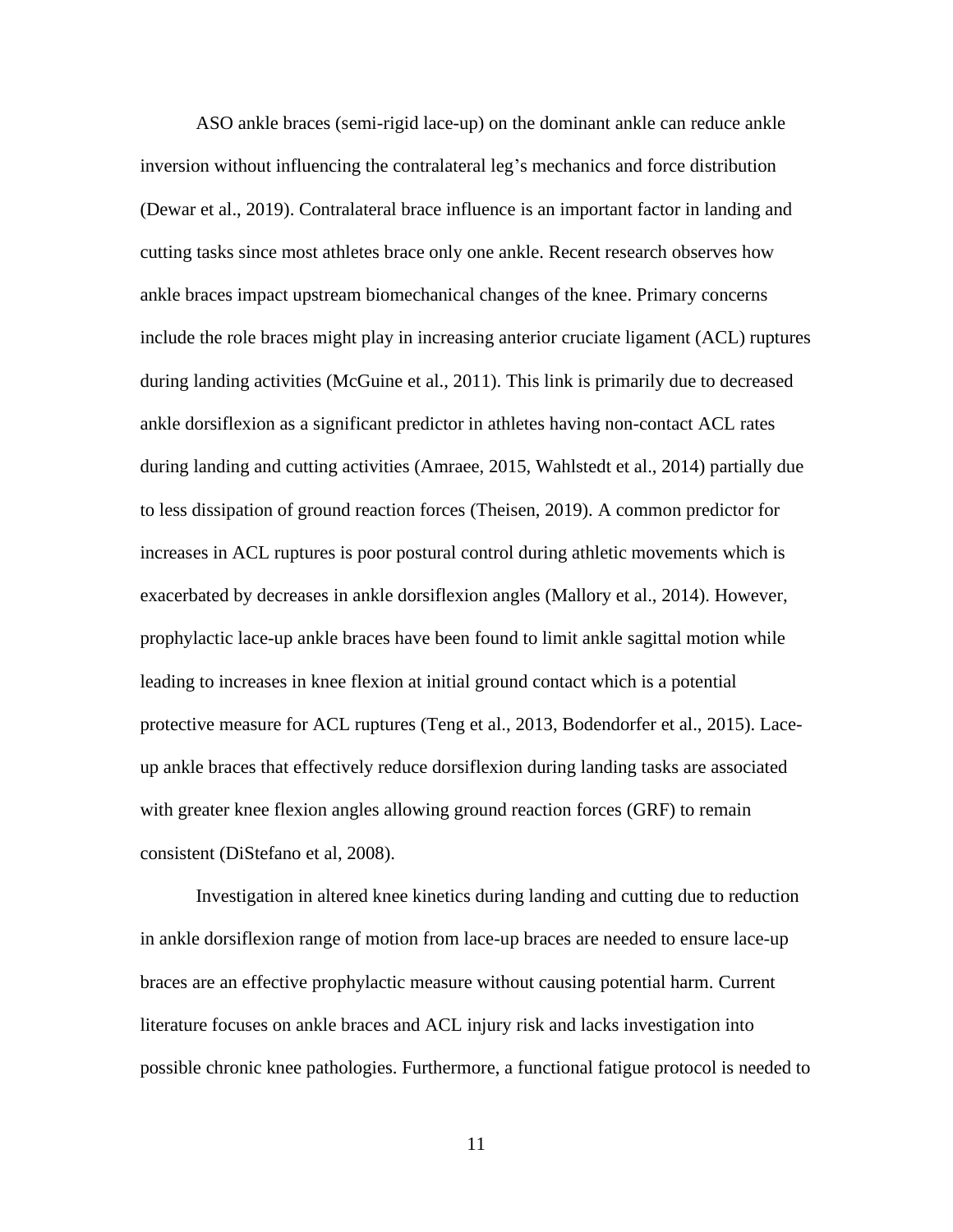ASO ankle braces (semi-rigid lace-up) on the dominant ankle can reduce ankle inversion without influencing the contralateral leg's mechanics and force distribution (Dewar et al., 2019). Contralateral brace influence is an important factor in landing and cutting tasks since most athletes brace only one ankle. Recent research observes how ankle braces impact upstream biomechanical changes of the knee. Primary concerns include the role braces might play in increasing anterior cruciate ligament (ACL) ruptures during landing activities (McGuine et al., 2011). This link is primarily due to decreased ankle dorsiflexion as a significant predictor in athletes having non-contact ACL rates during landing and cutting activities (Amraee, 2015, Wahlstedt et al., 2014) partially due to less dissipation of ground reaction forces (Theisen, 2019). A common predictor for increases in ACL ruptures is poor postural control during athletic movements which is exacerbated by decreases in ankle dorsiflexion angles (Mallory et al., 2014). However, prophylactic lace-up ankle braces have been found to limit ankle sagittal motion while leading to increases in knee flexion at initial ground contact which is a potential protective measure for ACL ruptures (Teng et al., 2013, Bodendorfer et al., 2015). Lace-up ankle braces that effectively reduce dorsiflexion during landing tasks are associated with greater knee flexion angles allowing ground reaction forces (GRF) to remain consistent (DiStefano et al, 2008).

Investigation in altered knee kinetics during landing and cutting due to reduction in ankle dorsiflexion range of motion from lace-up braces are needed to ensure lace-up braces are an effective prophylactic measure without causing potential harm. Current literature focuses on ankle braces and ACL injury risk and lacks investigation into possible chronic knee pathologies. Furthermore, a functional fatigue protocol is needed to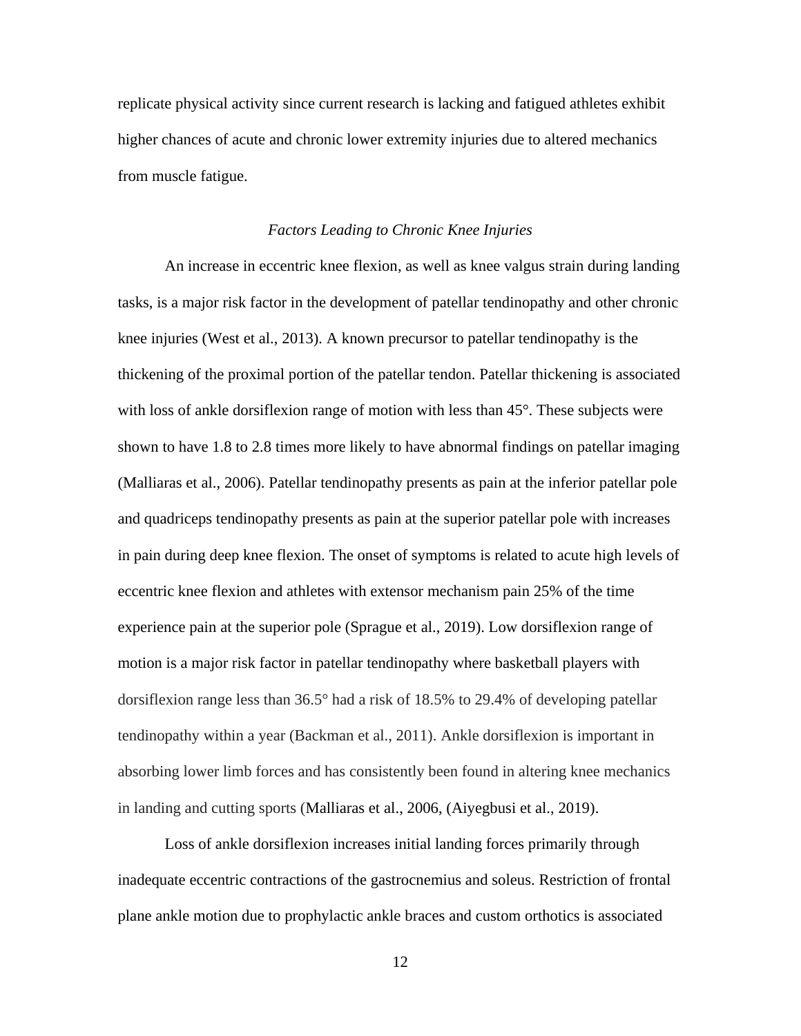replicate physical activity since current research is lacking and fatigued athletes exhibit higher chances of acute and chronic lower extremity injuries due to altered mechanics from muscle fatigue.

### *Factors Leading to Chronic Knee Injuries*

An increase in eccentric knee flexion, as well as knee valgus strain during landing tasks, is a major risk factor in the development of patellar tendinopathy and other chronic knee injuries (West et al., 2013). A known precursor to patellar tendinopathy is the thickening of the proximal portion of the patellar tendon. Patellar thickening is associated with loss of ankle dorsiflexion range of motion with less than 45°. These subjects were shown to have 1.8 to 2.8 times more likely to have abnormal findings on patellar imaging (Malliaras et al., 2006). Patellar tendinopathy presents as pain at the inferior patellar pole and quadriceps tendinopathy presents as pain at the superior patellar pole with increases in pain during deep knee flexion. The onset of symptoms is related to acute high levels of eccentric knee flexion and athletes with extensor mechanism pain 25% of the time experience pain at the superior pole (Sprague et al., 2019). Low dorsiflexion range of motion is a major risk factor in patellar tendinopathy where basketball players with dorsiflexion range less than 36.5° had a risk of 18.5% to 29.4% of developing patellar tendinopathy within a year (Backman et al., 2011). Ankle dorsiflexion is important in absorbing lower limb forces and has consistently been found in altering knee mechanics in landing and cutting sports (Malliaras et al., 2006, (Aiyegbusi et al., 2019).

Loss of ankle dorsiflexion increases initial landing forces primarily through inadequate eccentric contractions of the gastrocnemius and soleus. Restriction of frontal plane ankle motion due to prophylactic ankle braces and custom orthotics is associated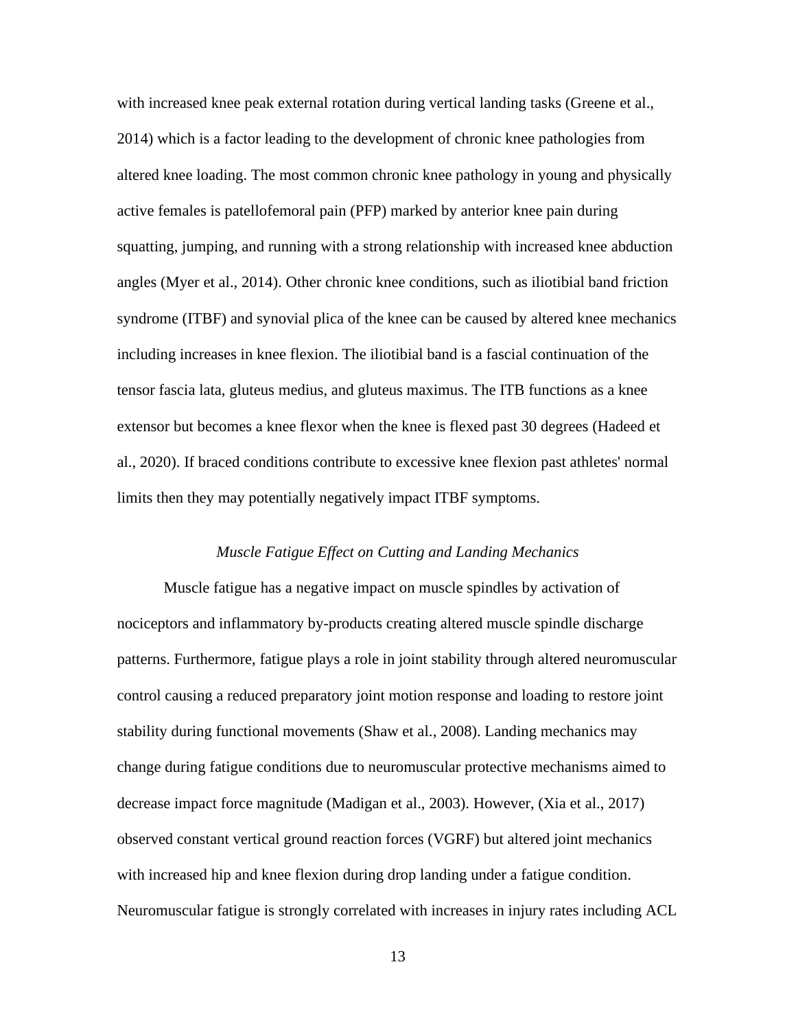with increased knee peak external rotation during vertical landing tasks (Greene et al., 2014) which is a factor leading to the development of chronic knee pathologies from altered knee loading. The most common chronic knee pathology in young and physically active females is patellofemoral pain (PFP) marked by anterior knee pain during squatting, jumping, and running with a strong relationship with increased knee abduction angles (Myer et al., 2014). Other chronic knee conditions, such as iliotibial band friction syndrome (ITBF) and synovial plica of the knee can be caused by altered knee mechanics including increases in knee flexion. The iliotibial band is a fascial continuation of the tensor fascia lata, gluteus medius, and gluteus maximus. The ITB functions as a knee extensor but becomes a knee flexor when the knee is flexed past 30 degrees (Hadeed et al., 2020). If braced conditions contribute to excessive knee flexion past athletes' normal limits then they may potentially negatively impact ITBF symptoms.

### *Muscle Fatigue Effect on Cutting and Landing Mechanics*

Muscle fatigue has a negative impact on muscle spindles by activation of nociceptors and inflammatory by-products creating altered muscle spindle discharge patterns. Furthermore, fatigue plays a role in joint stability through altered neuromuscular control causing a reduced preparatory joint motion response and loading to restore joint stability during functional movements (Shaw et al., 2008). Landing mechanics may change during fatigue conditions due to neuromuscular protective mechanisms aimed to decrease impact force magnitude (Madigan et al., 2003). However, (Xia et al., 2017) observed constant vertical ground reaction forces (VGRF) but altered joint mechanics with increased hip and knee flexion during drop landing under a fatigue condition. Neuromuscular fatigue is strongly correlated with increases in injury rates including ACL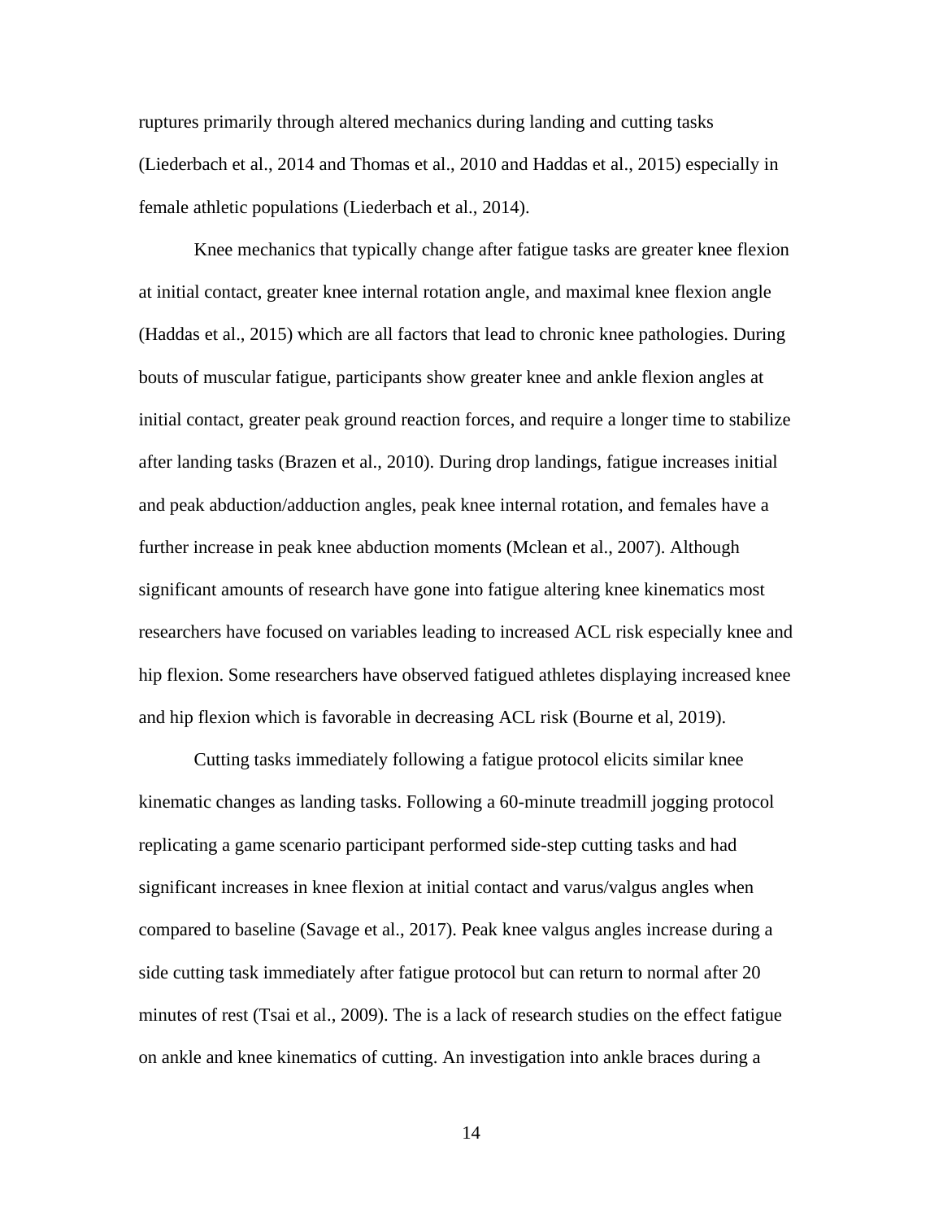ruptures primarily through altered mechanics during landing and cutting tasks (Liederbach et al., 2014 and Thomas et al., 2010 and Haddas et al., 2015) especially in female athletic populations (Liederbach et al., 2014).

Knee mechanics that typically change after fatigue tasks are greater knee flexion at initial contact, greater knee internal rotation angle, and maximal knee flexion angle (Haddas et al., 2015) which are all factors that lead to chronic knee pathologies. During bouts of muscular fatigue, participants show greater knee and ankle flexion angles at initial contact, greater peak ground reaction forces, and require a longer time to stabilize after landing tasks (Brazen et al., 2010). During drop landings, fatigue increases initial and peak abduction/adduction angles, peak knee internal rotation, and females have a further increase in peak knee abduction moments (Mclean et al., 2007). Although significant amounts of research have gone into fatigue altering knee kinematics most researchers have focused on variables leading to increased ACL risk especially knee and hip flexion. Some researchers have observed fatigued athletes displaying increased knee and hip flexion which is favorable in decreasing ACL risk (Bourne et al, 2019).

Cutting tasks immediately following a fatigue protocol elicits similar knee kinematic changes as landing tasks. Following a 60-minute treadmill jogging protocol replicating a game scenario participant performed side-step cutting tasks and had significant increases in knee flexion at initial contact and varus/valgus angles when compared to baseline (Savage et al., 2017). Peak knee valgus angles increase during a side cutting task immediately after fatigue protocol but can return to normal after 20 minutes of rest (Tsai et al., 2009). The is a lack of research studies on the effect fatigue on ankle and knee kinematics of cutting. An investigation into ankle braces during a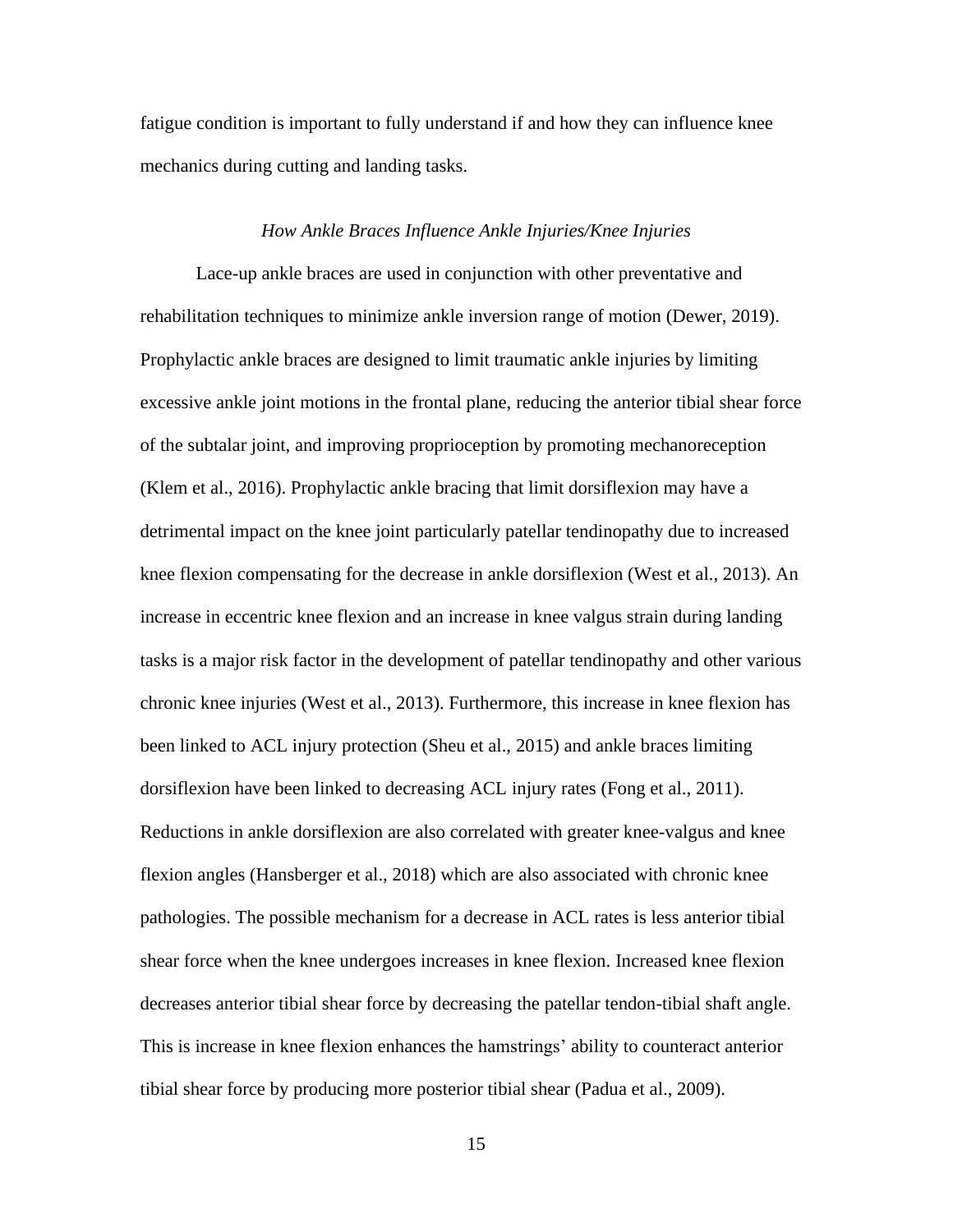fatigue condition is important to fully understand if and how they can influence knee mechanics during cutting and landing tasks.

### *How Ankle Braces Influence Ankle Injuries/Knee Injuries*

Lace-up ankle braces are used in conjunction with other preventative and rehabilitation techniques to minimize ankle inversion range of motion (Dewer, 2019). Prophylactic ankle braces are designed to limit traumatic ankle injuries by limiting excessive ankle joint motions in the frontal plane, reducing the anterior tibial shear force of the subtalar joint, and improving proprioception by promoting mechanoreception (Klem et al., 2016). Prophylactic ankle bracing that limit dorsiflexion may have a detrimental impact on the knee joint particularly patellar tendinopathy due to increased knee flexion compensating for the decrease in ankle dorsiflexion (West et al., 2013). An increase in eccentric knee flexion and an increase in knee valgus strain during landing tasks is a major risk factor in the development of patellar tendinopathy and other various chronic knee injuries (West et al., 2013). Furthermore, this increase in knee flexion has been linked to ACL injury protection (Sheu et al., 2015) and ankle braces limiting dorsiflexion have been linked to decreasing ACL injury rates (Fong et al., 2011). Reductions in ankle dorsiflexion are also correlated with greater knee-valgus and knee flexion angles (Hansberger et al., 2018) which are also associated with chronic knee pathologies. The possible mechanism for a decrease in ACL rates is less anterior tibial shear force when the knee undergoes increases in knee flexion. Increased knee flexion decreases anterior tibial shear force by decreasing the patellar tendon-tibial shaft angle. This is increase in knee flexion enhances the hamstrings' ability to counteract anterior tibial shear force by producing more posterior tibial shear (Padua et al., 2009).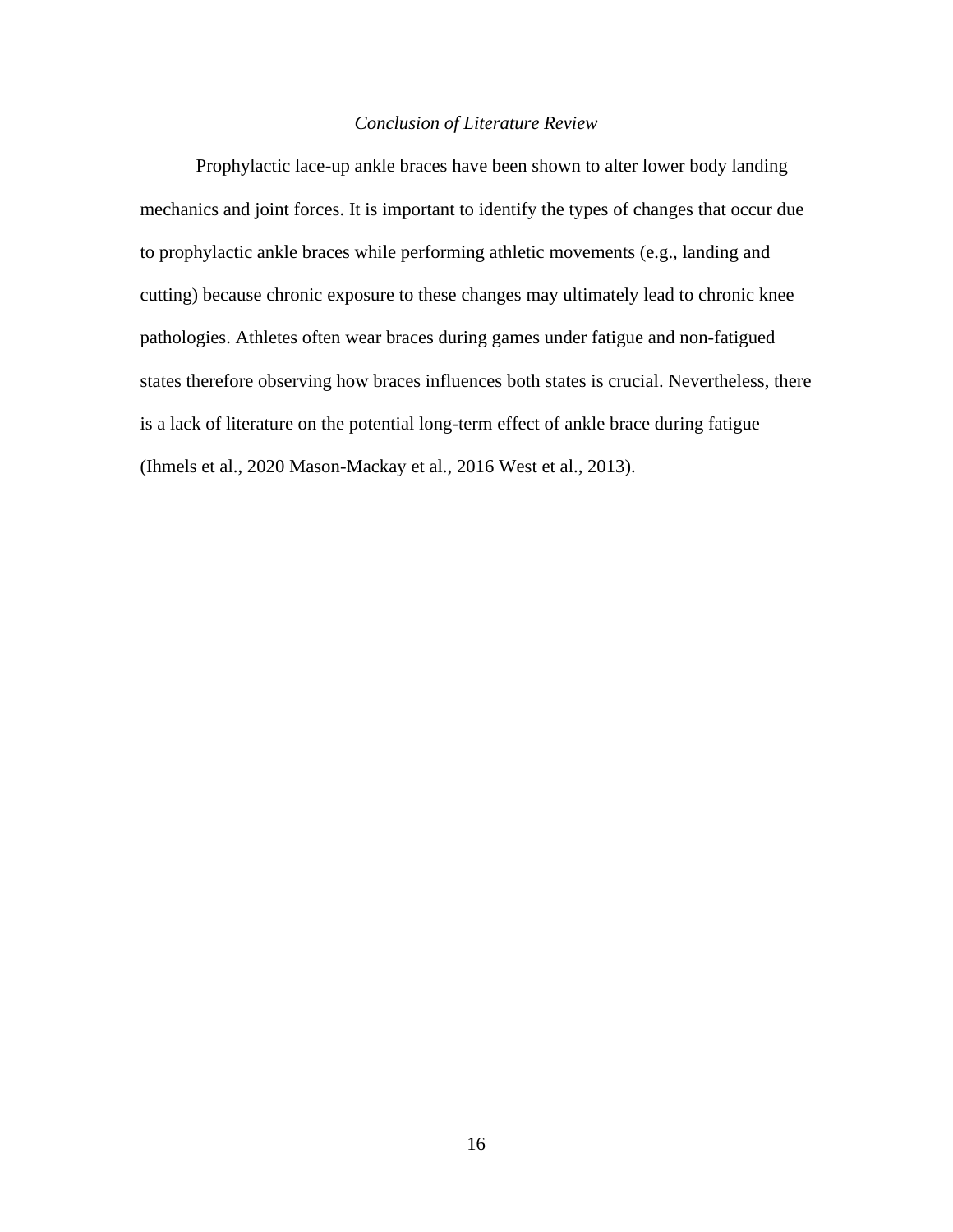*Conclusion of Literature Review*

Prophylactic lace-up ankle braces have been shown to alter lower body landing mechanics and joint forces. It is important to identify the types of changes that occur due to prophylactic ankle braces while performing athletic movements (e.g., landing and cutting) because chronic exposure to these changes may ultimately lead to chronic knee pathologies. Athletes often wear braces during games under fatigue and non-fatigued states therefore observing how braces influences both states is crucial. Nevertheless, there is a lack of literature on the potential long-term effect of ankle brace during fatigue (Ihmels et al., 2020 Mason-Mackay et al., 2016 West et al., 2013).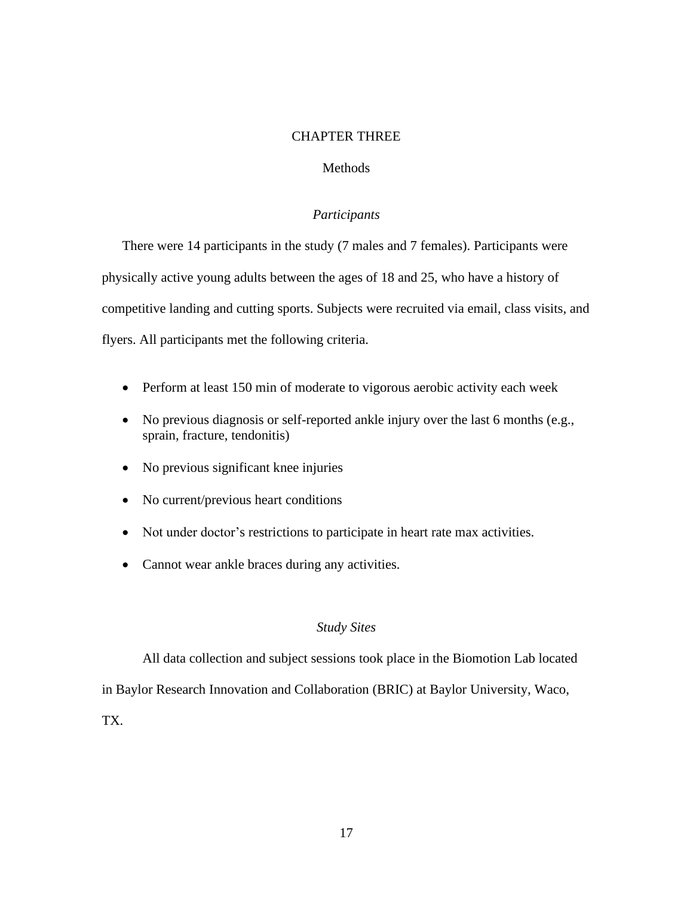# CHAPTER THREE

## Methods

### *Participants*

There were 14 participants in the study (7 males and 7 females). Participants were physically active young adults between the ages of 18 and 25, who have a history of competitive landing and cutting sports. Subjects were recruited via email, class visits, and flyers. All participants met the following criteria.

- Perform at least 150 min of moderate to vigorous aerobic activity each week
- No previous diagnosis or self-reported ankle injury over the last 6 months (e.g., sprain, fracture, tendonitis)
- No previous significant knee injuries
- No current/previous heart conditions
- Not under doctor's restrictions to participate in heart rate max activities.
- Cannot wear ankle braces during any activities.

### *Study Sites*

All data collection and subject sessions took place in the Biomotion Lab located in Baylor Research Innovation and Collaboration (BRIC) at Baylor University, Waco, TX.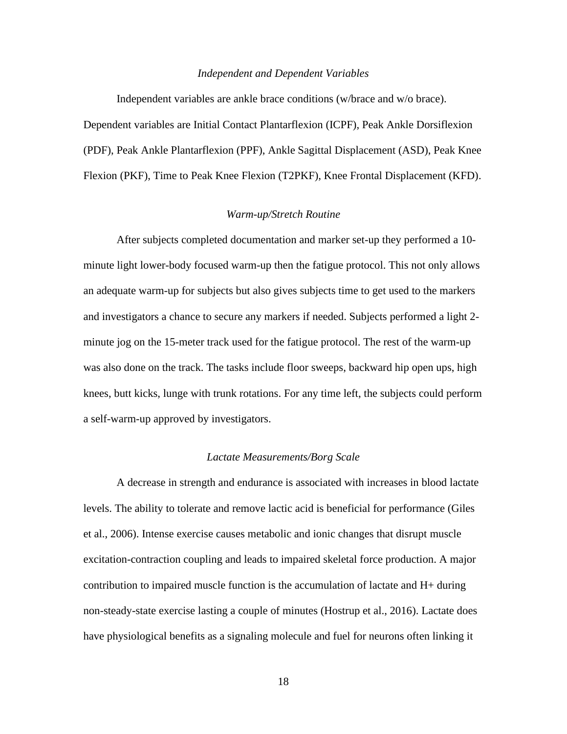### *Independent and Dependent Variables*

Independent variables are ankle brace conditions (w/brace and w/o brace). Dependent variables are Initial Contact Plantarflexion (ICPF), Peak Ankle Dorsiflexion (PDF), Peak Ankle Plantarflexion (PPF), Ankle Sagittal Displacement (ASD), Peak Knee Flexion (PKF), Time to Peak Knee Flexion (T2PKF), Knee Frontal Displacement (KFD).

### *Warm-up/Stretch Routine*

After subjects completed documentation and marker set-up they performed a 10-minute light lower-body focused warm-up then the fatigue protocol. This not only allows an adequate warm-up for subjects but also gives subjects time to get used to the markers and investigators a chance to secure any markers if needed. Subjects performed a light 2-minute jog on the 15-meter track used for the fatigue protocol. The rest of the warm-up was also done on the track. The tasks include floor sweeps, backward hip open ups, high knees, butt kicks, lunge with trunk rotations. For any time left, the subjects could perform a self-warm-up approved by investigators.

### *Lactate Measurements/Borg Scale*

A decrease in strength and endurance is associated with increases in blood lactate levels. The ability to tolerate and remove lactic acid is beneficial for performance (Giles et al., 2006). Intense exercise causes metabolic and ionic changes that disrupt muscle excitation-contraction coupling and leads to impaired skeletal force production. A major contribution to impaired muscle function is the accumulation of lactate and $H^+$ during non-steady-state exercise lasting a couple of minutes (Hostrup et al., 2016). Lactate does have physiological benefits as a signaling molecule and fuel for neurons often linking it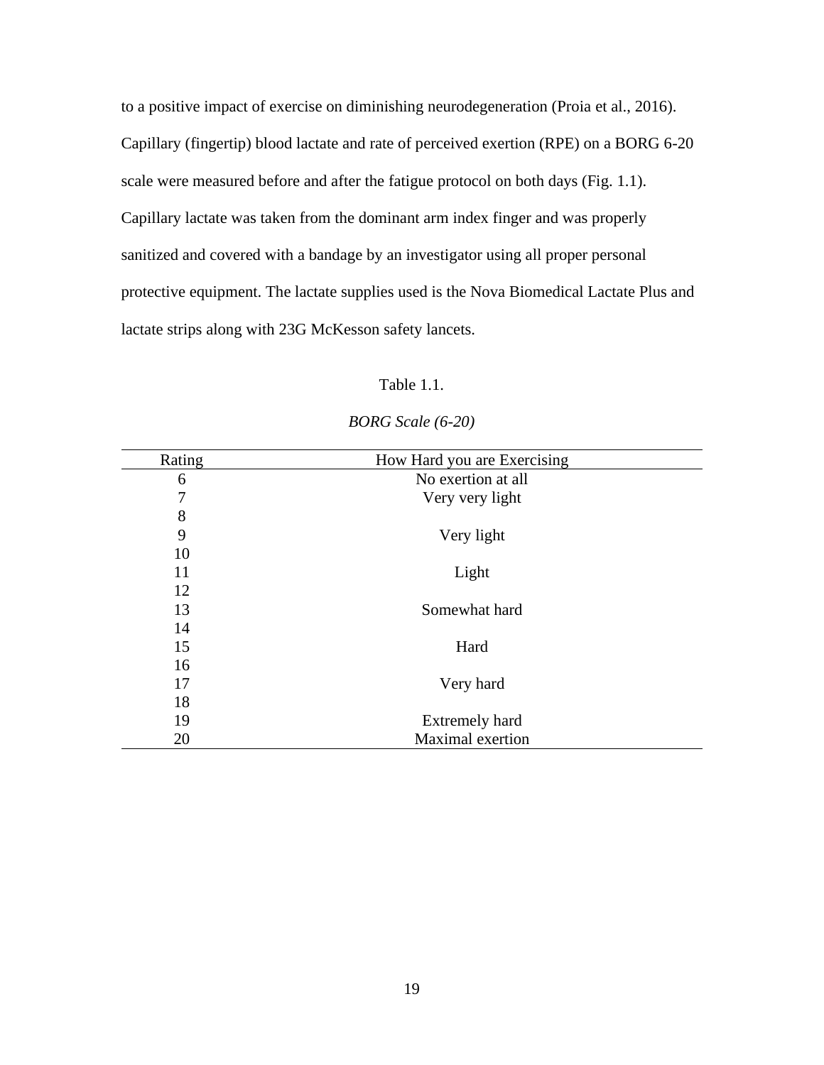to a positive impact of exercise on diminishing neurodegeneration (Proia et al., 2016). Capillary (fingertip) blood lactate and rate of perceived exertion (RPE) on a BORG 6-20 scale were measured before and after the fatigue protocol on both days (Fig. 1.1). Capillary lactate was taken from the dominant arm index finger and was properly sanitized and covered with a bandage by an investigator using all proper personal protective equipment. The lactate supplies used is the Nova Biomedical Lactate Plus and lactate strips along with 23G McKesson safety lancets.

Table 1.1.

*BORG Scale (6-20)*

| Rating | How Hard you are Exercising |
|---|---|
| 6 | No exertion at all |
| 7 | Very very light |
| 8 | |
| 9 | Very light |
| 10 | |
| 11 | Light |
| 12 | |
| 13 | Somewhat hard |
| 14 | |
| 15 | Hard |
| 16 | |
| 17 | Very hard |
| 18 | |
| 19 | Extremely hard |
| 20 | Maximal exertion |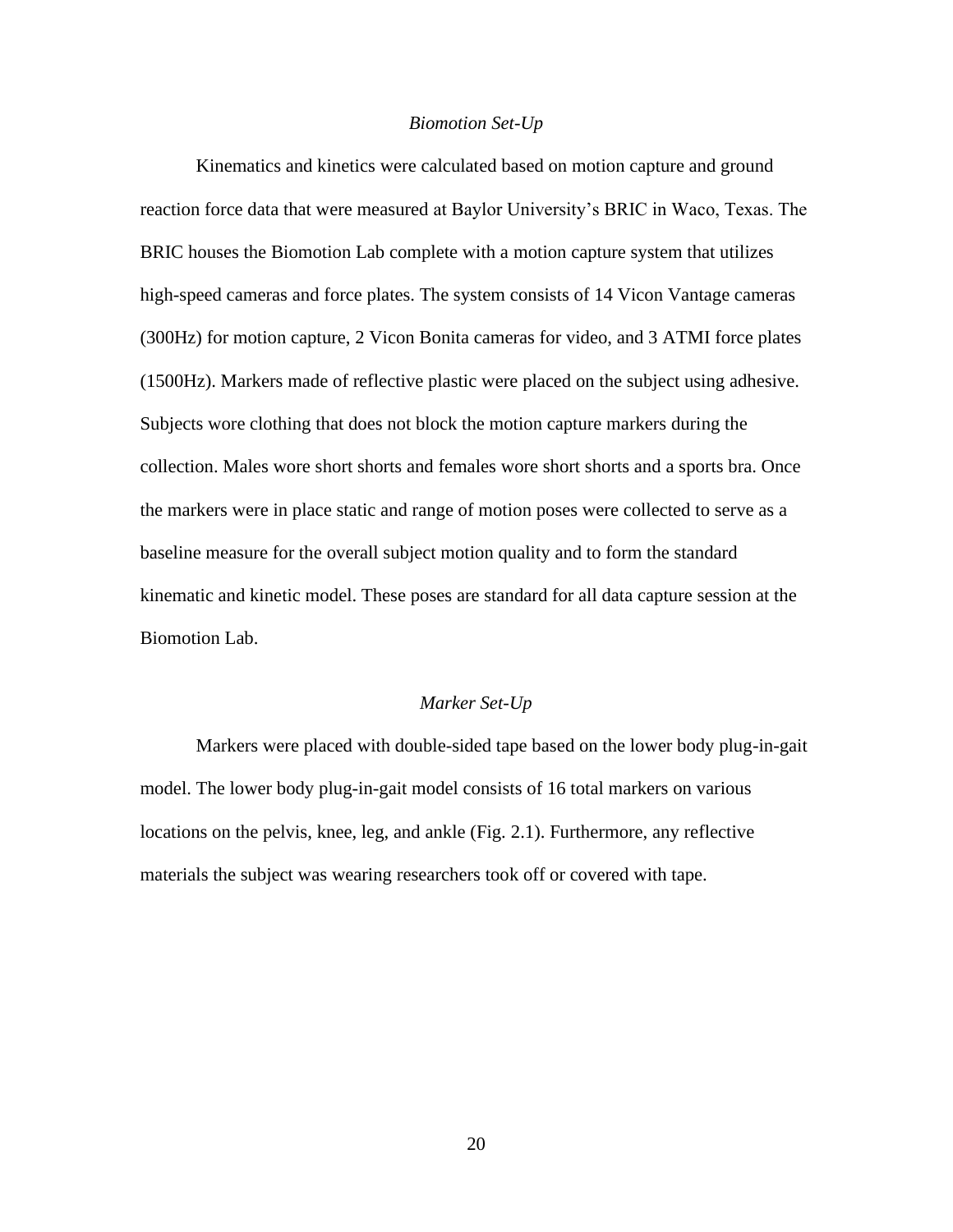### *Biomotion Set-Up*

Kinematics and kinetics were calculated based on motion capture and ground reaction force data that were measured at Baylor University's BRIC in Waco, Texas. The BRIC houses the Biomotion Lab complete with a motion capture system that utilizes high-speed cameras and force plates. The system consists of 14 Vicon Vantage cameras (300Hz) for motion capture, 2 Vicon Bonita cameras for video, and 3 ATMI force plates (1500Hz). Markers made of reflective plastic were placed on the subject using adhesive. Subjects wore clothing that does not block the motion capture markers during the collection. Males wore short shorts and females wore short shorts and a sports bra. Once the markers were in place static and range of motion poses were collected to serve as a baseline measure for the overall subject motion quality and to form the standard kinematic and kinetic model. These poses are standard for all data capture session at the Biomotion Lab.

### *Marker Set-Up*

Markers were placed with double-sided tape based on the lower body plug-in-gait model. The lower body plug-in-gait model consists of 16 total markers on various locations on the pelvis, knee, leg, and ankle (Fig. 2.1). Furthermore, any reflective materials the subject was wearing researchers took off or covered with tape.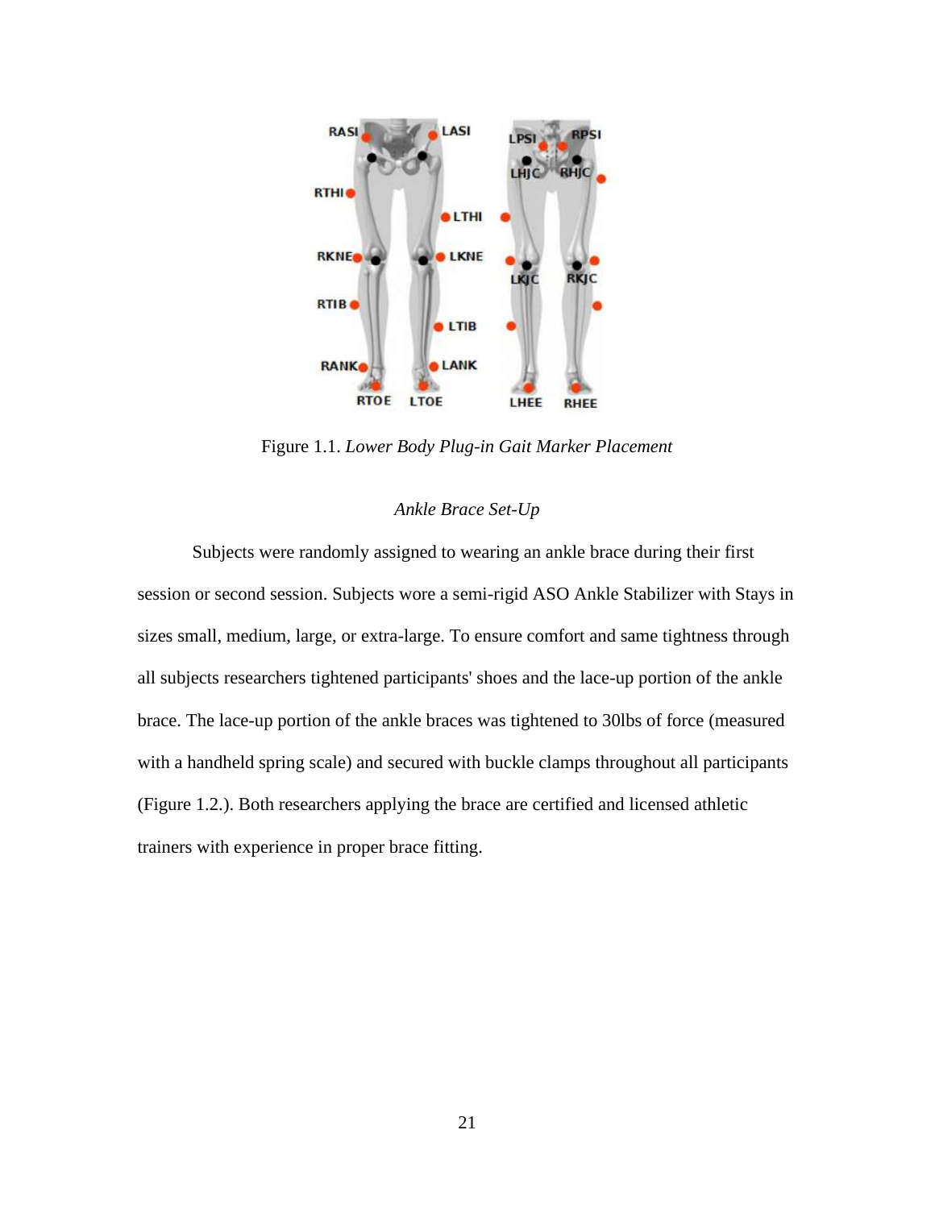Figure 1.1. *Lower Body Plug-in Gait Marker Placement*

*Ankle Brace Set-Up*

Subjects were randomly assigned to wearing an ankle brace during their first session or second session. Subjects wore a semi-rigid ASO Ankle Stabilizer with Stays in sizes small, medium, large, or extra-large. To ensure comfort and same tightness through all subjects researchers tightened participants' shoes and the lace-up portion of the ankle brace. The lace-up portion of the ankle braces was tightened to 30lbs of force (measured with a handheld spring scale) and secured with buckle clamps throughout all participants (Figure 1.2.). Both researchers applying the brace are certified and licensed athletic trainers with experience in proper brace fitting.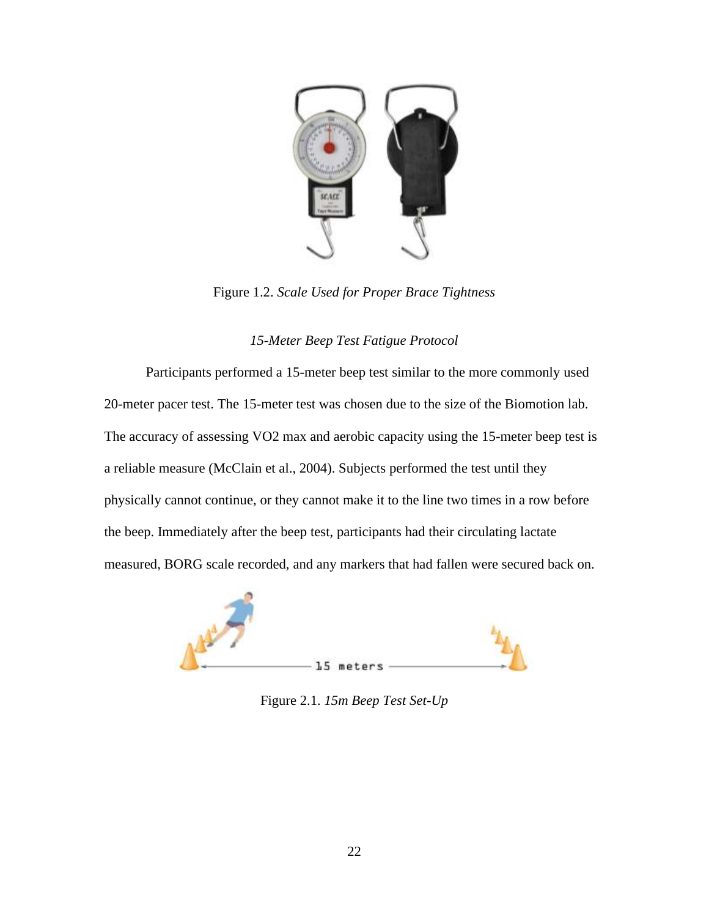Figure 1.2. *Scale Used for Proper Brace Tightness*

### *15-Meter Beep Test Fatigue Protocol*

Participants performed a 15-meter beep test similar to the more commonly used 20-meter pacer test. The 15-meter test was chosen due to the size of the Biomotion lab. The accuracy of assessing VO2 max and aerobic capacity using the 15-meter beep test is a reliable measure (McClain et al., 2004). Subjects performed the test until they physically cannot continue, or they cannot make it to the line two times in a row before the beep. Immediately after the beep test, participants had their circulating lactate measured, BORG scale recorded, and any markers that had fallen were secured back on.

Figure 2.1. *15m Beep Test Set-Up*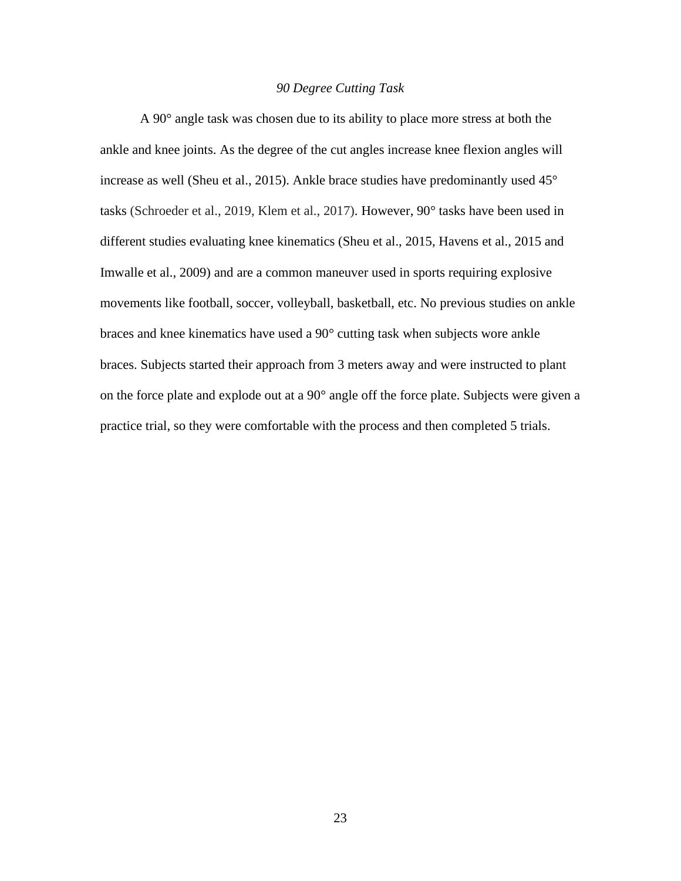### *90 Degree Cutting Task*

A 90° angle task was chosen due to its ability to place more stress at both the ankle and knee joints. As the degree of the cut angles increase knee flexion angles will increase as well (Sheu et al., 2015). Ankle brace studies have predominantly used 45° tasks (Schroeder et al., 2019, Klem et al., 2017). However, 90° tasks have been used in different studies evaluating knee kinematics (Sheu et al., 2015, Havens et al., 2015 and Imwalle et al., 2009) and are a common maneuver used in sports requiring explosive movements like football, soccer, volleyball, basketball, etc. No previous studies on ankle braces and knee kinematics have used a 90° cutting task when subjects wore ankle braces. Subjects started their approach from 3 meters away and were instructed to plant on the force plate and explode out at a 90° angle off the force plate. Subjects were given a practice trial, so they were comfortable with the process and then completed 5 trials.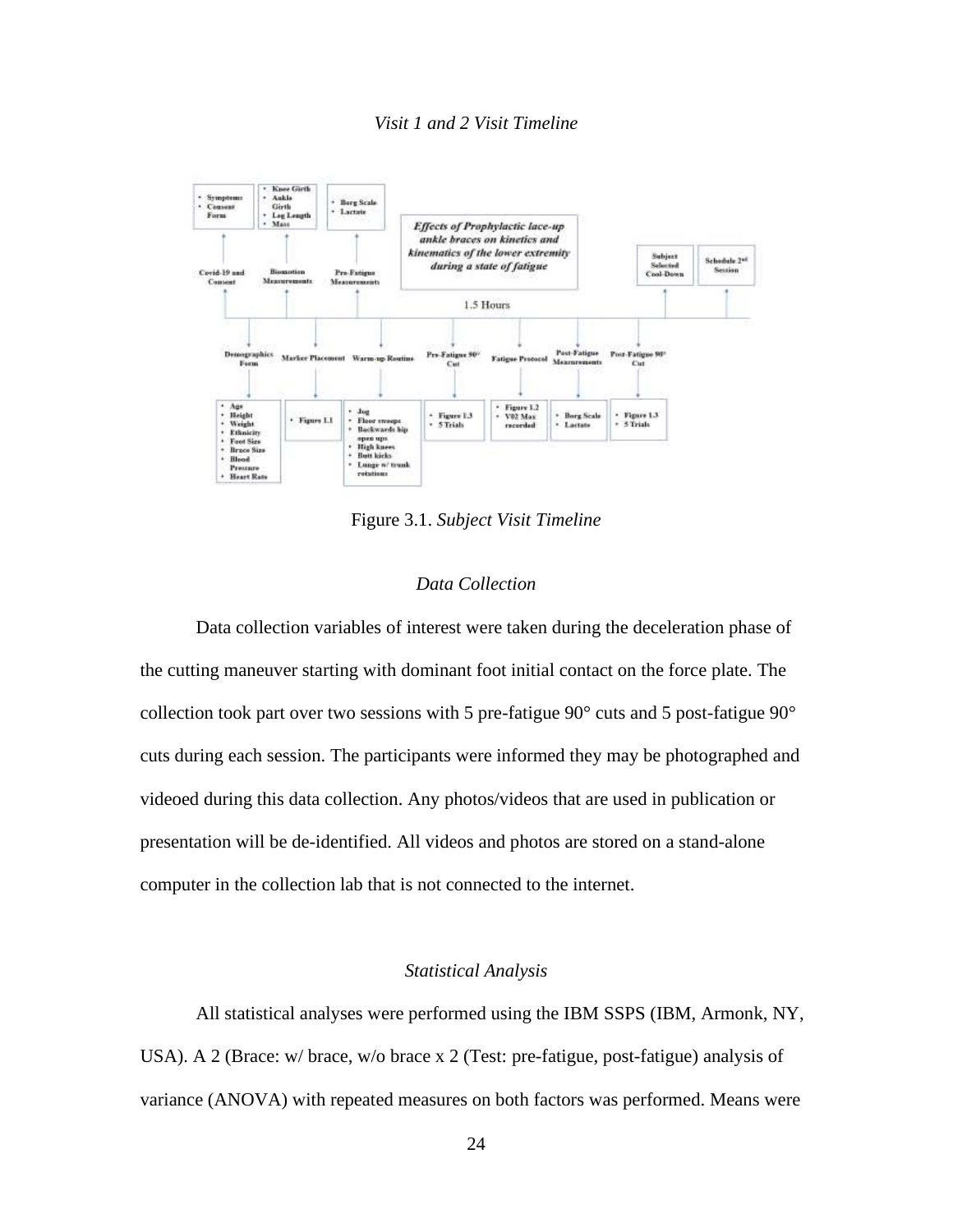*Visit 1 and 2 Visit Timeline*

Figure 3.1. *Subject Visit Timeline*

### *Data Collection*

Data collection variables of interest were taken during the deceleration phase of the cutting maneuver starting with dominant foot initial contact on the force plate. The collection took part over two sessions with 5 pre-fatigue 90° cuts and 5 post-fatigue 90° cuts during each session. The participants were informed they may be photographed and videoed during this data collection. Any photos/videos that are used in publication or presentation will be de-identified. All videos and photos are stored on a stand-alone computer in the collection lab that is not connected to the internet.

### *Statistical Analysis*

All statistical analyses were performed using the IBM SSPS (IBM, Armonk, NY, USA). A 2 (Brace: w/ brace, w/o brace x 2 (Test: pre-fatigue, post-fatigue) analysis of variance (ANOVA) with repeated measures on both factors was performed. Means were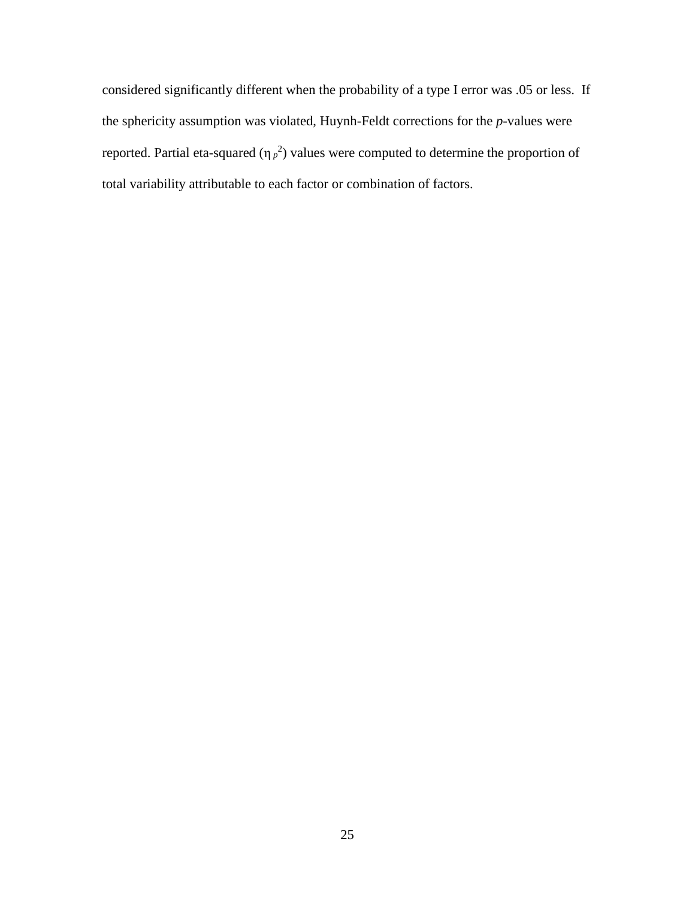considered significantly different when the probability of a type I error was .05 or less. If the sphericity assumption was violated, Huynh-Feldt corrections for the *p*-values were reported. Partial eta-squared ($\eta_p^2$) values were computed to determine the proportion of total variability attributable to each factor or combination of factors.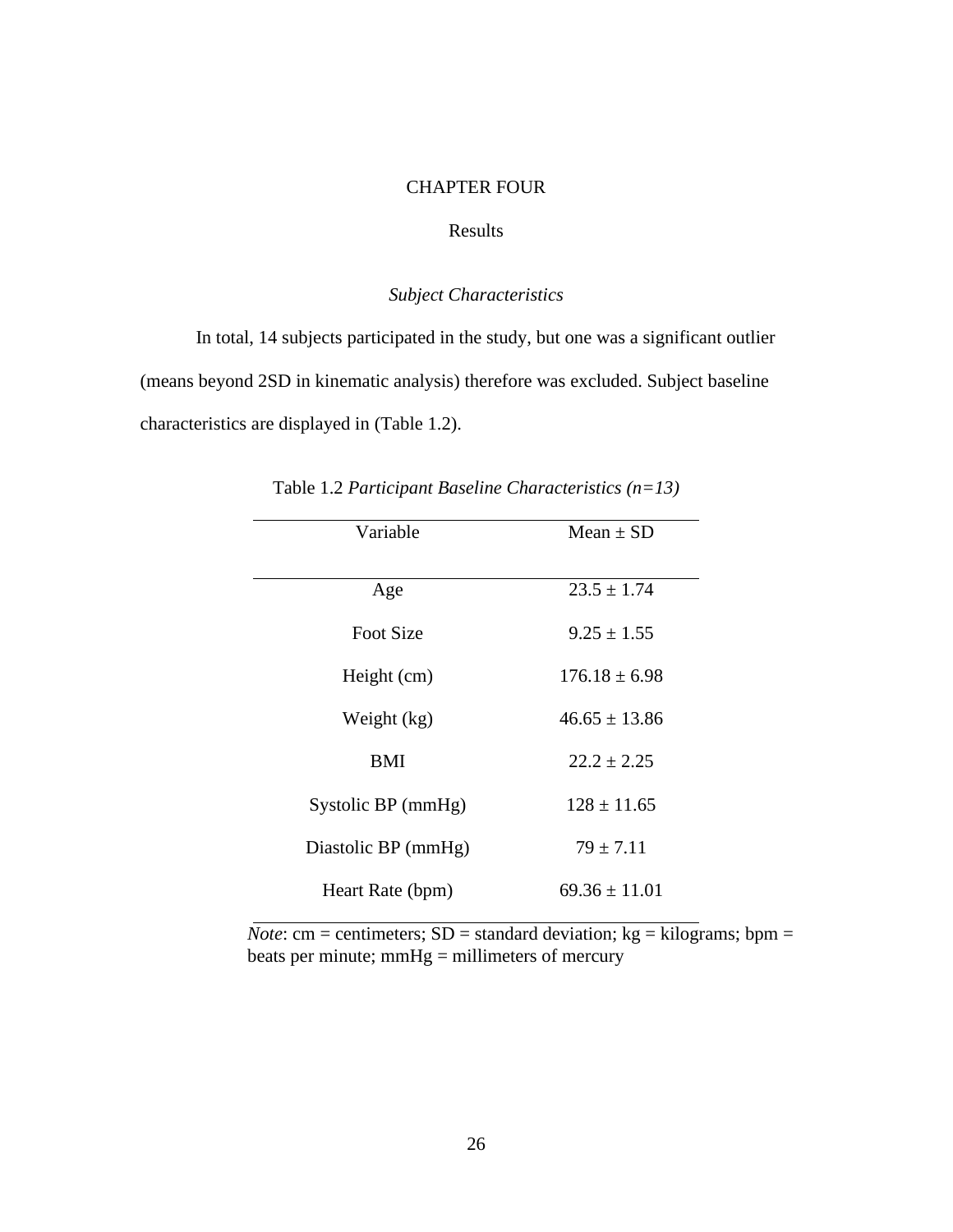# CHAPTER FOUR

## Results

### *Subject Characteristics*

In total, 14 subjects participated in the study, but one was a significant outlier (means beyond 2SD in kinematic analysis) therefore was excluded. Subject baseline characteristics are displayed in (Table 1.2).

Table 1.2 *Participant Baseline Characteristics (n=13)*

| Variable | Mean ± SD |
|---|---|
| Age | 23.5 ± 1.74 |
| Foot Size | 9.25 ± 1.55 |
| Height (cm) | 176.18 ± 6.98 |
| Weight (kg) | 46.65 ± 13.86 |
| BMI | 22.2 ± 2.25 |
| Systolic BP (mmHg) | 128 ± 11.65 |
| Diastolic BP (mmHg) | 79 ± 7.11 |
| Heart Rate (bpm) | 69.36 ± 11.01 |

*Note*: cm = centimeters; SD = standard deviation; kg = kilograms; bpm = beats per minute; mmHg = millimeters of mercury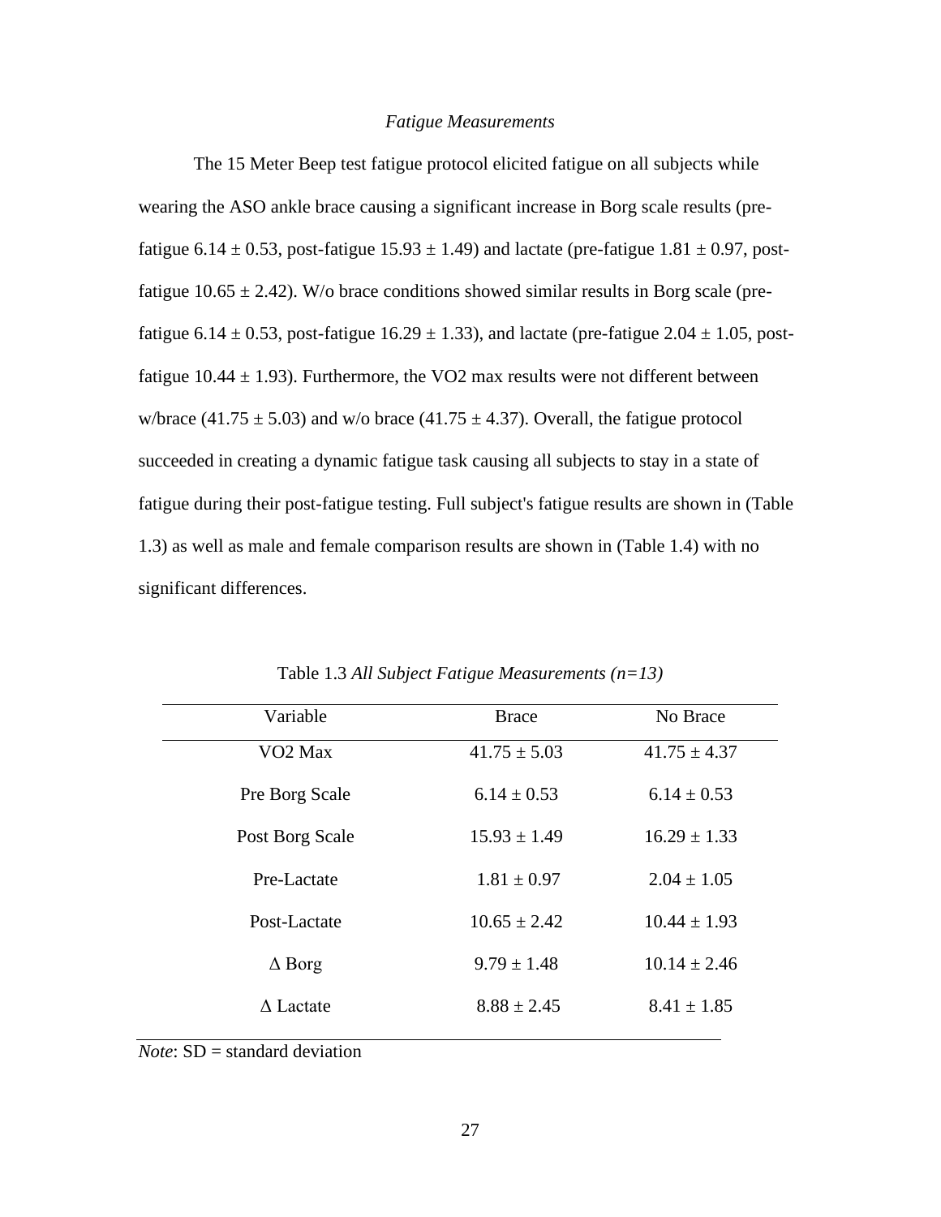*Fatigue Measurements*

The 15 Meter Beep test fatigue protocol elicited fatigue on all subjects while wearing the ASO ankle brace causing a significant increase in Borg scale results (pre-fatigue 6.14 ± 0.53, post-fatigue 15.93 ± 1.49) and lactate (pre-fatigue 1.81 ± 0.97, post-fatigue 10.65 ± 2.42). W/o brace conditions showed similar results in Borg scale (pre-fatigue 6.14 ± 0.53, post-fatigue 16.29 ± 1.33), and lactate (pre-fatigue 2.04 ± 1.05, post-fatigue 10.44 ± 1.93). Furthermore, the VO2 max results were not different between w/brace (41.75 ± 5.03) and w/o brace (41.75 ± 4.37). Overall, the fatigue protocol succeeded in creating a dynamic fatigue task causing all subjects to stay in a state of fatigue during their post-fatigue testing. Full subject's fatigue results are shown in (Table 1.3) as well as male and female comparison results are shown in (Table 1.4) with no significant differences.

Table 1.3 *All Subject Fatigue Measurements (n=13)*

| Variable | Brace | No Brace |
|---|---|---|
| VO2 Max | 41.75 ± 5.03 | 41.75 ± 4.37 |
| Pre Borg Scale | 6.14 ± 0.53 | 6.14 ± 0.53 |
| Post Borg Scale | 15.93 ± 1.49 | 16.29 ± 1.33 |
| Pre-Lactate | 1.81 ± 0.97 | 2.04 ± 1.05 |
| Post-Lactate | 10.65 ± 2.42 | 10.44 ± 1.93 |
| Δ Borg | 9.79 ± 1.48 | 10.14 ± 2.46 |
| Δ Lactate | 8.88 ± 2.45 | 8.41 ± 1.85 |

*Note*: SD = standard deviation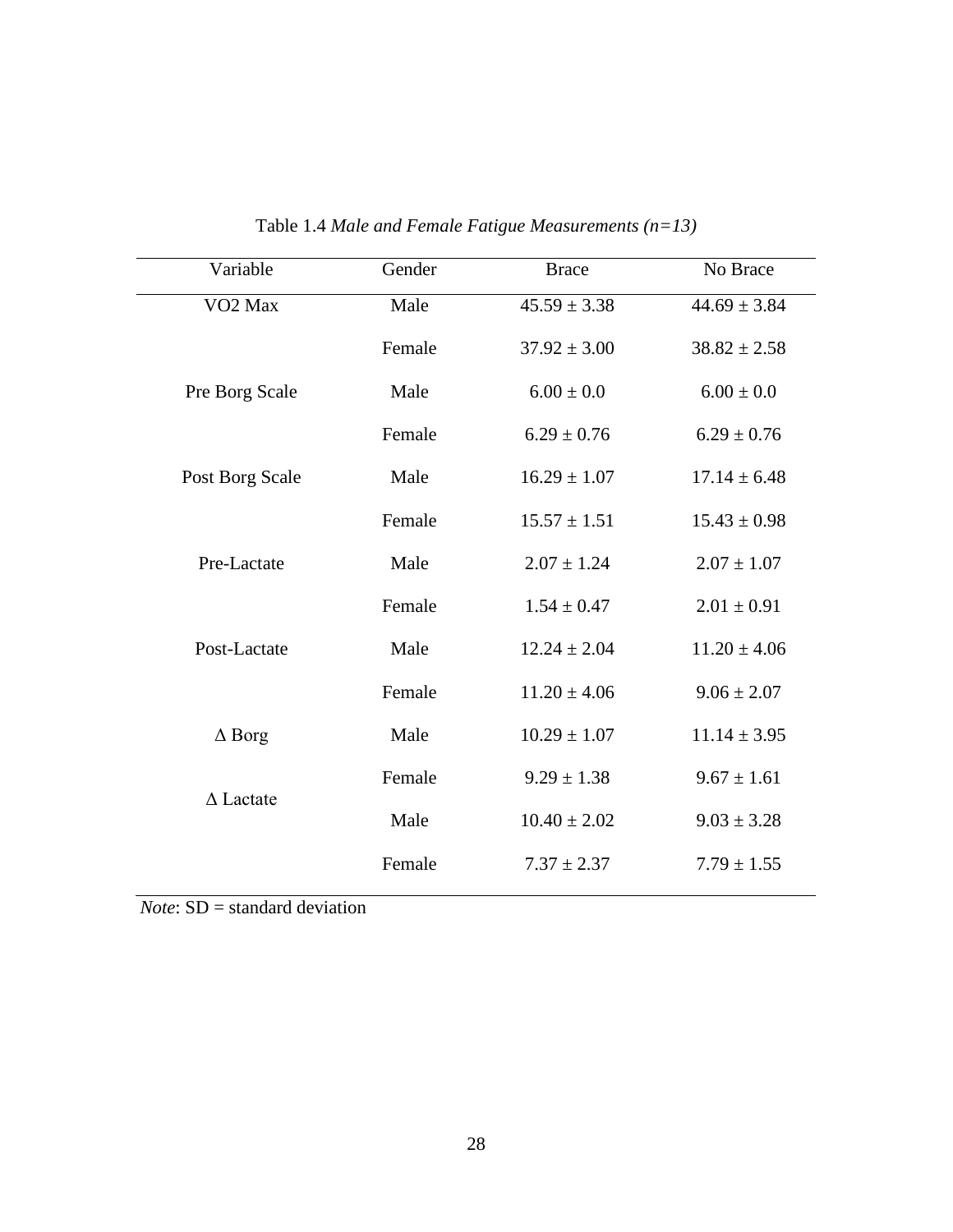Table 1.4 *Male and Female Fatigue Measurements (n=13)*

| Variable | Gender | Brace | No Brace |
|---|---|---|---|
| VO2 Max | Male | 45.59 ± 3.38 | 44.69 ± 3.84 |
| | Female | 37.92 ± 3.00 | 38.82 ± 2.58 |
| Pre Borg Scale | Male | 6.00 ± 0.0 | 6.00 ± 0.0 |
| | Female | 6.29 ± 0.76 | 6.29 ± 0.76 |
| Post Borg Scale | Male | 16.29 ± 1.07 | 17.14 ± 6.48 |
| | Female | 15.57 ± 1.51 | 15.43 ± 0.98 |
| Pre-Lactate | Male | 2.07 ± 1.24 | 2.07 ± 1.07 |
| | Female | 1.54 ± 0.47 | 2.01 ± 0.91 |
| Post-Lactate | Male | 12.24 ± 2.04 | 11.20 ± 4.06 |
| | Female | 11.20 ± 4.06 | 9.06 ± 2.07 |
| Δ Borg | Male | 10.29 ± 1.07 | 11.14 ± 3.95 |
| | Female | 9.29 ± 1.38 | 9.67 ± 1.61 |
| Δ Lactate | Male | 10.40 ± 2.02 | 9.03 ± 3.28 |
| | Female | 7.37 ± 2.37 | 7.79 ± 1.55 |

*Note*: SD = standard deviation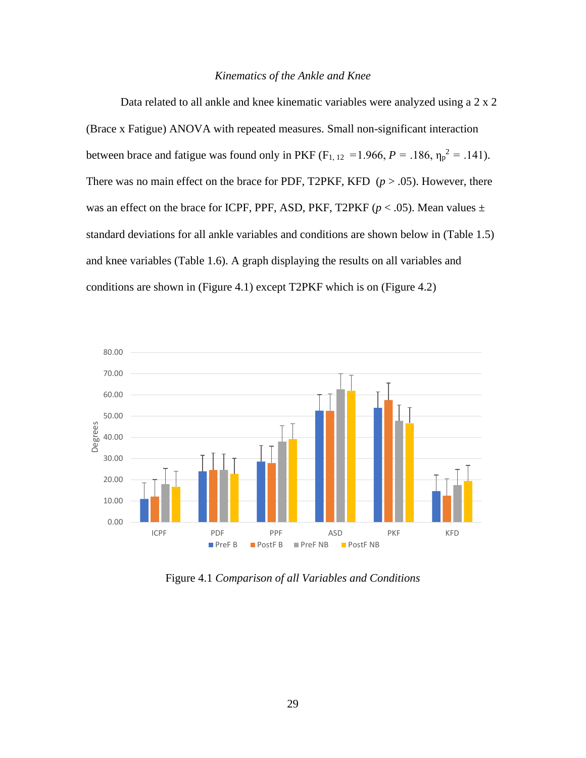*Kinematics of the Ankle and Knee*

Data related to all ankle and knee kinematic variables were analyzed using a 2 x 2 (Brace x Fatigue) ANOVA with repeated measures. Small non-significant interaction between brace and fatigue was found only in PKF ($F_{1,12}$ =1.966, $P$ = .186, $\eta_p^2$ = .141). There was no main effect on the brace for PDF, T2PKF, KFD ($p$ > .05). However, there was an effect on the brace for ICPF, PPF, ASD, PKF, T2PKF ($p$ < .05). Mean values ± standard deviations for all ankle variables and conditions are shown below in (Table 1.5) and knee variables (Table 1.6). A graph displaying the results on all variables and conditions are shown in (Figure 4.1) except T2PKF which is on (Figure 4.2)

Figure 4.1 *Comparison of all Variables and Conditions*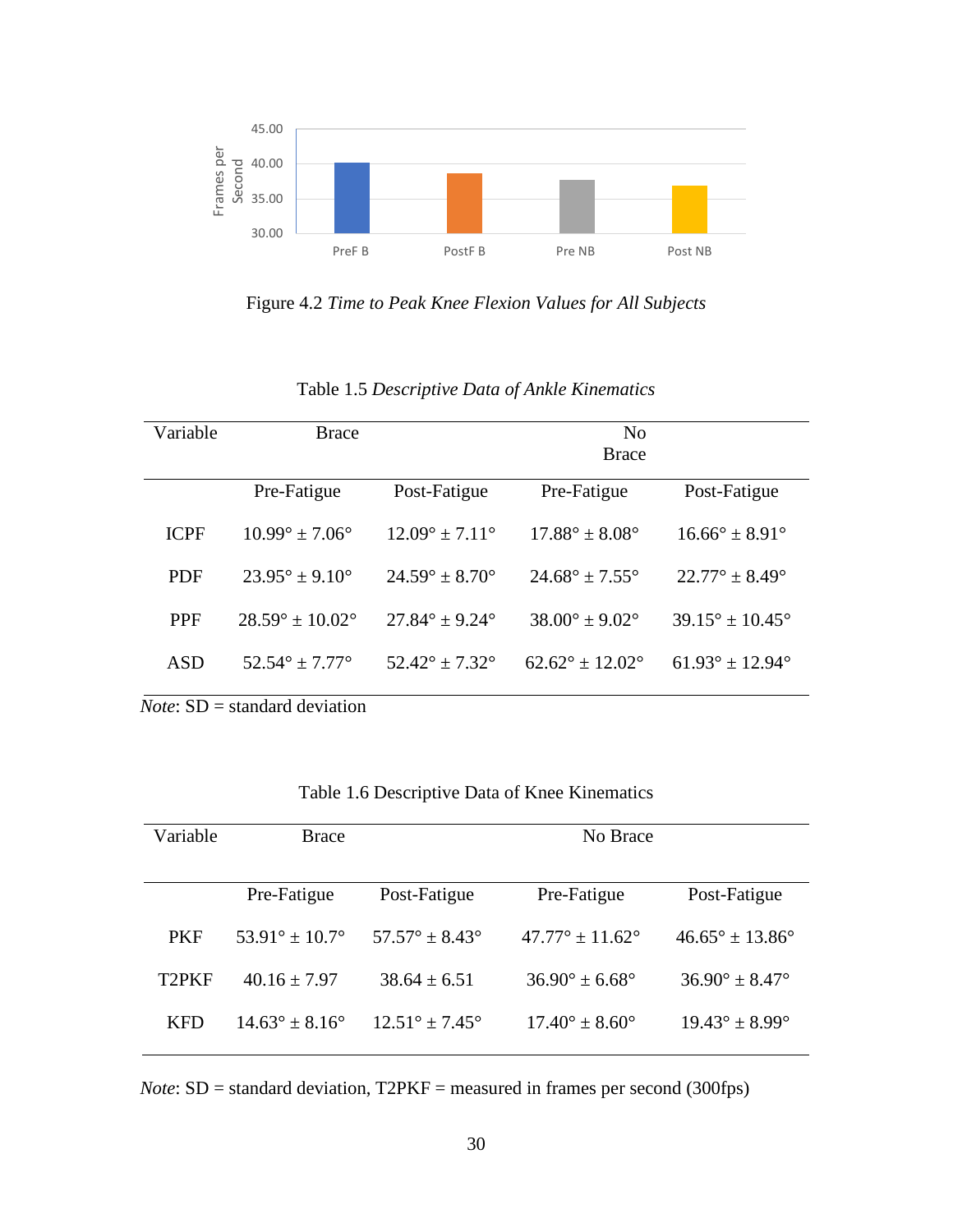Figure 4.2 *Time to Peak Knee Flexion Values for All Subjects*

Table 1.5 *Descriptive Data of Ankle Kinematics*

| Variable | Brace | | No Brace | |
|---|---|---|---|---|
| | Pre-Fatigue | Post-Fatigue | Pre-Fatigue | Post-Fatigue |
| ICPF | 10.99° ± 7.06° | 12.09° ± 7.11° | 17.88° ± 8.08° | 16.66° ± 8.91° |
| PDF | 23.95° ± 9.10° | 24.59° ± 8.70° | 24.68° ± 7.55° | 22.77° ± 8.49° |
| PPF | 28.59° ± 10.02° | 27.84° ± 9.24° | 38.00° ± 9.02° | 39.15° ± 10.45° |
| ASD | 52.54° ± 7.77° | 52.42° ± 7.32° | 62.62° ± 12.02° | 61.93° ± 12.94° |

*Note*: SD = standard deviation

Table 1.6 Descriptive Data of Knee Kinematics

| Variable | Brace | | No Brace | |
|---|---|---|---|---|
| | Pre-Fatigue | Post-Fatigue | Pre-Fatigue | Post-Fatigue |
| PKF | 53.91° ± 10.7° | 57.57° ± 8.43° | 47.77° ± 11.62° | 46.65° ± 13.86° |
| T2PKF | 40.16 ± 7.97 | 38.64 ± 6.51 | 36.90° ± 6.68° | 36.90° ± 8.47° |
| KFD | 14.63° ± 8.16° | 12.51° ± 7.45° | 17.40° ± 8.60° | 19.43° ± 8.99° |

*Note*: SD = standard deviation, T2PKF = measured in frames per second (300fps)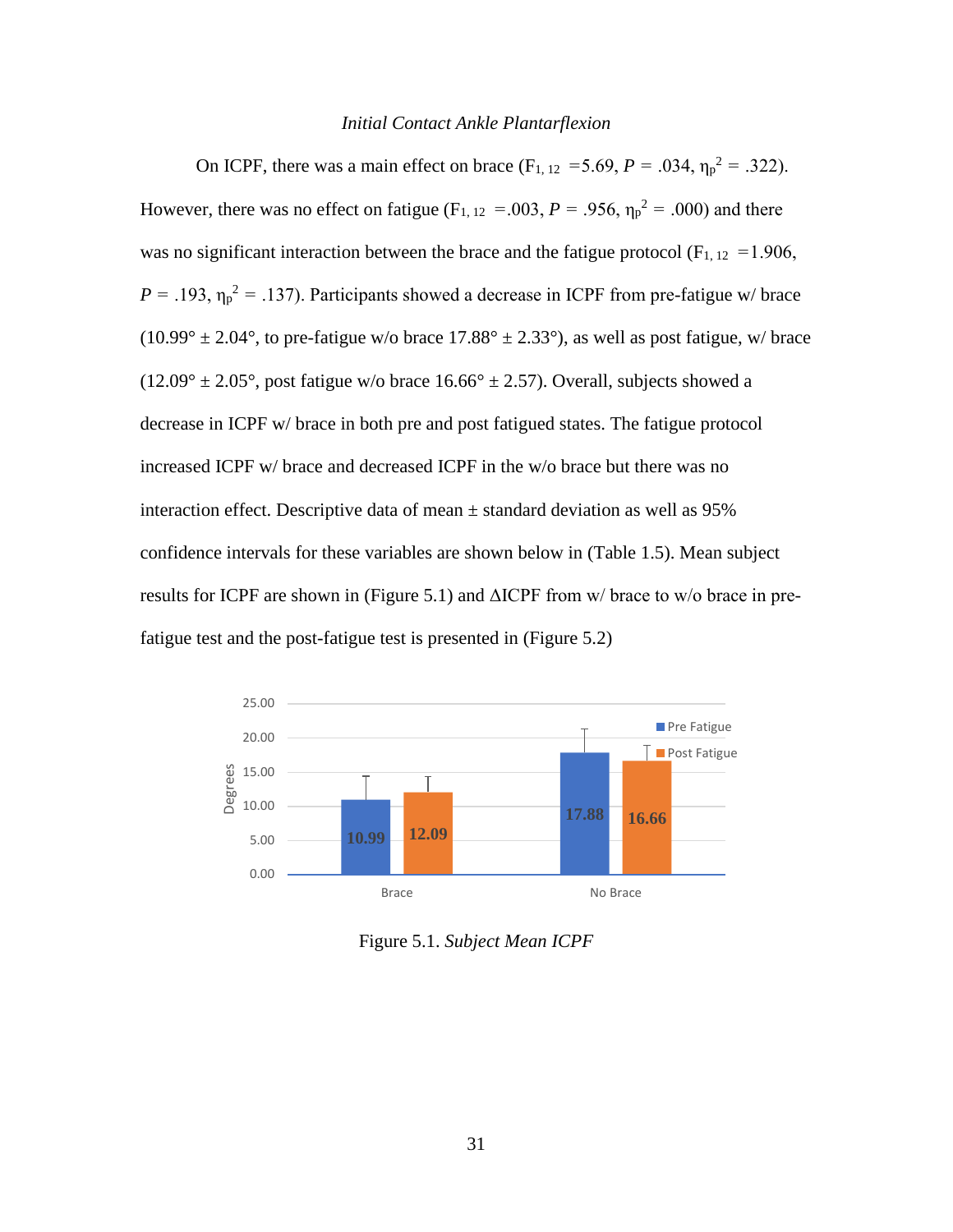### *Initial Contact Ankle Plantarflexion*

On ICPF, there was a main effect on brace ($F_{1, 12}$ =5.69, $P$ = .034, $\eta_p^2$ = .322). However, there was no effect on fatigue ($F_{1, 12}$ =.003, $P$ = .956, $\eta_p^2$ = .000) and there was no significant interaction between the brace and the fatigue protocol ($F_{1, 12}$ =1.906, $P$ = .193, $\eta_p^2$ = .137). Participants showed a decrease in ICPF from pre-fatigue w/ brace (10.99° ± 2.04°, to pre-fatigue w/o brace 17.88° ± 2.33°), as well as post fatigue, w/ brace (12.09° ± 2.05°, post fatigue w/o brace 16.66° ± 2.57). Overall, subjects showed a decrease in ICPF w/ brace in both pre and post fatigued states. The fatigue protocol increased ICPF w/ brace and decreased ICPF in the w/o brace but there was no interaction effect. Descriptive data of mean ± standard deviation as well as 95% confidence intervals for these variables are shown below in (Table 1.5). Mean subject results for ICPF are shown in (Figure 5.1) and ΔICPF from w/ brace to w/o brace in pre-fatigue test and the post-fatigue test is presented in (Figure 5.2)

Figure 5.1. *Subject Mean ICPF*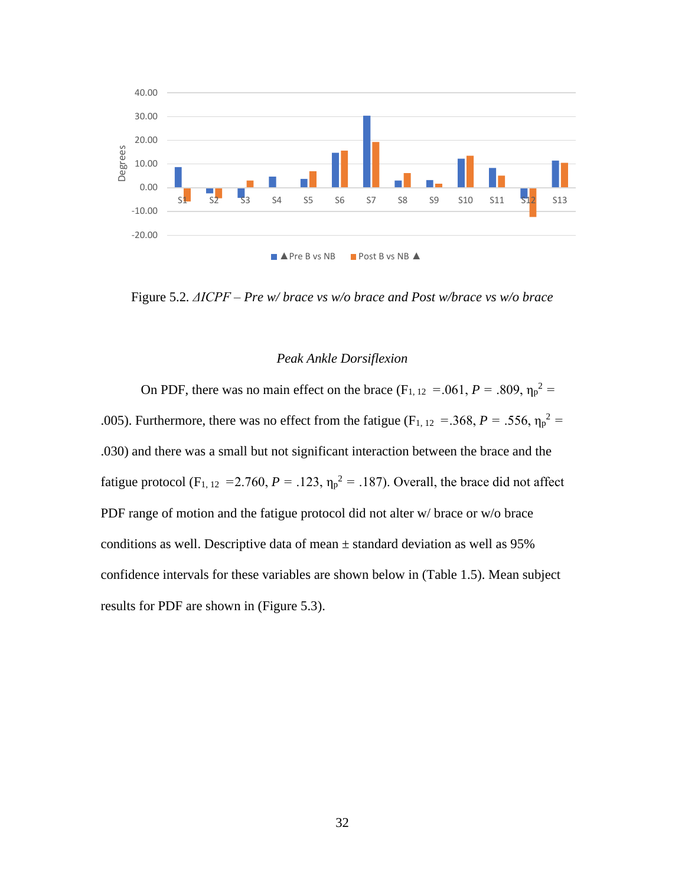Figure 5.2. *ΔICPF – Pre w/ brace vs w/o brace and Post w/brace vs w/o brace*

*Peak Ankle Dorsiflexion*

On PDF, there was no main effect on the brace ($F_{1,12}$ =.061, $P$ = .809, $\eta_p^2$ = .005). Furthermore, there was no effect from the fatigue ($F_{1,12}$ =.368, $P$ = .556, $\eta_p^2$ = .030) and there was a small but not significant interaction between the brace and the fatigue protocol ($F_{1,12}$ =2.760, $P$ = .123, $\eta_p^2$ = .187). Overall, the brace did not affect PDF range of motion and the fatigue protocol did not alter w/ brace or w/o brace conditions as well. Descriptive data of mean ± standard deviation as well as 95% confidence intervals for these variables are shown below in (Table 1.5). Mean subject results for PDF are shown in (Figure 5.3).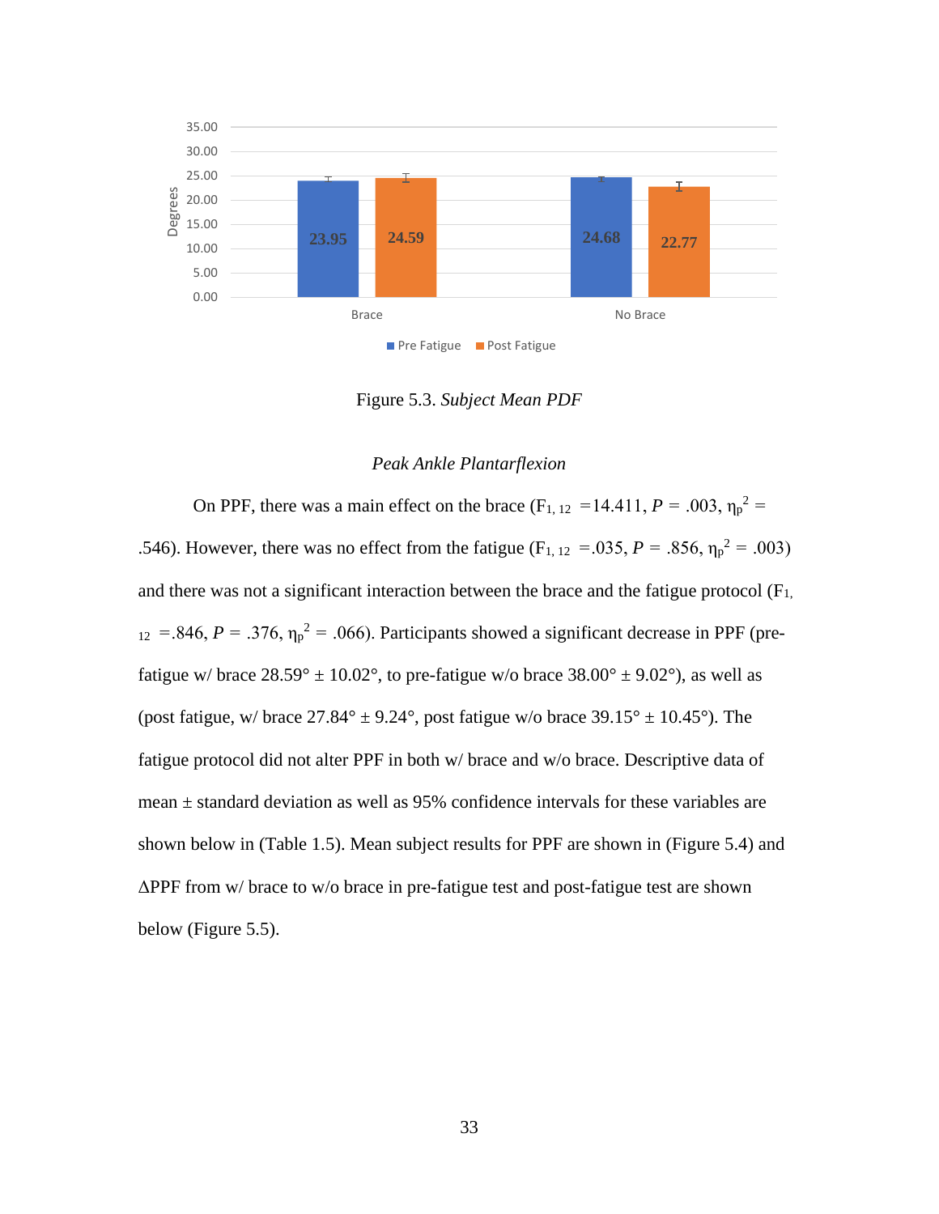Figure 5.3. *Subject Mean PDF*

*Peak Ankle Plantarflexion*

On PPF, there was a main effect on the brace ($F_{1, 12}$ =14.411, $P$ = .003, $\eta_p^2$ = .546). However, there was no effect from the fatigue ($F_{1, 12}$ =.035, $P$ = .856, $\eta_p^2$ = .003) and there was not a significant interaction between the brace and the fatigue protocol ($F_{1, 12}$ =.846, $P$ = .376, $\eta_p^2$ = .066). Participants showed a significant decrease in PPF (pre-fatigue w/ brace 28.59° ± 10.02°, to pre-fatigue w/o brace 38.00° ± 9.02°), as well as (post fatigue, w/ brace 27.84° ± 9.24°, post fatigue w/o brace 39.15° ± 10.45°). The fatigue protocol did not alter PPF in both w/ brace and w/o brace. Descriptive data of mean ± standard deviation as well as 95% confidence intervals for these variables are shown below in (Table 1.5). Mean subject results for PPF are shown in (Figure 5.4) and ΔPPF from w/ brace to w/o brace in pre-fatigue test and post-fatigue test are shown below (Figure 5.5).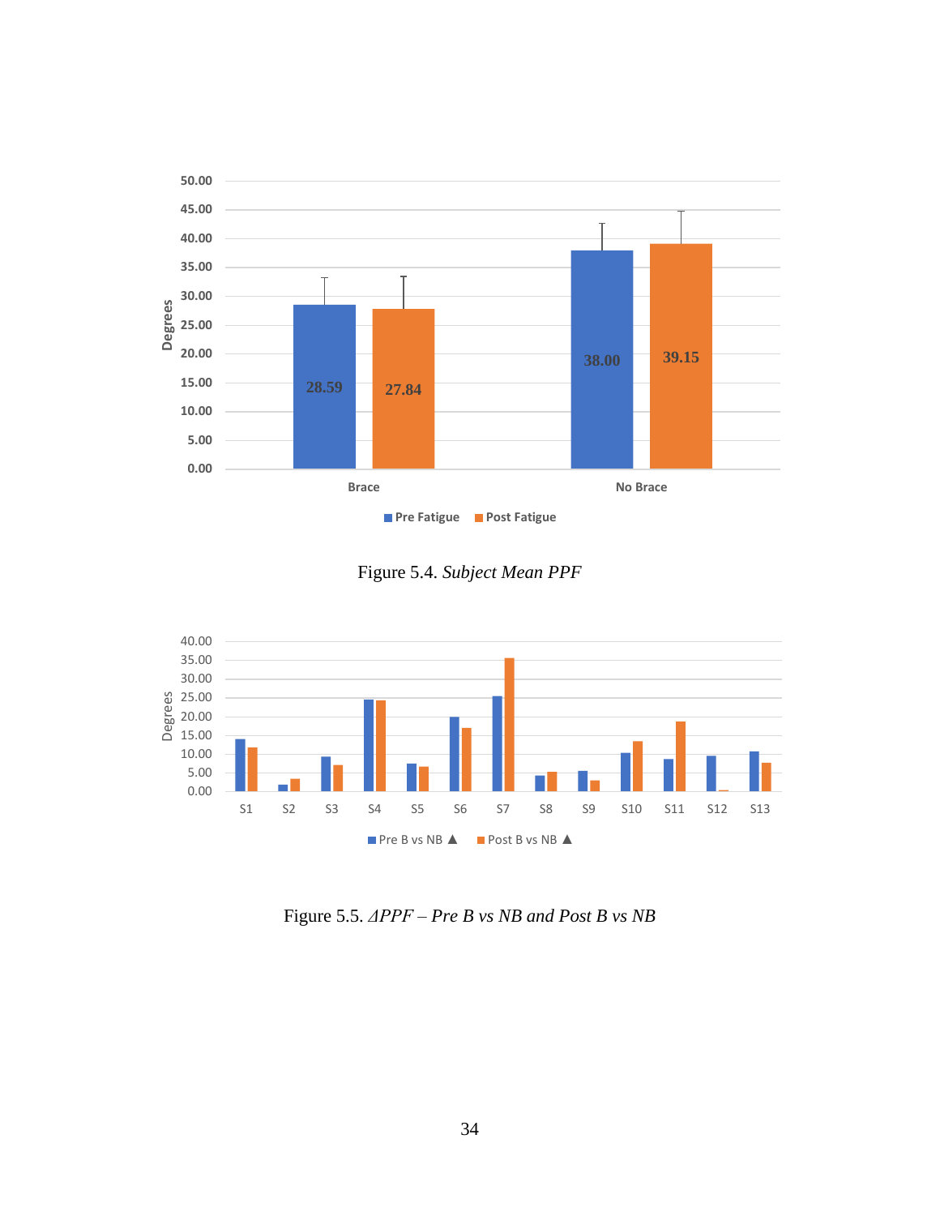Figure 5.4. *Subject Mean PPF*

Figure 5.5. *ΔPPF – Pre B vs NB and Post B vs NB*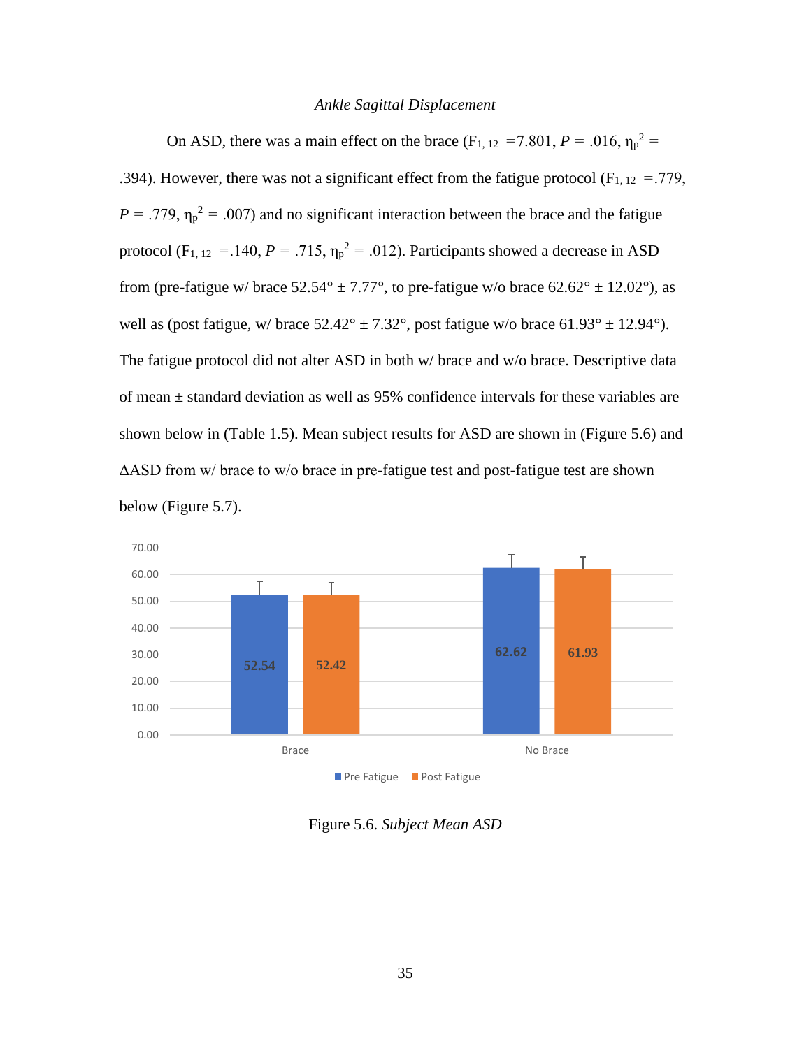*Ankle Sagittal Displacement*

On ASD, there was a main effect on the brace ($F_{1, 12}$ =7.801, $P$ = .016, $\eta_p^2$ = .394). However, there was not a significant effect from the fatigue protocol ($F_{1, 12}$ =.779, $P$ = .779, $\eta_p^2$ = .007) and no significant interaction between the brace and the fatigue protocol ($F_{1, 12}$ =.140, $P$ = .715, $\eta_p^2$ = .012). Participants showed a decrease in ASD from (pre-fatigue w/ brace 52.54° ± 7.77°, to pre-fatigue w/o brace 62.62° ± 12.02°), as well as (post fatigue, w/ brace 52.42° ± 7.32°, post fatigue w/o brace 61.93° ± 12.94°). The fatigue protocol did not alter ASD in both w/ brace and w/o brace. Descriptive data of mean ± standard deviation as well as 95% confidence intervals for these variables are shown below in (Table 1.5). Mean subject results for ASD are shown in (Figure 5.6) and ΔASD from w/ brace to w/o brace in pre-fatigue test and post-fatigue test are shown below (Figure 5.7).

Figure 5.6. *Subject Mean ASD*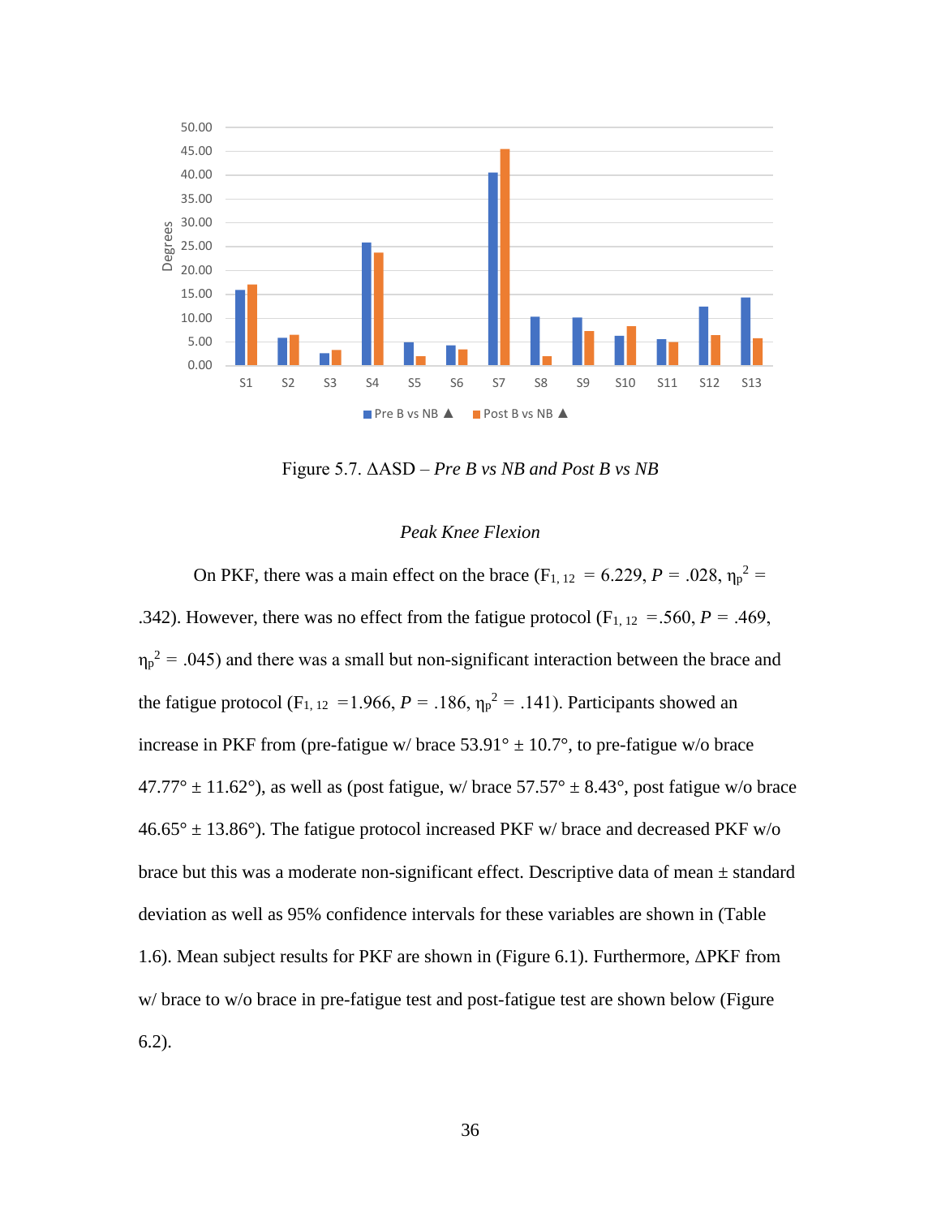Figure 5.7. ΔASD – *Pre B vs NB and Post B vs NB*

### *Peak Knee Flexion*

On PKF, there was a main effect on the brace ($F_{1, 12}$ = 6.229, *P* = .028, $\eta_p^2$ = .342). However, there was no effect from the fatigue protocol ($F_{1, 12}$ =.560, *P* = .469, $\eta_p^2$ = .045) and there was a small but non-significant interaction between the brace and the fatigue protocol ($F_{1, 12}$ =1.966, *P* = .186, $\eta_p^2$ = .141). Participants showed an increase in PKF from (pre-fatigue w/ brace 53.91° ± 10.7°, to pre-fatigue w/o brace 47.77° ± 11.62°), as well as (post fatigue, w/ brace 57.57° ± 8.43°, post fatigue w/o brace 46.65° ± 13.86°). The fatigue protocol increased PKF w/ brace and decreased PKF w/o brace but this was a moderate non-significant effect. Descriptive data of mean ± standard deviation as well as 95% confidence intervals for these variables are shown in (Table 1.6). Mean subject results for PKF are shown in (Figure 6.1). Furthermore, ΔPKF from w/ brace to w/o brace in pre-fatigue test and post-fatigue test are shown below (Figure 6.2).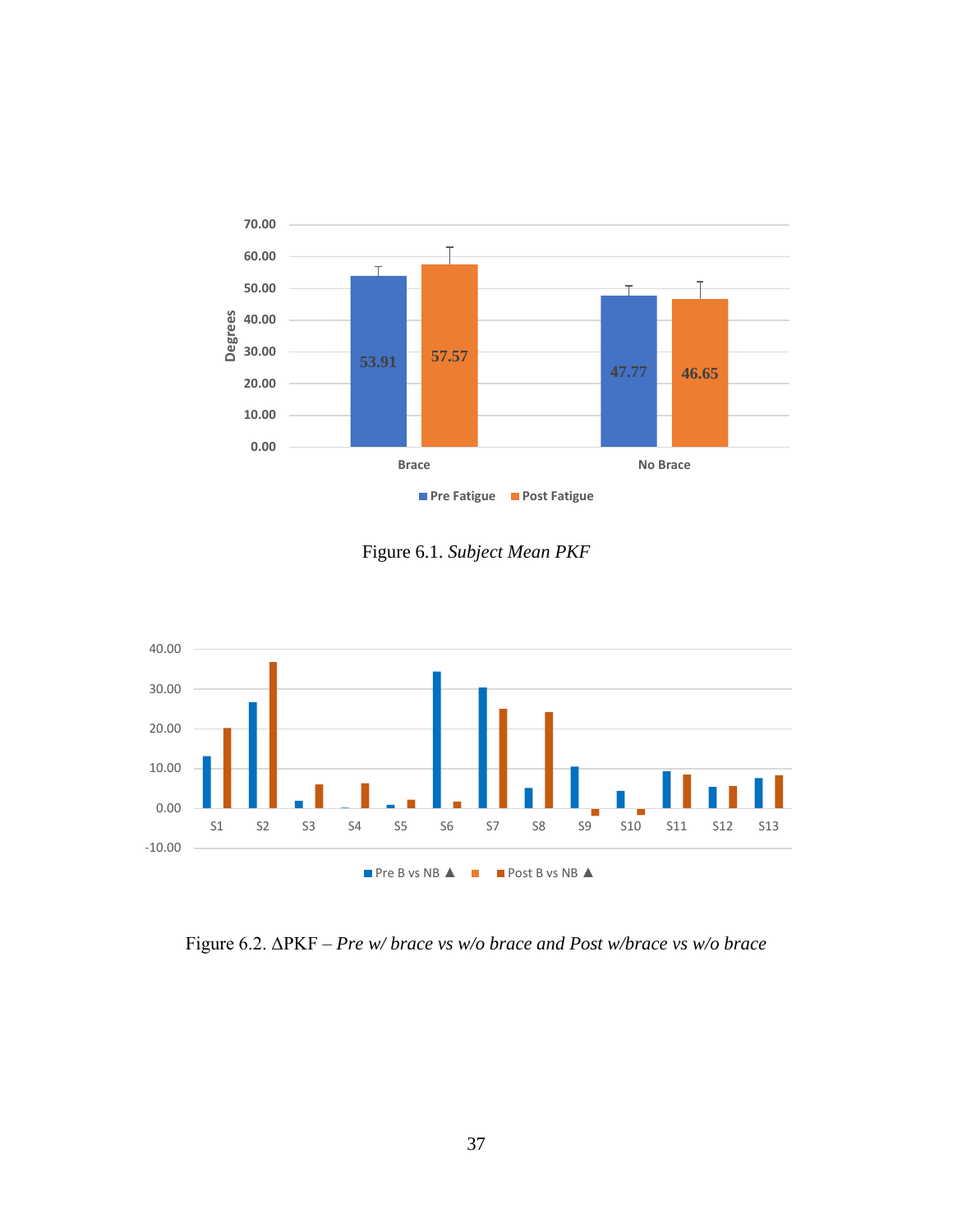Figure 6.1. *Subject Mean PKF*

Figure 6.2. ΔPKF – *Pre w/ brace vs w/o brace and Post w/brace vs w/o brace*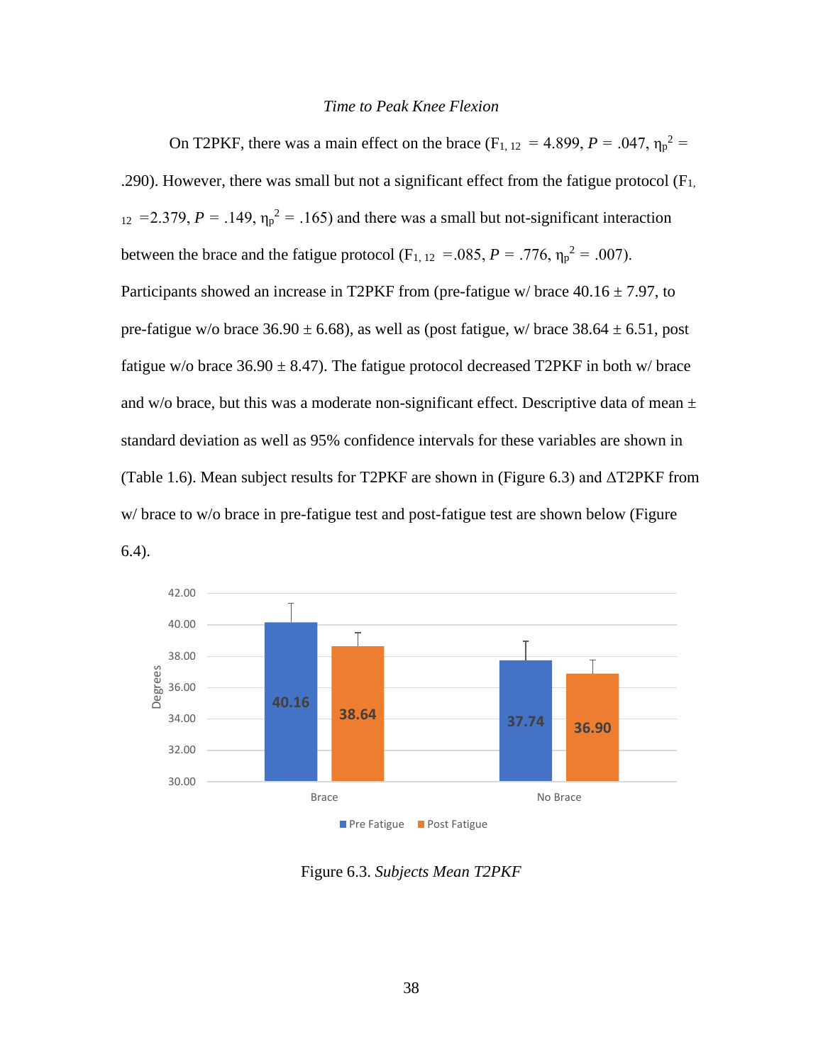*Time to Peak Knee Flexion*

On T2PKF, there was a main effect on the brace ($F_{1, 12}$ = 4.899, $P$ = .047, $\eta_p^2$ = .290). However, there was small but not a significant effect from the fatigue protocol ($F_{1, 12}$ =2.379, $P$ = .149, $\eta_p^2$ = .165) and there was a small but not-significant interaction between the brace and the fatigue protocol ($F_{1, 12}$ =.085, $P$ = .776, $\eta_p^2$ = .007). Participants showed an increase in T2PKF from (pre-fatigue w/ brace 40.16 ± 7.97, to pre-fatigue w/o brace 36.90 ± 6.68), as well as (post fatigue, w/ brace 38.64 ± 6.51, post fatigue w/o brace 36.90 ± 8.47). The fatigue protocol decreased T2PKF in both w/ brace and w/o brace, but this was a moderate non-significant effect. Descriptive data of mean ± standard deviation as well as 95% confidence intervals for these variables are shown in (Table 1.6). Mean subject results for T2PKF are shown in (Figure 6.3) and ΔT2PKF from w/ brace to w/o brace in pre-fatigue test and post-fatigue test are shown below (Figure 6.4).

Figure 6.3. *Subjects Mean T2PKF*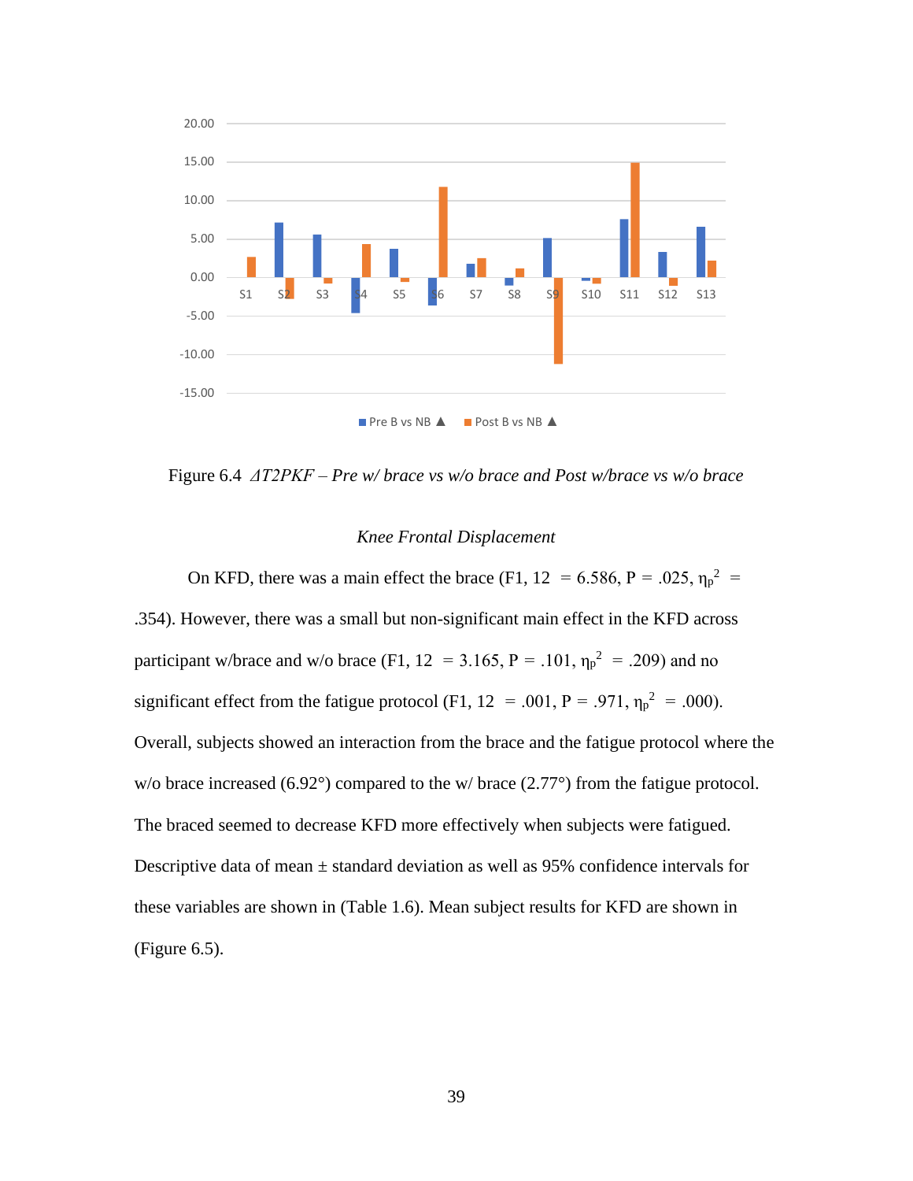Figure 6.4 *ΔT2PKF – Pre w/ brace vs w/o brace and Post w/brace vs w/o brace*

### *Knee Frontal Displacement*

On KFD, there was a main effect the brace ($F_{1, 12}$ = 6.586, P = .025, $\eta_p^2$ = .354). However, there was a small but non-significant main effect in the KFD across participant w/brace and w/o brace ($F_{1, 12}$ = 3.165, P = .101, $\eta_p^2$ = .209) and no significant effect from the fatigue protocol ($F_{1, 12}$ = .001, P = .971, $\eta_p^2$ = .000). Overall, subjects showed an interaction from the brace and the fatigue protocol where the w/o brace increased (6.92°) compared to the w/ brace (2.77°) from the fatigue protocol. The braced seemed to decrease KFD more effectively when subjects were fatigued. Descriptive data of mean ± standard deviation as well as 95% confidence intervals for these variables are shown in (Table 1.6). Mean subject results for KFD are shown in (Figure 6.5).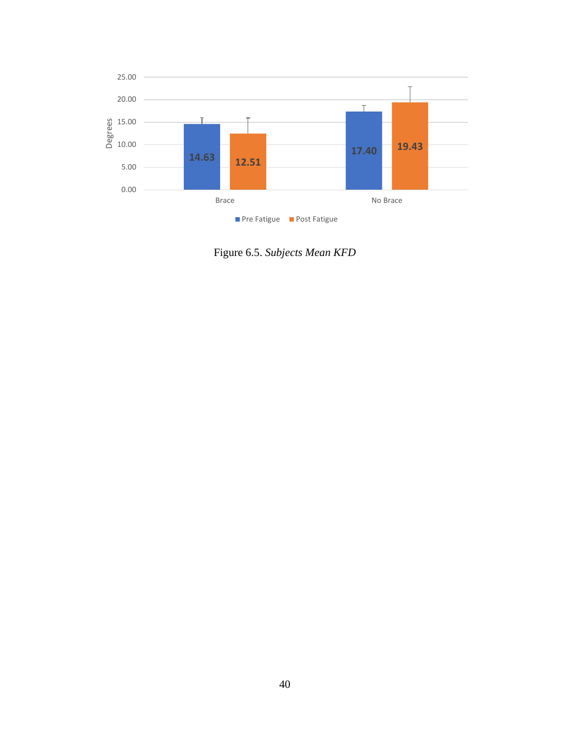Figure 6.5. *Subjects Mean KFD*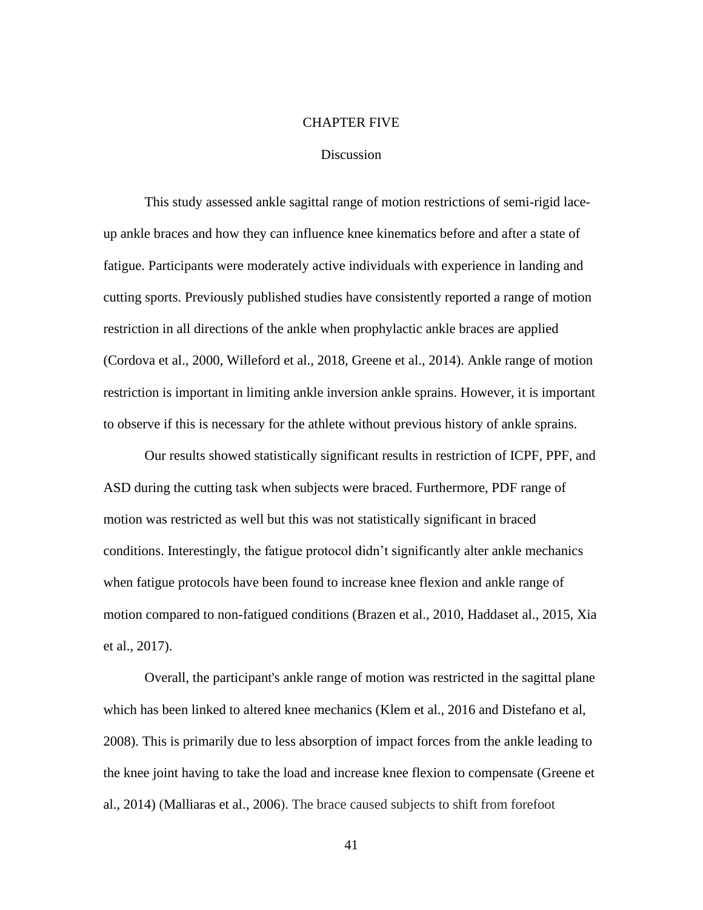# CHAPTER FIVE

## Discussion

This study assessed ankle sagittal range of motion restrictions of semi-rigid lace-up ankle braces and how they can influence knee kinematics before and after a state of fatigue. Participants were moderately active individuals with experience in landing and cutting sports. Previously published studies have consistently reported a range of motion restriction in all directions of the ankle when prophylactic ankle braces are applied (Cordova et al., 2000, Willeford et al., 2018, Greene et al., 2014). Ankle range of motion restriction is important in limiting ankle inversion ankle sprains. However, it is important to observe if this is necessary for the athlete without previous history of ankle sprains.

Our results showed statistically significant results in restriction of ICPF, PPF, and ASD during the cutting task when subjects were braced. Furthermore, PDF range of motion was restricted as well but this was not statistically significant in braced conditions. Interestingly, the fatigue protocol didn't significantly alter ankle mechanics when fatigue protocols have been found to increase knee flexion and ankle range of motion compared to non-fatigued conditions (Brazen et al., 2010, Haddaset al., 2015, Xia et al., 2017).

Overall, the participant's ankle range of motion was restricted in the sagittal plane which has been linked to altered knee mechanics (Klem et al., 2016 and Distefano et al, 2008). This is primarily due to less absorption of impact forces from the ankle leading to the knee joint having to take the load and increase knee flexion to compensate (Greene et al., 2014) (Malliaras et al., 2006). The brace caused subjects to shift from forefoot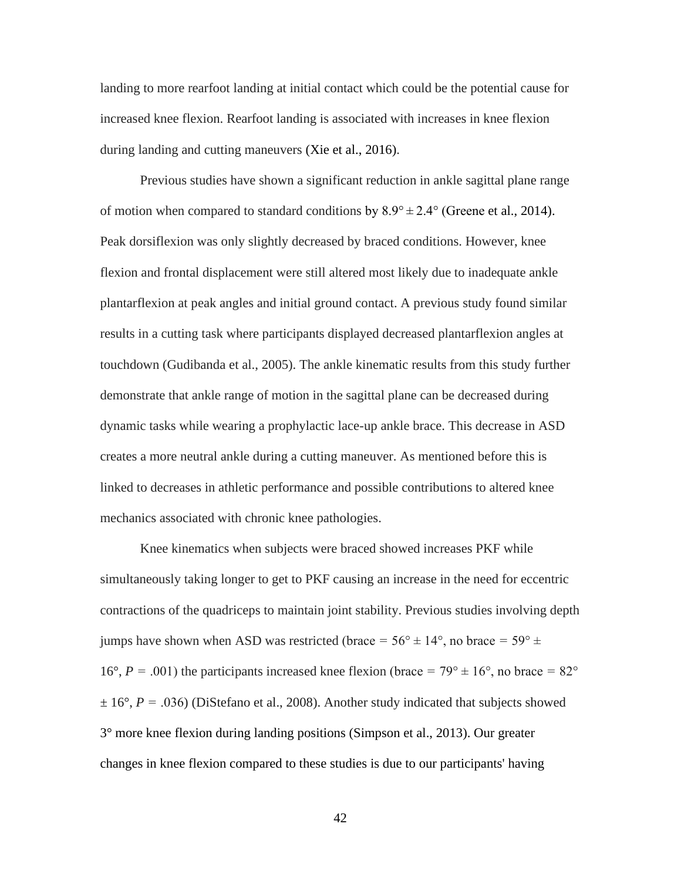landing to more rearfoot landing at initial contact which could be the potential cause for increased knee flexion. Rearfoot landing is associated with increases in knee flexion during landing and cutting maneuvers (Xie et al., 2016).

Previous studies have shown a significant reduction in ankle sagittal plane range of motion when compared to standard conditions by 8.9° ± 2.4° (Greene et al., 2014). Peak dorsiflexion was only slightly decreased by braced conditions. However, knee flexion and frontal displacement were still altered most likely due to inadequate ankle plantarflexion at peak angles and initial ground contact. A previous study found similar results in a cutting task where participants displayed decreased plantarflexion angles at touchdown (Gudibanda et al., 2005). The ankle kinematic results from this study further demonstrate that ankle range of motion in the sagittal plane can be decreased during dynamic tasks while wearing a prophylactic lace-up ankle brace. This decrease in ASD creates a more neutral ankle during a cutting maneuver. As mentioned before this is linked to decreases in athletic performance and possible contributions to altered knee mechanics associated with chronic knee pathologies.

Knee kinematics when subjects were braced showed increases PKF while simultaneously taking longer to get to PKF causing an increase in the need for eccentric contractions of the quadriceps to maintain joint stability. Previous studies involving depth jumps have shown when ASD was restricted (brace = 56° ± 14°, no brace = 59° ± 16°, $P = .001$) the participants increased knee flexion (brace = 79° ± 16°, no brace = 82° ± 16°, $P = .036$) (DiStefano et al., 2008). Another study indicated that subjects showed 3° more knee flexion during landing positions (Simpson et al., 2013). Our greater changes in knee flexion compared to these studies is due to our participants' having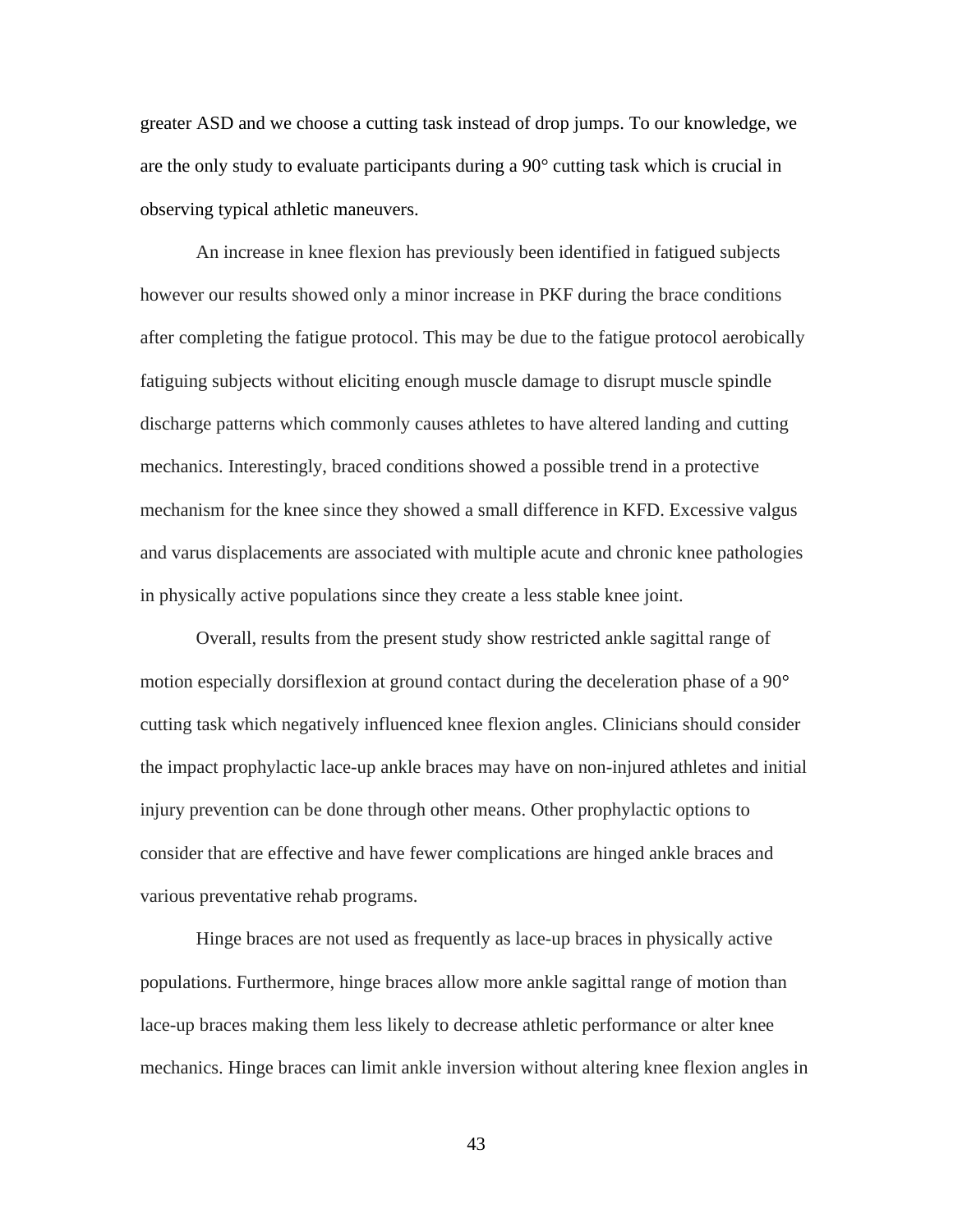greater ASD and we choose a cutting task instead of drop jumps. To our knowledge, we are the only study to evaluate participants during a 90° cutting task which is crucial in observing typical athletic maneuvers.

An increase in knee flexion has previously been identified in fatigued subjects however our results showed only a minor increase in PKF during the brace conditions after completing the fatigue protocol. This may be due to the fatigue protocol aerobically fatiguing subjects without eliciting enough muscle damage to disrupt muscle spindle discharge patterns which commonly causes athletes to have altered landing and cutting mechanics. Interestingly, braced conditions showed a possible trend in a protective mechanism for the knee since they showed a small difference in KFD. Excessive valgus and varus displacements are associated with multiple acute and chronic knee pathologies in physically active populations since they create a less stable knee joint.

Overall, results from the present study show restricted ankle sagittal range of motion especially dorsiflexion at ground contact during the deceleration phase of a 90° cutting task which negatively influenced knee flexion angles. Clinicians should consider the impact prophylactic lace-up ankle braces may have on non-injured athletes and initial injury prevention can be done through other means. Other prophylactic options to consider that are effective and have fewer complications are hinged ankle braces and various preventative rehab programs.

Hinge braces are not used as frequently as lace-up braces in physically active populations. Furthermore, hinge braces allow more ankle sagittal range of motion than lace-up braces making them less likely to decrease athletic performance or alter knee mechanics. Hinge braces can limit ankle inversion without altering knee flexion angles in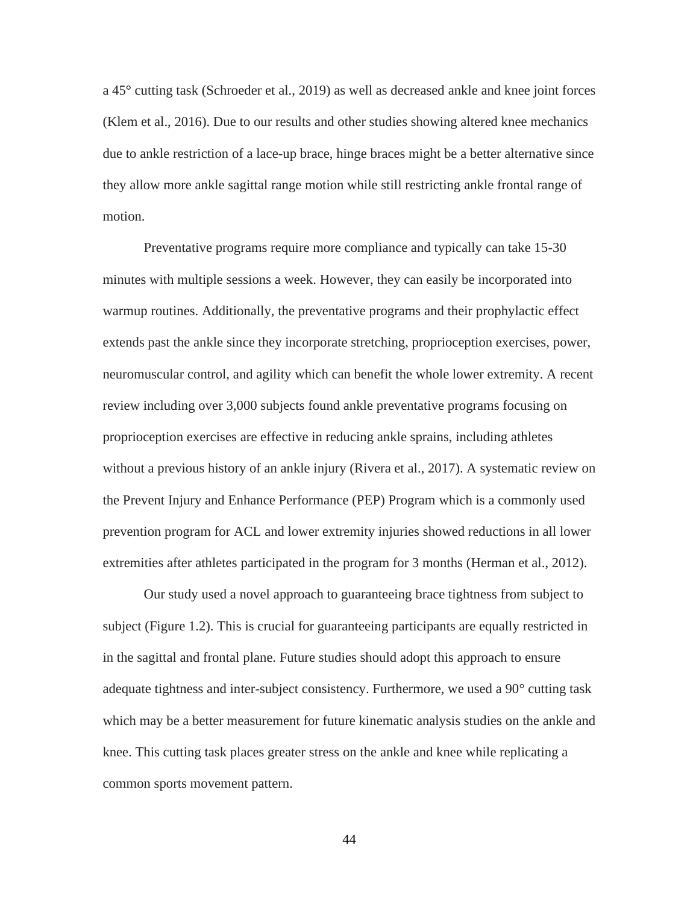a 45° cutting task (Schroeder et al., 2019) as well as decreased ankle and knee joint forces (Klem et al., 2016). Due to our results and other studies showing altered knee mechanics due to ankle restriction of a lace-up brace, hinge braces might be a better alternative since they allow more ankle sagittal range motion while still restricting ankle frontal range of motion.

Preventative programs require more compliance and typically can take 15-30 minutes with multiple sessions a week. However, they can easily be incorporated into warmup routines. Additionally, the preventative programs and their prophylactic effect extends past the ankle since they incorporate stretching, proprioception exercises, power, neuromuscular control, and agility which can benefit the whole lower extremity. A recent review including over 3,000 subjects found ankle preventative programs focusing on proprioception exercises are effective in reducing ankle sprains, including athletes without a previous history of an ankle injury (Rivera et al., 2017). A systematic review on the Prevent Injury and Enhance Performance (PEP) Program which is a commonly used prevention program for ACL and lower extremity injuries showed reductions in all lower extremities after athletes participated in the program for 3 months (Herman et al., 2012).

Our study used a novel approach to guaranteeing brace tightness from subject to subject (Figure 1.2). This is crucial for guaranteeing participants are equally restricted in in the sagittal and frontal plane. Future studies should adopt this approach to ensure adequate tightness and inter-subject consistency. Furthermore, we used a 90° cutting task which may be a better measurement for future kinematic analysis studies on the ankle and knee. This cutting task places greater stress on the ankle and knee while replicating a common sports movement pattern.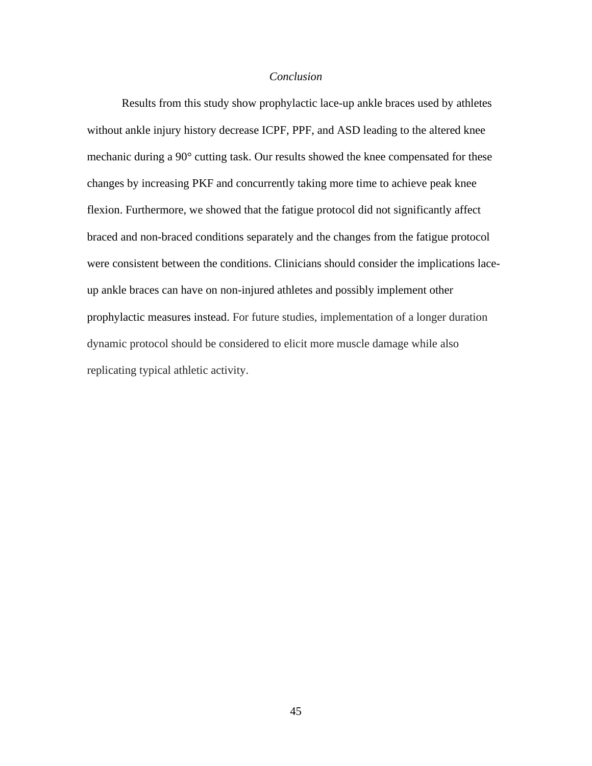*Conclusion*

Results from this study show prophylactic lace-up ankle braces used by athletes without ankle injury history decrease ICPF, PPF, and ASD leading to the altered knee mechanic during a 90° cutting task. Our results showed the knee compensated for these changes by increasing PKF and concurrently taking more time to achieve peak knee flexion. Furthermore, we showed that the fatigue protocol did not significantly affect braced and non-braced conditions separately and the changes from the fatigue protocol were consistent between the conditions. Clinicians should consider the implications lace-up ankle braces can have on non-injured athletes and possibly implement other prophylactic measures instead. For future studies, implementation of a longer duration dynamic protocol should be considered to elicit more muscle damage while also replicating typical athletic activity.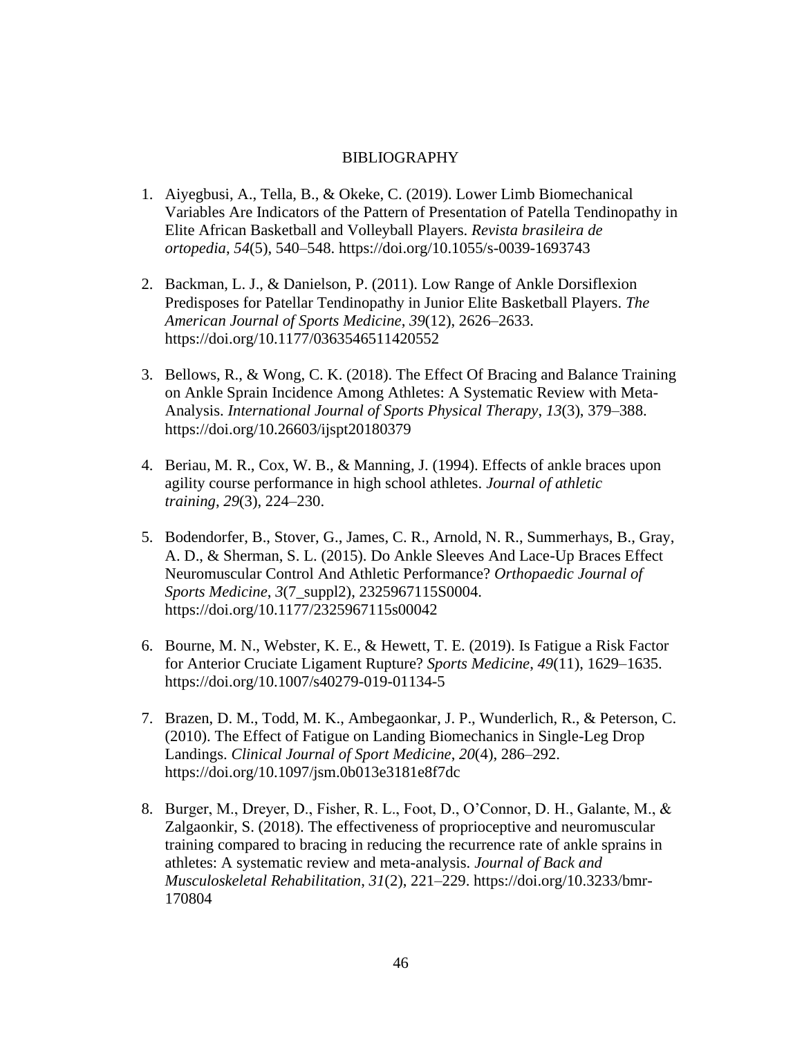# BIBLIOGRAPHY

1. Aiyegbusi, A., Tella, B., & Okeke, C. (2019). Lower Limb Biomechanical Variables Are Indicators of the Pattern of Presentation of Patella Tendinopathy in Elite African Basketball and Volleyball Players. *Revista brasileira de ortopedia*, *54*(5), 540–548. https://doi.org/10.1055/s-0039-1693743

2. Backman, L. J., & Danielson, P. (2011). Low Range of Ankle Dorsiflexion Predisposes for Patellar Tendinopathy in Junior Elite Basketball Players. *The American Journal of Sports Medicine*, *39*(12), 2626–2633. https://doi.org/10.1177/0363546511420552

3. Bellows, R., & Wong, C. K. (2018). The Effect Of Bracing and Balance Training on Ankle Sprain Incidence Among Athletes: A Systematic Review with Meta-Analysis. *International Journal of Sports Physical Therapy*, *13*(3), 379–388. https://doi.org/10.26603/ijspt20180379

4. Beriau, M. R., Cox, W. B., & Manning, J. (1994). Effects of ankle braces upon agility course performance in high school athletes. *Journal of athletic training*, *29*(3), 224–230.

5. Bodendorfer, B., Stover, G., James, C. R., Arnold, N. R., Summerhays, B., Gray, A. D., & Sherman, S. L. (2015). Do Ankle Sleeves And Lace-Up Braces Effect Neuromuscular Control And Athletic Performance? *Orthopaedic Journal of Sports Medicine*, *3*(7_suppl2), 2325967115S0004. https://doi.org/10.1177/2325967115s00042

6. Bourne, M. N., Webster, K. E., & Hewett, T. E. (2019). Is Fatigue a Risk Factor for Anterior Cruciate Ligament Rupture? *Sports Medicine*, *49*(11), 1629–1635. https://doi.org/10.1007/s40279-019-01134-5

7. Brazen, D. M., Todd, M. K., Ambegaonkar, J. P., Wunderlich, R., & Peterson, C. (2010). The Effect of Fatigue on Landing Biomechanics in Single-Leg Drop Landings. *Clinical Journal of Sport Medicine*, *20*(4), 286–292. https://doi.org/10.1097/jsm.0b013e3181e8f7dc

8. Burger, M., Dreyer, D., Fisher, R. L., Foot, D., O'Connor, D. H., Galante, M., & Zalgaonkir, S. (2018). The effectiveness of proprioceptive and neuromuscular training compared to bracing in reducing the recurrence rate of ankle sprains in athletes: A systematic review and meta-analysis. *Journal of Back and Musculoskeletal Rehabilitation*, *31*(2), 221–229. https://doi.org/10.3233/bmr-170804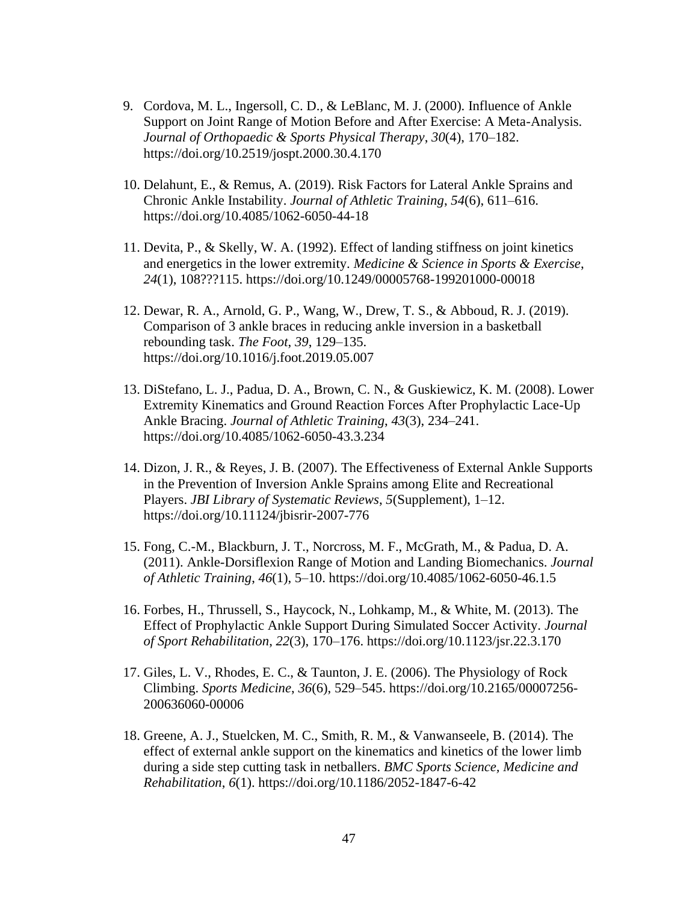9. Cordova, M. L., Ingersoll, C. D., & LeBlanc, M. J. (2000). Influence of Ankle Support on Joint Range of Motion Before and After Exercise: A Meta-Analysis. *Journal of Orthopaedic & Sports Physical Therapy*, *30*(4), 170–182. https://doi.org/10.2519/jospt.2000.30.4.170

10. Delahunt, E., & Remus, A. (2019). Risk Factors for Lateral Ankle Sprains and Chronic Ankle Instability. *Journal of Athletic Training*, *54*(6), 611–616. https://doi.org/10.4085/1062-6050-44-18

11. Devita, P., & Skelly, W. A. (1992). Effect of landing stiffness on joint kinetics and energetics in the lower extremity. *Medicine & Science in Sports & Exercise*, *24*(1), 108???115. https://doi.org/10.1249/00005768-199201000-00018

12. Dewar, R. A., Arnold, G. P., Wang, W., Drew, T. S., & Abboud, R. J. (2019). Comparison of 3 ankle braces in reducing ankle inversion in a basketball rebounding task. *The Foot*, *39*, 129–135. https://doi.org/10.1016/j.foot.2019.05.007

13. DiStefano, L. J., Padua, D. A., Brown, C. N., & Guskiewicz, K. M. (2008). Lower Extremity Kinematics and Ground Reaction Forces After Prophylactic Lace-Up Ankle Bracing. *Journal of Athletic Training*, *43*(3), 234–241. https://doi.org/10.4085/1062-6050-43.3.234

14. Dizon, J. R., & Reyes, J. B. (2007). The Effectiveness of External Ankle Supports in the Prevention of Inversion Ankle Sprains among Elite and Recreational Players. *JBI Library of Systematic Reviews*, *5*(Supplement), 1–12. https://doi.org/10.11124/jbisrir-2007-776

15. Fong, C.-M., Blackburn, J. T., Norcross, M. F., McGrath, M., & Padua, D. A. (2011). Ankle-Dorsiflexion Range of Motion and Landing Biomechanics. *Journal of Athletic Training*, *46*(1), 5–10. https://doi.org/10.4085/1062-6050-46.1.5

16. Forbes, H., Thrussell, S., Haycock, N., Lohkamp, M., & White, M. (2013). The Effect of Prophylactic Ankle Support During Simulated Soccer Activity. *Journal of Sport Rehabilitation*, *22*(3), 170–176. https://doi.org/10.1123/jsr.22.3.170

17. Giles, L. V., Rhodes, E. C., & Taunton, J. E. (2006). The Physiology of Rock Climbing. *Sports Medicine*, *36*(6), 529–545. https://doi.org/10.2165/00007256-200636060-00006

18. Greene, A. J., Stuelcken, M. C., Smith, R. M., & Vanwanseele, B. (2014). The effect of external ankle support on the kinematics and kinetics of the lower limb during a side step cutting task in netballers. *BMC Sports Science, Medicine and Rehabilitation*, *6*(1). https://doi.org/10.1186/2052-1847-6-42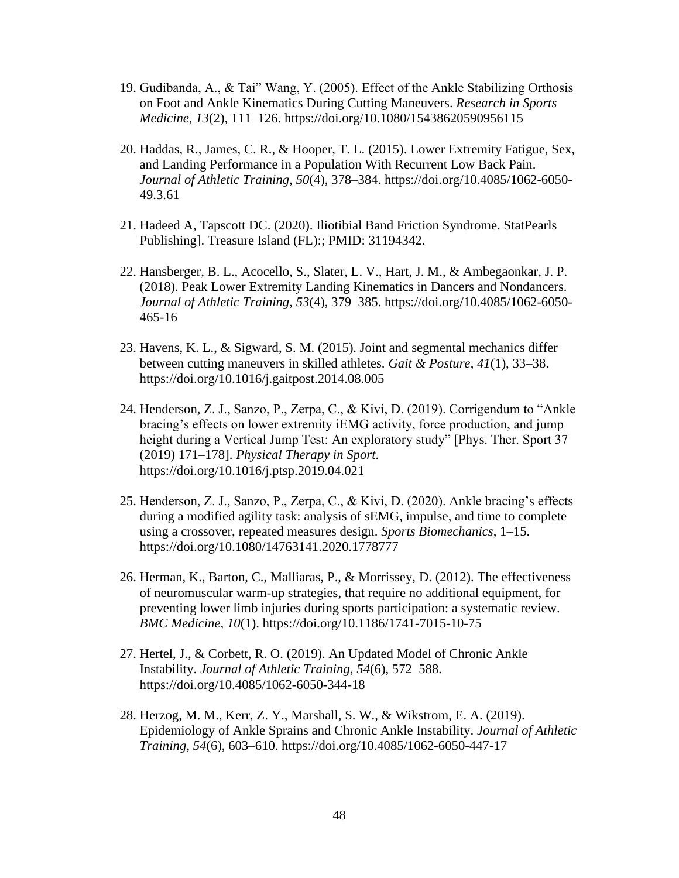19. Gudibanda, A., & Tai" Wang, Y. (2005). Effect of the Ankle Stabilizing Orthosis on Foot and Ankle Kinematics During Cutting Maneuvers. *Research in Sports Medicine*, *13*(2), 111–126. https://doi.org/10.1080/15438620590956115

20. Haddas, R., James, C. R., & Hooper, T. L. (2015). Lower Extremity Fatigue, Sex, and Landing Performance in a Population With Recurrent Low Back Pain. *Journal of Athletic Training*, *50*(4), 378–384. https://doi.org/10.4085/1062-6050-49.3.61

21. Hadeed A, Tapscott DC. (2020). Iliotibial Band Friction Syndrome. StatPearls Publishing]. Treasure Island (FL):; PMID: 31194342.

22. Hansberger, B. L., Acocello, S., Slater, L. V., Hart, J. M., & Ambegaonkar, J. P. (2018). Peak Lower Extremity Landing Kinematics in Dancers and Nondancers. *Journal of Athletic Training*, *53*(4), 379–385. https://doi.org/10.4085/1062-6050-465-16

23. Havens, K. L., & Sigward, S. M. (2015). Joint and segmental mechanics differ between cutting maneuvers in skilled athletes. *Gait & Posture*, *41*(1), 33–38. https://doi.org/10.1016/j.gaitpost.2014.08.005

24. Henderson, Z. J., Sanzo, P., Zerpa, C., & Kivi, D. (2019). Corrigendum to "Ankle bracing's effects on lower extremity iEMG activity, force production, and jump height during a Vertical Jump Test: An exploratory study" [Phys. Ther. Sport 37 (2019) 171–178]. *Physical Therapy in Sport*. https://doi.org/10.1016/j.ptsp.2019.04.021

25. Henderson, Z. J., Sanzo, P., Zerpa, C., & Kivi, D. (2020). Ankle bracing's effects during a modified agility task: analysis of sEMG, impulse, and time to complete using a crossover, repeated measures design. *Sports Biomechanics*, 1–15. https://doi.org/10.1080/14763141.2020.1778777

26. Herman, K., Barton, C., Malliaras, P., & Morrissey, D. (2012). The effectiveness of neuromuscular warm-up strategies, that require no additional equipment, for preventing lower limb injuries during sports participation: a systematic review. *BMC Medicine*, *10*(1). https://doi.org/10.1186/1741-7015-10-75

27. Hertel, J., & Corbett, R. O. (2019). An Updated Model of Chronic Ankle Instability. *Journal of Athletic Training*, *54*(6), 572–588. https://doi.org/10.4085/1062-6050-344-18

28. Herzog, M. M., Kerr, Z. Y., Marshall, S. W., & Wikstrom, E. A. (2019). Epidemiology of Ankle Sprains and Chronic Ankle Instability. *Journal of Athletic Training*, *54*(6), 603–610. https://doi.org/10.4085/1062-6050-447-17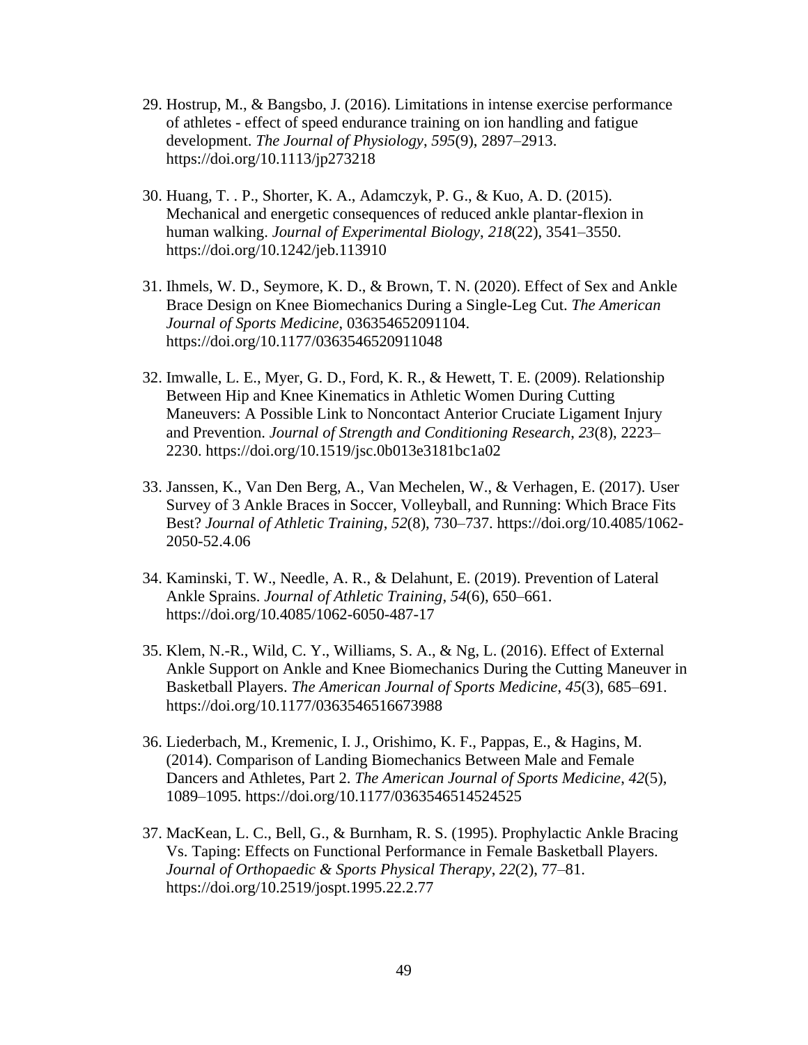29. Hostrup, M., & Bangsbo, J. (2016). Limitations in intense exercise performance of athletes - effect of speed endurance training on ion handling and fatigue development. *The Journal of Physiology*, *595*(9), 2897–2913. https://doi.org/10.1113/jp273218

30. Huang, T. . P., Shorter, K. A., Adamczyk, P. G., & Kuo, A. D. (2015). Mechanical and energetic consequences of reduced ankle plantar-flexion in human walking. *Journal of Experimental Biology*, *218*(22), 3541–3550. https://doi.org/10.1242/jeb.113910

31. Ihmels, W. D., Seymore, K. D., & Brown, T. N. (2020). Effect of Sex and Ankle Brace Design on Knee Biomechanics During a Single-Leg Cut. *The American Journal of Sports Medicine*, 036354652091104. https://doi.org/10.1177/0363546520911048

32. Imwalle, L. E., Myer, G. D., Ford, K. R., & Hewett, T. E. (2009). Relationship Between Hip and Knee Kinematics in Athletic Women During Cutting Maneuvers: A Possible Link to Noncontact Anterior Cruciate Ligament Injury and Prevention. *Journal of Strength and Conditioning Research*, *23*(8), 2223–2230. https://doi.org/10.1519/jsc.0b013e3181bc1a02

33. Janssen, K., Van Den Berg, A., Van Mechelen, W., & Verhagen, E. (2017). User Survey of 3 Ankle Braces in Soccer, Volleyball, and Running: Which Brace Fits Best? *Journal of Athletic Training*, *52*(8), 730–737. https://doi.org/10.4085/1062-2050-52.4.06

34. Kaminski, T. W., Needle, A. R., & Delahunt, E. (2019). Prevention of Lateral Ankle Sprains. *Journal of Athletic Training*, *54*(6), 650–661. https://doi.org/10.4085/1062-6050-487-17

35. Klem, N.-R., Wild, C. Y., Williams, S. A., & Ng, L. (2016). Effect of External Ankle Support on Ankle and Knee Biomechanics During the Cutting Maneuver in Basketball Players. *The American Journal of Sports Medicine*, *45*(3), 685–691. https://doi.org/10.1177/0363546516673988

36. Liederbach, M., Kremenic, I. J., Orishimo, K. F., Pappas, E., & Hagins, M. (2014). Comparison of Landing Biomechanics Between Male and Female Dancers and Athletes, Part 2. *The American Journal of Sports Medicine*, *42*(5), 1089–1095. https://doi.org/10.1177/0363546514524525

37. MacKean, L. C., Bell, G., & Burnham, R. S. (1995). Prophylactic Ankle Bracing Vs. Taping: Effects on Functional Performance in Female Basketball Players. *Journal of Orthopaedic & Sports Physical Therapy*, *22*(2), 77–81. https://doi.org/10.2519/jospt.1995.22.2.77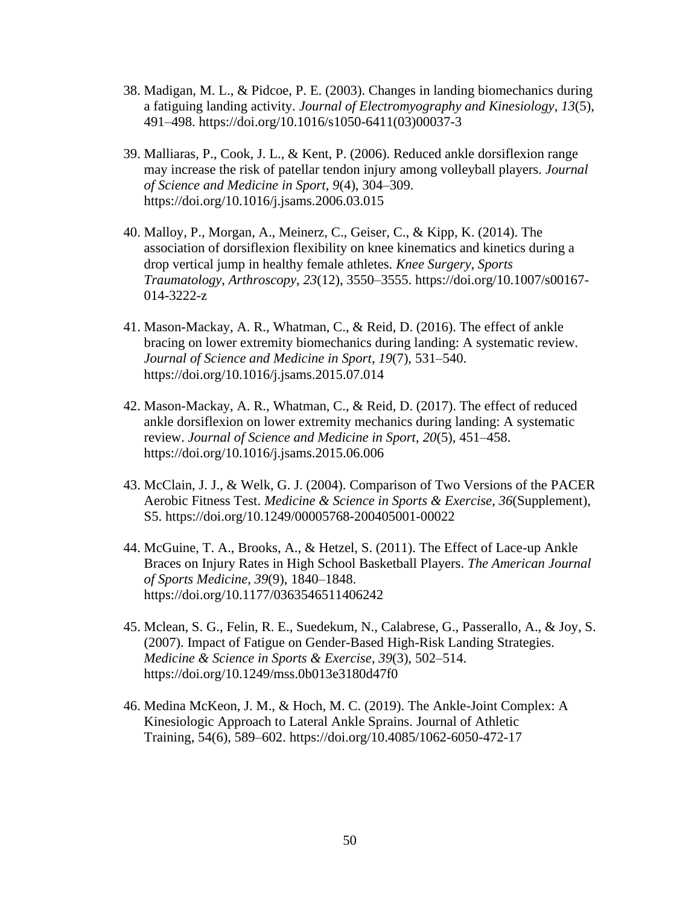38. Madigan, M. L., & Pidcoe, P. E. (2003). Changes in landing biomechanics during a fatiguing landing activity. *Journal of Electromyography and Kinesiology*, *13*(5), 491–498. https://doi.org/10.1016/s1050-6411(03)00037-3

39. Malliaras, P., Cook, J. L., & Kent, P. (2006). Reduced ankle dorsiflexion range may increase the risk of patellar tendon injury among volleyball players. *Journal of Science and Medicine in Sport*, *9*(4), 304–309. https://doi.org/10.1016/j.jsams.2006.03.015

40. Malloy, P., Morgan, A., Meinerz, C., Geiser, C., & Kipp, K. (2014). The association of dorsiflexion flexibility on knee kinematics and kinetics during a drop vertical jump in healthy female athletes. *Knee Surgery, Sports Traumatology, Arthroscopy*, *23*(12), 3550–3555. https://doi.org/10.1007/s00167-014-3222-z

41. Mason-Mackay, A. R., Whatman, C., & Reid, D. (2016). The effect of ankle bracing on lower extremity biomechanics during landing: A systematic review. *Journal of Science and Medicine in Sport*, *19*(7), 531–540. https://doi.org/10.1016/j.jsams.2015.07.014

42. Mason-Mackay, A. R., Whatman, C., & Reid, D. (2017). The effect of reduced ankle dorsiflexion on lower extremity mechanics during landing: A systematic review. *Journal of Science and Medicine in Sport*, *20*(5), 451–458. https://doi.org/10.1016/j.jsams.2015.06.006

43. McClain, J. J., & Welk, G. J. (2004). Comparison of Two Versions of the PACER Aerobic Fitness Test. *Medicine & Science in Sports & Exercise*, *36*(Supplement), S5. https://doi.org/10.1249/00005768-200405001-00022

44. McGuine, T. A., Brooks, A., & Hetzel, S. (2011). The Effect of Lace-up Ankle Braces on Injury Rates in High School Basketball Players. *The American Journal of Sports Medicine*, *39*(9), 1840–1848. https://doi.org/10.1177/0363546511406242

45. Mclean, S. G., Felin, R. E., Suedekum, N., Calabrese, G., Passerallo, A., & Joy, S. (2007). Impact of Fatigue on Gender-Based High-Risk Landing Strategies. *Medicine & Science in Sports & Exercise*, *39*(3), 502–514. https://doi.org/10.1249/mss.0b013e3180d47f0

46. Medina McKeon, J. M., & Hoch, M. C. (2019). The Ankle-Joint Complex: A Kinesiologic Approach to Lateral Ankle Sprains. Journal of Athletic Training, 54(6), 589–602. https://doi.org/10.4085/1062-6050-472-17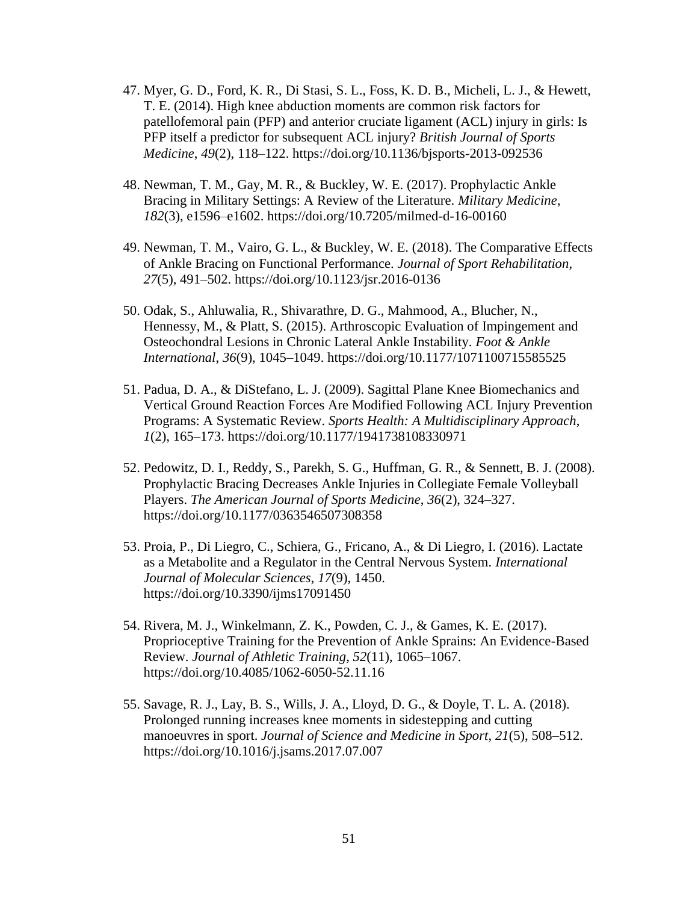47. Myer, G. D., Ford, K. R., Di Stasi, S. L., Foss, K. D. B., Micheli, L. J., & Hewett, T. E. (2014). High knee abduction moments are common risk factors for patellofemoral pain (PFP) and anterior cruciate ligament (ACL) injury in girls: Is PFP itself a predictor for subsequent ACL injury? *British Journal of Sports Medicine*, *49*(2), 118–122. https://doi.org/10.1136/bjsports-2013-092536

48. Newman, T. M., Gay, M. R., & Buckley, W. E. (2017). Prophylactic Ankle Bracing in Military Settings: A Review of the Literature. *Military Medicine*, *182*(3), e1596–e1602. https://doi.org/10.7205/milmed-d-16-00160

49. Newman, T. M., Vairo, G. L., & Buckley, W. E. (2018). The Comparative Effects of Ankle Bracing on Functional Performance. *Journal of Sport Rehabilitation*, *27*(5), 491–502. https://doi.org/10.1123/jsr.2016-0136

50. Odak, S., Ahluwalia, R., Shivarathre, D. G., Mahmood, A., Blucher, N., Hennessy, M., & Platt, S. (2015). Arthroscopic Evaluation of Impingement and Osteochondral Lesions in Chronic Lateral Ankle Instability. *Foot & Ankle International*, *36*(9), 1045–1049. https://doi.org/10.1177/1071100715585525

51. Padua, D. A., & DiStefano, L. J. (2009). Sagittal Plane Knee Biomechanics and Vertical Ground Reaction Forces Are Modified Following ACL Injury Prevention Programs: A Systematic Review. *Sports Health: A Multidisciplinary Approach*, *1*(2), 165–173. https://doi.org/10.1177/1941738108330971

52. Pedowitz, D. I., Reddy, S., Parekh, S. G., Huffman, G. R., & Sennett, B. J. (2008). Prophylactic Bracing Decreases Ankle Injuries in Collegiate Female Volleyball Players. *The American Journal of Sports Medicine*, *36*(2), 324–327. https://doi.org/10.1177/0363546507308358

53. Proia, P., Di Liegro, C., Schiera, G., Fricano, A., & Di Liegro, I. (2016). Lactate as a Metabolite and a Regulator in the Central Nervous System. *International Journal of Molecular Sciences*, *17*(9), 1450. https://doi.org/10.3390/ijms17091450

54. Rivera, M. J., Winkelmann, Z. K., Powden, C. J., & Games, K. E. (2017). Proprioceptive Training for the Prevention of Ankle Sprains: An Evidence-Based Review. *Journal of Athletic Training*, *52*(11), 1065–1067. https://doi.org/10.4085/1062-6050-52.11.16

55. Savage, R. J., Lay, B. S., Wills, J. A., Lloyd, D. G., & Doyle, T. L. A. (2018). Prolonged running increases knee moments in sidestepping and cutting manoeuvres in sport. *Journal of Science and Medicine in Sport*, *21*(5), 508–512. https://doi.org/10.1016/j.jsams.2017.07.007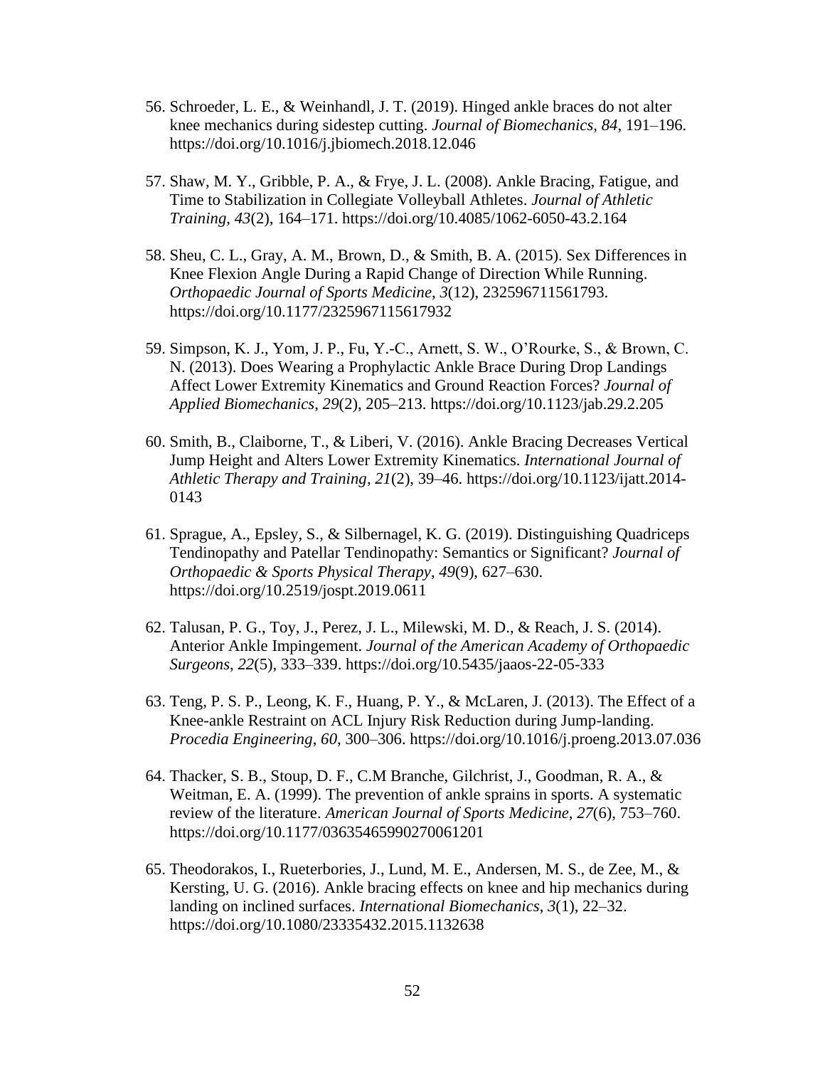56. Schroeder, L. E., & Weinhandl, J. T. (2019). Hinged ankle braces do not alter knee mechanics during sidestep cutting. *Journal of Biomechanics*, *84*, 191–196. https://doi.org/10.1016/j.jbiomech.2018.12.046

57. Shaw, M. Y., Gribble, P. A., & Frye, J. L. (2008). Ankle Bracing, Fatigue, and Time to Stabilization in Collegiate Volleyball Athletes. *Journal of Athletic Training*, *43*(2), 164–171. https://doi.org/10.4085/1062-6050-43.2.164

58. Sheu, C. L., Gray, A. M., Brown, D., & Smith, B. A. (2015). Sex Differences in Knee Flexion Angle During a Rapid Change of Direction While Running. *Orthopaedic Journal of Sports Medicine*, *3*(12), 232596711561793. https://doi.org/10.1177/2325967115617932

59. Simpson, K. J., Yom, J. P., Fu, Y.-C., Arnett, S. W., O'Rourke, S., & Brown, C. N. (2013). Does Wearing a Prophylactic Ankle Brace During Drop Landings Affect Lower Extremity Kinematics and Ground Reaction Forces? *Journal of Applied Biomechanics*, *29*(2), 205–213. https://doi.org/10.1123/jab.29.2.205

60. Smith, B., Claiborne, T., & Liberi, V. (2016). Ankle Bracing Decreases Vertical Jump Height and Alters Lower Extremity Kinematics. *International Journal of Athletic Therapy and Training*, *21*(2), 39–46. https://doi.org/10.1123/ijatt.2014-0143

61. Sprague, A., Epsley, S., & Silbernagel, K. G. (2019). Distinguishing Quadriceps Tendinopathy and Patellar Tendinopathy: Semantics or Significant? *Journal of Orthopaedic & Sports Physical Therapy*, *49*(9), 627–630. https://doi.org/10.2519/jospt.2019.0611

62. Talusan, P. G., Toy, J., Perez, J. L., Milewski, M. D., & Reach, J. S. (2014). Anterior Ankle Impingement. *Journal of the American Academy of Orthopaedic Surgeons*, *22*(5), 333–339. https://doi.org/10.5435/jaaos-22-05-333

63. Teng, P. S. P., Leong, K. F., Huang, P. Y., & McLaren, J. (2013). The Effect of a Knee-ankle Restraint on ACL Injury Risk Reduction during Jump-landing. *Procedia Engineering*, *60*, 300–306. https://doi.org/10.1016/j.proeng.2013.07.036

64. Thacker, S. B., Stoup, D. F., C.M Branche, Gilchrist, J., Goodman, R. A., & Weitman, E. A. (1999). The prevention of ankle sprains in sports. A systematic review of the literature. *American Journal of Sports Medicine*, *27*(6), 753–760. https://doi.org/10.1177/03635465990270061201

65. Theodorakos, I., Rueterbories, J., Lund, M. E., Andersen, M. S., de Zee, M., & Kersting, U. G. (2016). Ankle bracing effects on knee and hip mechanics during landing on inclined surfaces. *International Biomechanics*, *3*(1), 22–32. https://doi.org/10.1080/23335432.2015.1132638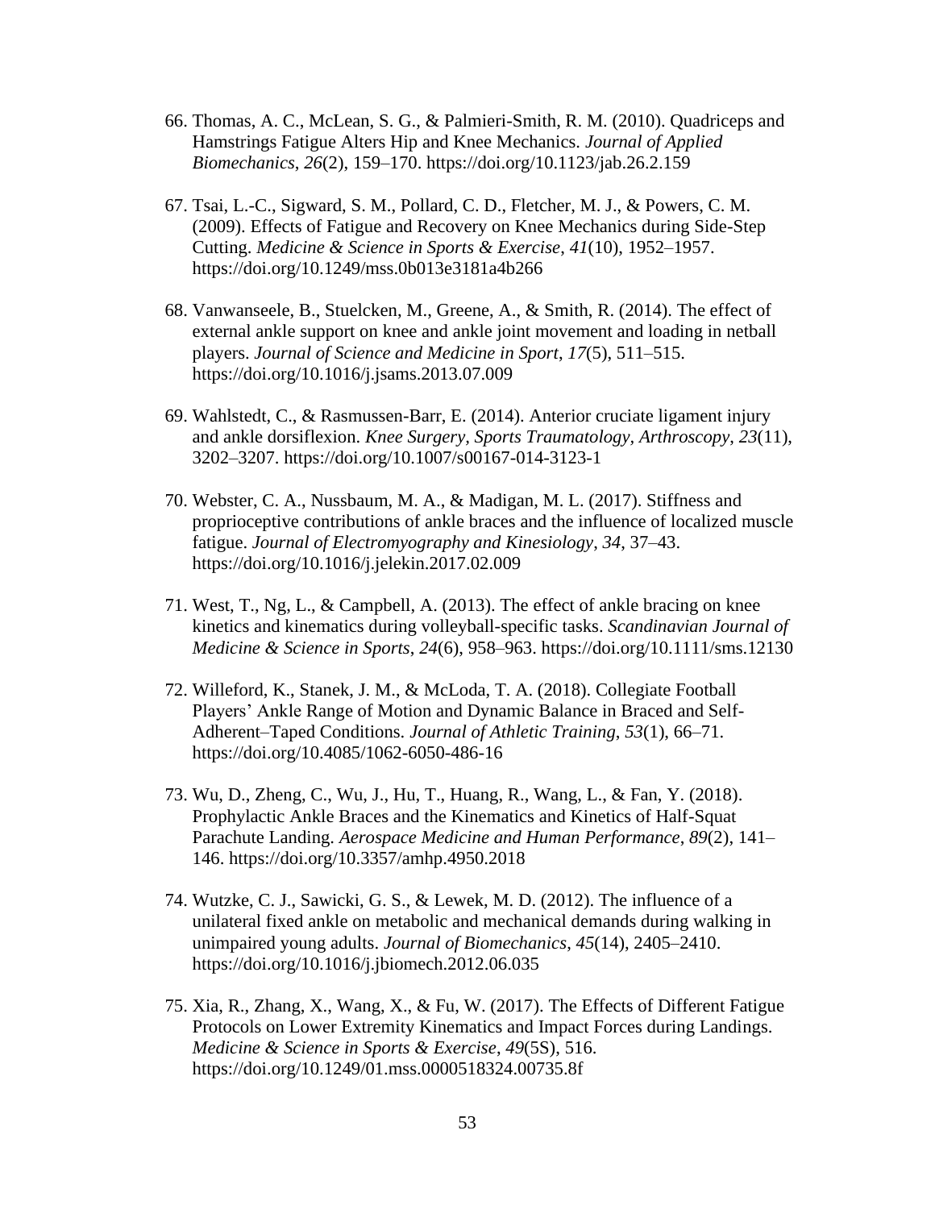66. Thomas, A. C., McLean, S. G., & Palmieri-Smith, R. M. (2010). Quadriceps and Hamstrings Fatigue Alters Hip and Knee Mechanics. *Journal of Applied Biomechanics*, *26*(2), 159–170. https://doi.org/10.1123/jab.26.2.159

67. Tsai, L.-C., Sigward, S. M., Pollard, C. D., Fletcher, M. J., & Powers, C. M. (2009). Effects of Fatigue and Recovery on Knee Mechanics during Side-Step Cutting. *Medicine & Science in Sports & Exercise*, *41*(10), 1952–1957. https://doi.org/10.1249/mss.0b013e3181a4b266

68. Vanwanseele, B., Stuelcken, M., Greene, A., & Smith, R. (2014). The effect of external ankle support on knee and ankle joint movement and loading in netball players. *Journal of Science and Medicine in Sport*, *17*(5), 511–515. https://doi.org/10.1016/j.jsams.2013.07.009

69. Wahlstedt, C., & Rasmussen-Barr, E. (2014). Anterior cruciate ligament injury and ankle dorsiflexion. *Knee Surgery, Sports Traumatology, Arthroscopy*, *23*(11), 3202–3207. https://doi.org/10.1007/s00167-014-3123-1

70. Webster, C. A., Nussbaum, M. A., & Madigan, M. L. (2017). Stiffness and proprioceptive contributions of ankle braces and the influence of localized muscle fatigue. *Journal of Electromyography and Kinesiology*, *34*, 37–43. https://doi.org/10.1016/j.jelekin.2017.02.009

71. West, T., Ng, L., & Campbell, A. (2013). The effect of ankle bracing on knee kinetics and kinematics during volleyball-specific tasks. *Scandinavian Journal of Medicine & Science in Sports*, *24*(6), 958–963. https://doi.org/10.1111/sms.12130

72. Willeford, K., Stanek, J. M., & McLoda, T. A. (2018). Collegiate Football Players' Ankle Range of Motion and Dynamic Balance in Braced and Self-Adherent–Taped Conditions. *Journal of Athletic Training*, *53*(1), 66–71. https://doi.org/10.4085/1062-6050-486-16

73. Wu, D., Zheng, C., Wu, J., Hu, T., Huang, R., Wang, L., & Fan, Y. (2018). Prophylactic Ankle Braces and the Kinematics and Kinetics of Half-Squat Parachute Landing. *Aerospace Medicine and Human Performance*, *89*(2), 141–146. https://doi.org/10.3357/amhp.4950.2018

74. Wutzke, C. J., Sawicki, G. S., & Lewek, M. D. (2012). The influence of a unilateral fixed ankle on metabolic and mechanical demands during walking in unimpaired young adults. *Journal of Biomechanics*, *45*(14), 2405–2410. https://doi.org/10.1016/j.jbiomech.2012.06.035

75. Xia, R., Zhang, X., Wang, X., & Fu, W. (2017). The Effects of Different Fatigue Protocols on Lower Extremity Kinematics and Impact Forces during Landings. *Medicine & Science in Sports & Exercise*, *49*(5S), 516. https://doi.org/10.1249/01.mss.0000518324.00735.8f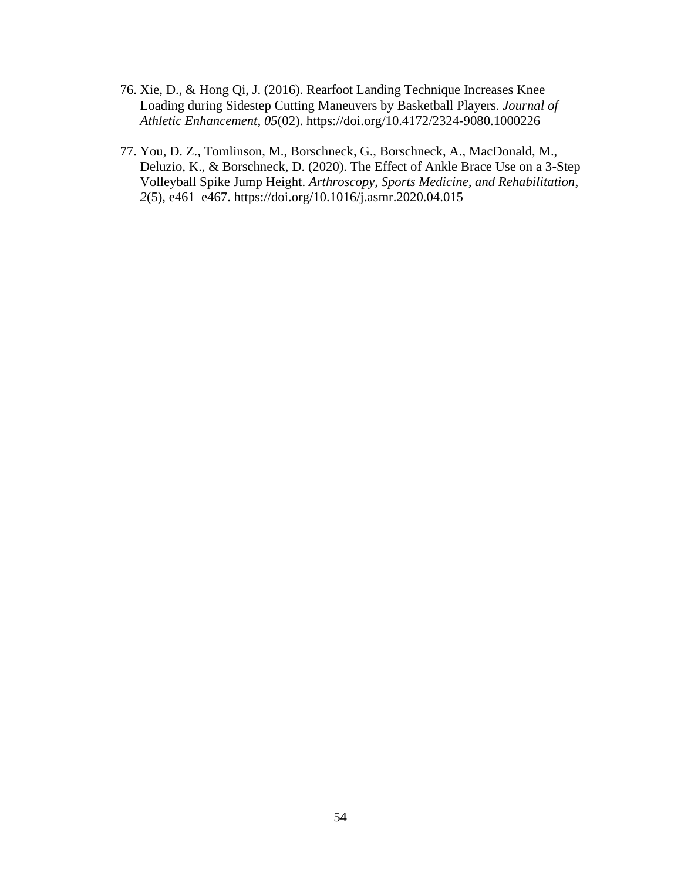76. Xie, D., & Hong Qi, J. (2016). Rearfoot Landing Technique Increases Knee Loading during Sidestep Cutting Maneuvers by Basketball Players. *Journal of Athletic Enhancement*, *05*(02). https://doi.org/10.4172/2324-9080.1000226

77. You, D. Z., Tomlinson, M., Borschneck, G., Borschneck, A., MacDonald, M., Deluzio, K., & Borschneck, D. (2020). The Effect of Ankle Brace Use on a 3-Step Volleyball Spike Jump Height. *Arthroscopy, Sports Medicine, and Rehabilitation*, *2*(5), e461–e467. https://doi.org/10.1016/j.asmr.2020.04.015